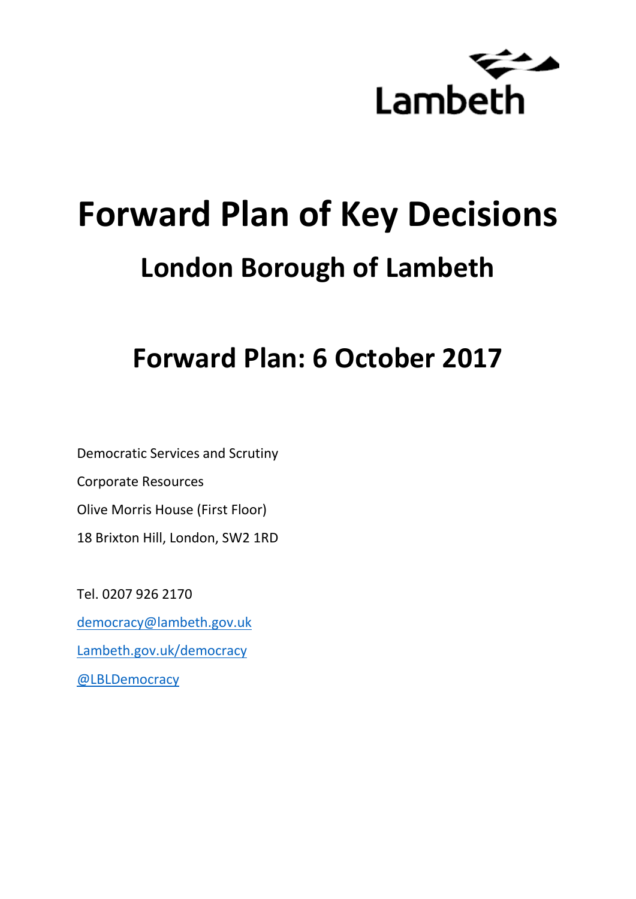Lambeth

# Forward Plan of Key Decisions

## London Borough of Lambeth

## Forward Plan: 6 October 2017

Democratic Services and Scrutiny

Corporate Resources

Olive Morris House (First Floor)

18 Brixton Hill, London, SW2 1RD

Tel. 0207 926 2170

democracy@lambeth.gov.uk

Lambeth.gov.uk/democracy

@LBLDemocracy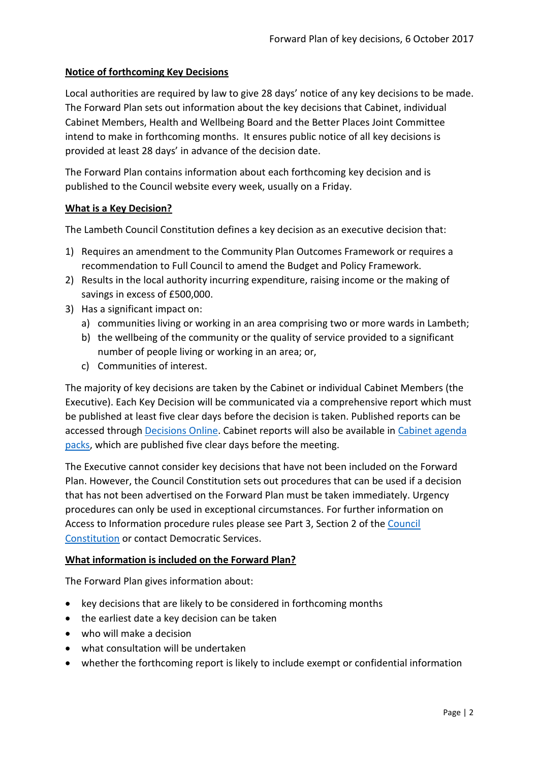## Notice of forthcoming Key Decisions

Local authorities are required by law to give 28 days' notice of any key decisions to be made. The Forward Plan sets out information about the key decisions that Cabinet, individual Cabinet Members, Health and Wellbeing Board and the Better Places Joint Committee intend to make in forthcoming months. It ensures public notice of all key decisions is provided at least 28 days' in advance of the decision date.

The Forward Plan contains information about each forthcoming key decision and is published to the Council website every week, usually on a Friday.

## What is a Key Decision?

The Lambeth Council Constitution defines a key decision as an executive decision that:

1) Requires an amendment to the Community Plan Outcomes Framework or requires a recommendation to Full Council to amend the Budget and Policy Framework.
2) Results in the local authority incurring expenditure, raising income or the making of savings in excess of £500,000.
3) Has a significant impact on:
   a) communities living or working in an area comprising two or more wards in Lambeth;
   b) the wellbeing of the community or the quality of service provided to a significant number of people living or working in an area; or,
   c) Communities of interest.

The majority of key decisions are taken by the Cabinet or individual Cabinet Members (the Executive). Each Key Decision will be communicated via a comprehensive report which must be published at least five clear days before the decision is taken. Published reports can be accessed through Decisions Online. Cabinet reports will also be available in Cabinet agenda packs, which are published five clear days before the meeting.

The Executive cannot consider key decisions that have not been included on the Forward Plan. However, the Council Constitution sets out procedures that can be used if a decision that has not been advertised on the Forward Plan must be taken immediately. Urgency procedures can only be used in exceptional circumstances. For further information on Access to Information procedure rules please see Part 3, Section 2 of the Council Constitution or contact Democratic Services.

## What information is included on the Forward Plan?

The Forward Plan gives information about:

- key decisions that are likely to be considered in forthcoming months
- the earliest date a key decision can be taken
- who will make a decision
- what consultation will be undertaken
- whether the forthcoming report is likely to include exempt or confidential information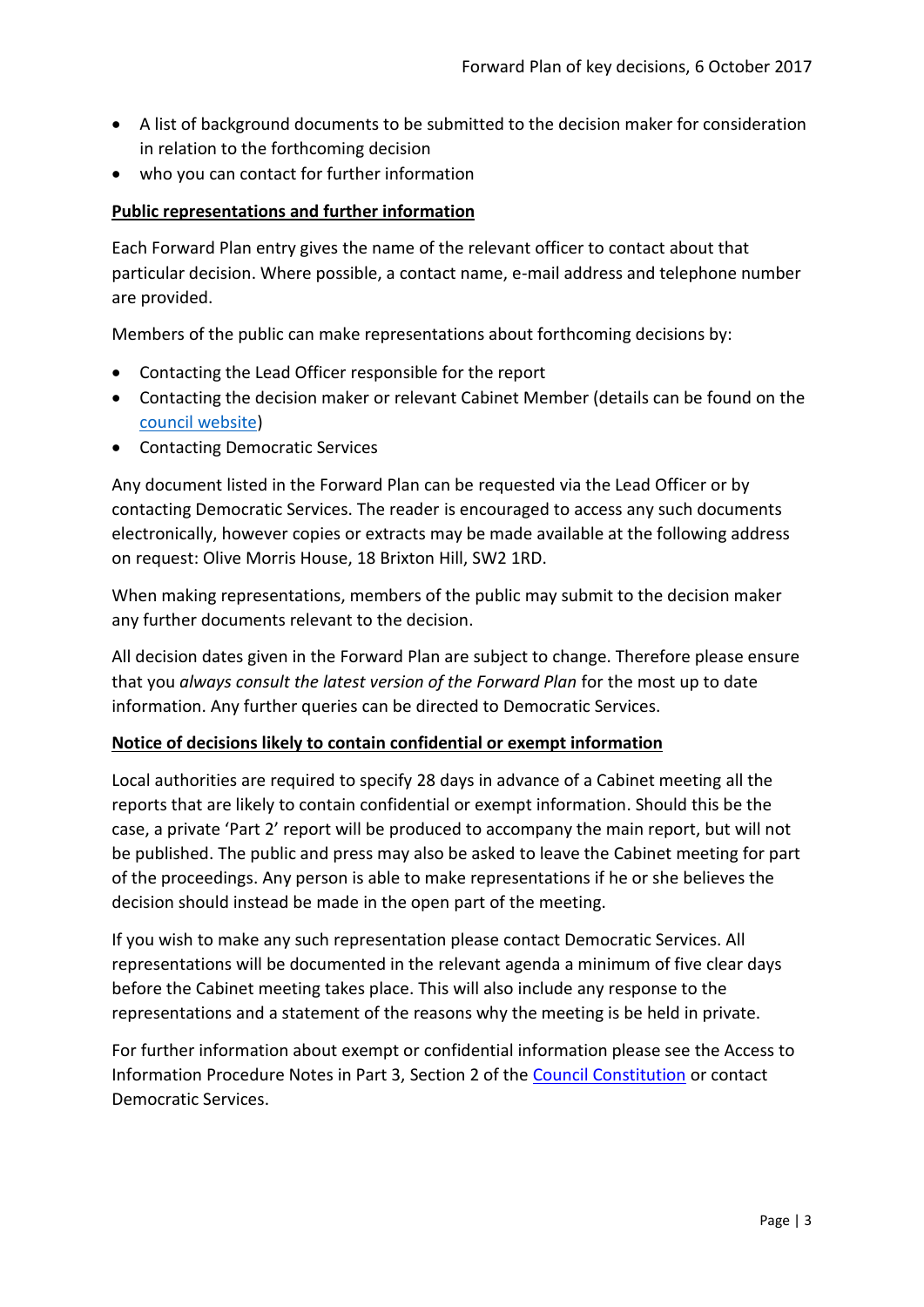- A list of background documents to be submitted to the decision maker for consideration in relation to the forthcoming decision
- who you can contact for further information

**Public representations and further information**

Each Forward Plan entry gives the name of the relevant officer to contact about that particular decision. Where possible, a contact name, e-mail address and telephone number are provided.

Members of the public can make representations about forthcoming decisions by:

- Contacting the Lead Officer responsible for the report
- Contacting the decision maker or relevant Cabinet Member (details can be found on the council website)
- Contacting Democratic Services

Any document listed in the Forward Plan can be requested via the Lead Officer or by contacting Democratic Services. The reader is encouraged to access any such documents electronically, however copies or extracts may be made available at the following address on request: Olive Morris House, 18 Brixton Hill, SW2 1RD.

When making representations, members of the public may submit to the decision maker any further documents relevant to the decision.

All decision dates given in the Forward Plan are subject to change. Therefore please ensure that you *always consult the latest version of the Forward Plan* for the most up to date information. Any further queries can be directed to Democratic Services.

**Notice of decisions likely to contain confidential or exempt information**

Local authorities are required to specify 28 days in advance of a Cabinet meeting all the reports that are likely to contain confidential or exempt information. Should this be the case, a private 'Part 2' report will be produced to accompany the main report, but will not be published. The public and press may also be asked to leave the Cabinet meeting for part of the proceedings. Any person is able to make representations if he or she believes the decision should instead be made in the open part of the meeting.

If you wish to make any such representation please contact Democratic Services. All representations will be documented in the relevant agenda a minimum of five clear days before the Cabinet meeting takes place. This will also include any response to the representations and a statement of the reasons why the meeting is be held in private.

For further information about exempt or confidential information please see the Access to Information Procedure Notes in Part 3, Section 2 of the Council Constitution or contact Democratic Services.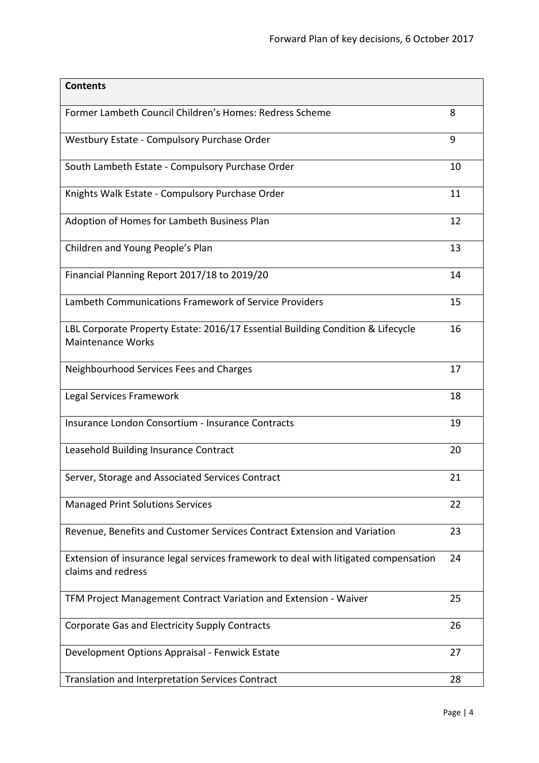| Contents | |
|---|---|
| Former Lambeth Council Children's Homes: Redress Scheme | 8 |
| Westbury Estate - Compulsory Purchase Order | 9 |
| South Lambeth Estate - Compulsory Purchase Order | 10 |
| Knights Walk Estate - Compulsory Purchase Order | 11 |
| Adoption of Homes for Lambeth Business Plan | 12 |
| Children and Young People's Plan | 13 |
| Financial Planning Report 2017/18 to 2019/20 | 14 |
| Lambeth Communications Framework of Service Providers | 15 |
| LBL Corporate Property Estate: 2016/17 Essential Building Condition & Lifecycle Maintenance Works | 16 |
| Neighbourhood Services Fees and Charges | 17 |
| Legal Services Framework | 18 |
| Insurance London Consortium - Insurance Contracts | 19 |
| Leasehold Building Insurance Contract | 20 |
| Server, Storage and Associated Services Contract | 21 |
| Managed Print Solutions Services | 22 |
| Revenue, Benefits and Customer Services Contract Extension and Variation | 23 |
| Extension of insurance legal services framework to deal with litigated compensation claims and redress | 24 |
| TFM Project Management Contract Variation and Extension - Waiver | 25 |
| Corporate Gas and Electricity Supply Contracts | 26 |
| Development Options Appraisal - Fenwick Estate | 27 |
| Translation and Interpretation Services Contract | 28 |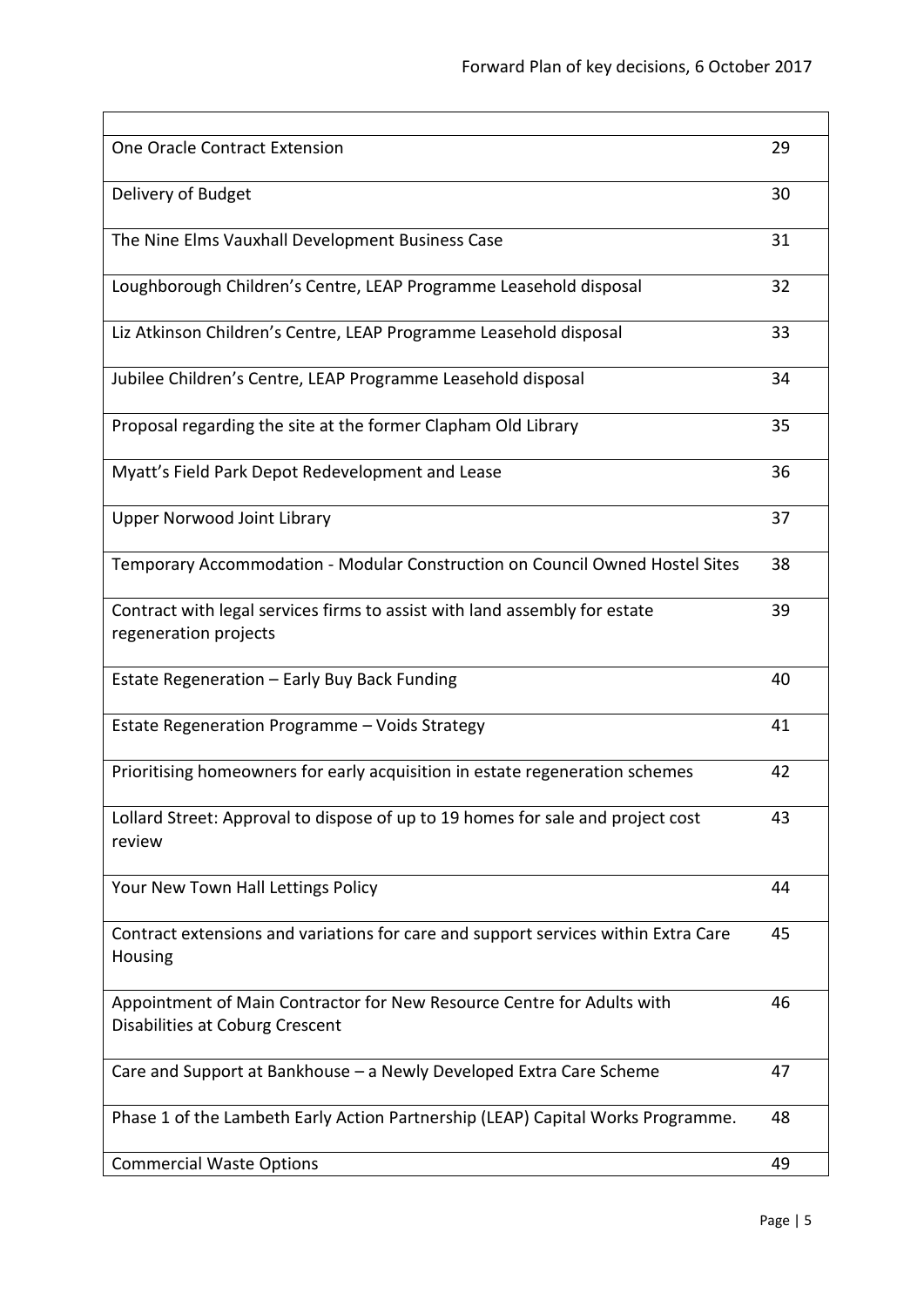| | |
|---|---|
| One Oracle Contract Extension | 29 |
| Delivery of Budget | 30 |
| The Nine Elms Vauxhall Development Business Case | 31 |
| Loughborough Children's Centre, LEAP Programme Leasehold disposal | 32 |
| Liz Atkinson Children's Centre, LEAP Programme Leasehold disposal | 33 |
| Jubilee Children's Centre, LEAP Programme Leasehold disposal | 34 |
| Proposal regarding the site at the former Clapham Old Library | 35 |
| Myatt's Field Park Depot Redevelopment and Lease | 36 |
| Upper Norwood Joint Library | 37 |
| Temporary Accommodation - Modular Construction on Council Owned Hostel Sites | 38 |
| Contract with legal services firms to assist with land assembly for estate regeneration projects | 39 |
| Estate Regeneration – Early Buy Back Funding | 40 |
| Estate Regeneration Programme – Voids Strategy | 41 |
| Prioritising homeowners for early acquisition in estate regeneration schemes | 42 |
| Lollard Street: Approval to dispose of up to 19 homes for sale and project cost review | 43 |
| Your New Town Hall Lettings Policy | 44 |
| Contract extensions and variations for care and support services within Extra Care Housing | 45 |
| Appointment of Main Contractor for New Resource Centre for Adults with Disabilities at Coburg Crescent | 46 |
| Care and Support at Bankhouse – a Newly Developed Extra Care Scheme | 47 |
| Phase 1 of the Lambeth Early Action Partnership (LEAP) Capital Works Programme. | 48 |
| Commercial Waste Options | 49 |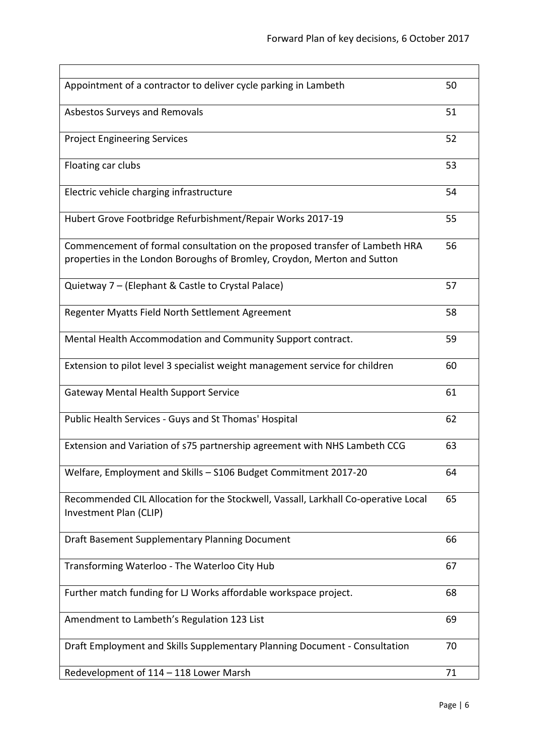| | |
|---|---|
| Appointment of a contractor to deliver cycle parking in Lambeth | 50 |
| Asbestos Surveys and Removals | 51 |
| Project Engineering Services | 52 |
| Floating car clubs | 53 |
| Electric vehicle charging infrastructure | 54 |
| Hubert Grove Footbridge Refurbishment/Repair Works 2017-19 | 55 |
| Commencement of formal consultation on the proposed transfer of Lambeth HRA properties in the London Boroughs of Bromley, Croydon, Merton and Sutton | 56 |
| Quietway 7 – (Elephant & Castle to Crystal Palace) | 57 |
| Regenter Myatts Field North Settlement Agreement | 58 |
| Mental Health Accommodation and Community Support contract. | 59 |
| Extension to pilot level 3 specialist weight management service for children | 60 |
| Gateway Mental Health Support Service | 61 |
| Public Health Services - Guys and St Thomas' Hospital | 62 |
| Extension and Variation of s75 partnership agreement with NHS Lambeth CCG | 63 |
| Welfare, Employment and Skills – S106 Budget Commitment 2017-20 | 64 |
| Recommended CIL Allocation for the Stockwell, Vassall, Larkhall Co-operative Local Investment Plan (CLIP) | 65 |
| Draft Basement Supplementary Planning Document | 66 |
| Transforming Waterloo - The Waterloo City Hub | 67 |
| Further match funding for LJ Works affordable workspace project. | 68 |
| Amendment to Lambeth's Regulation 123 List | 69 |
| Draft Employment and Skills Supplementary Planning Document - Consultation | 70 |
| Redevelopment of 114 – 118 Lower Marsh | 71 |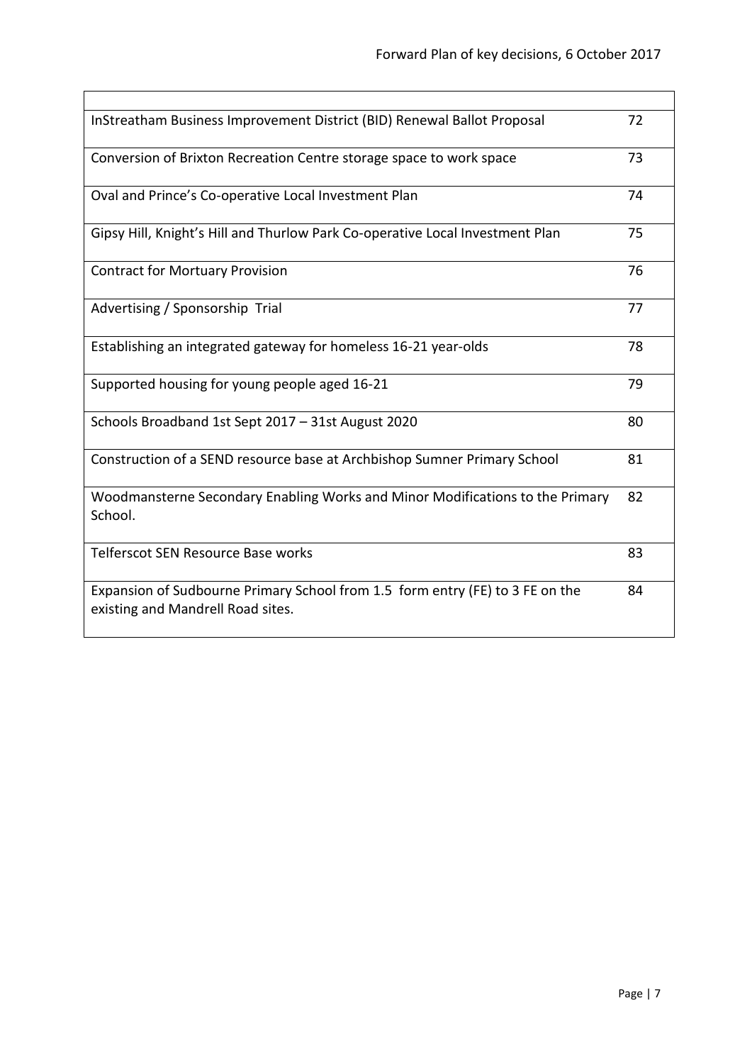| | |
|---|---|
| InStreatham Business Improvement District (BID) Renewal Ballot Proposal | 72 |
| Conversion of Brixton Recreation Centre storage space to work space | 73 |
| Oval and Prince's Co-operative Local Investment Plan | 74 |
| Gipsy Hill, Knight's Hill and Thurlow Park Co-operative Local Investment Plan | 75 |
| Contract for Mortuary Provision | 76 |
| Advertising / Sponsorship Trial | 77 |
| Establishing an integrated gateway for homeless 16-21 year-olds | 78 |
| Supported housing for young people aged 16-21 | 79 |
| Schools Broadband 1st Sept 2017 – 31st August 2020 | 80 |
| Construction of a SEND resource base at Archbishop Sumner Primary School | 81 |
| Woodmansterne Secondary Enabling Works and Minor Modifications to the Primary School. | 82 |
| Telferscot SEN Resource Base works | 83 |
| Expansion of Sudbourne Primary School from 1.5 form entry (FE) to 3 FE on the existing and Mandrell Road sites. | 84 |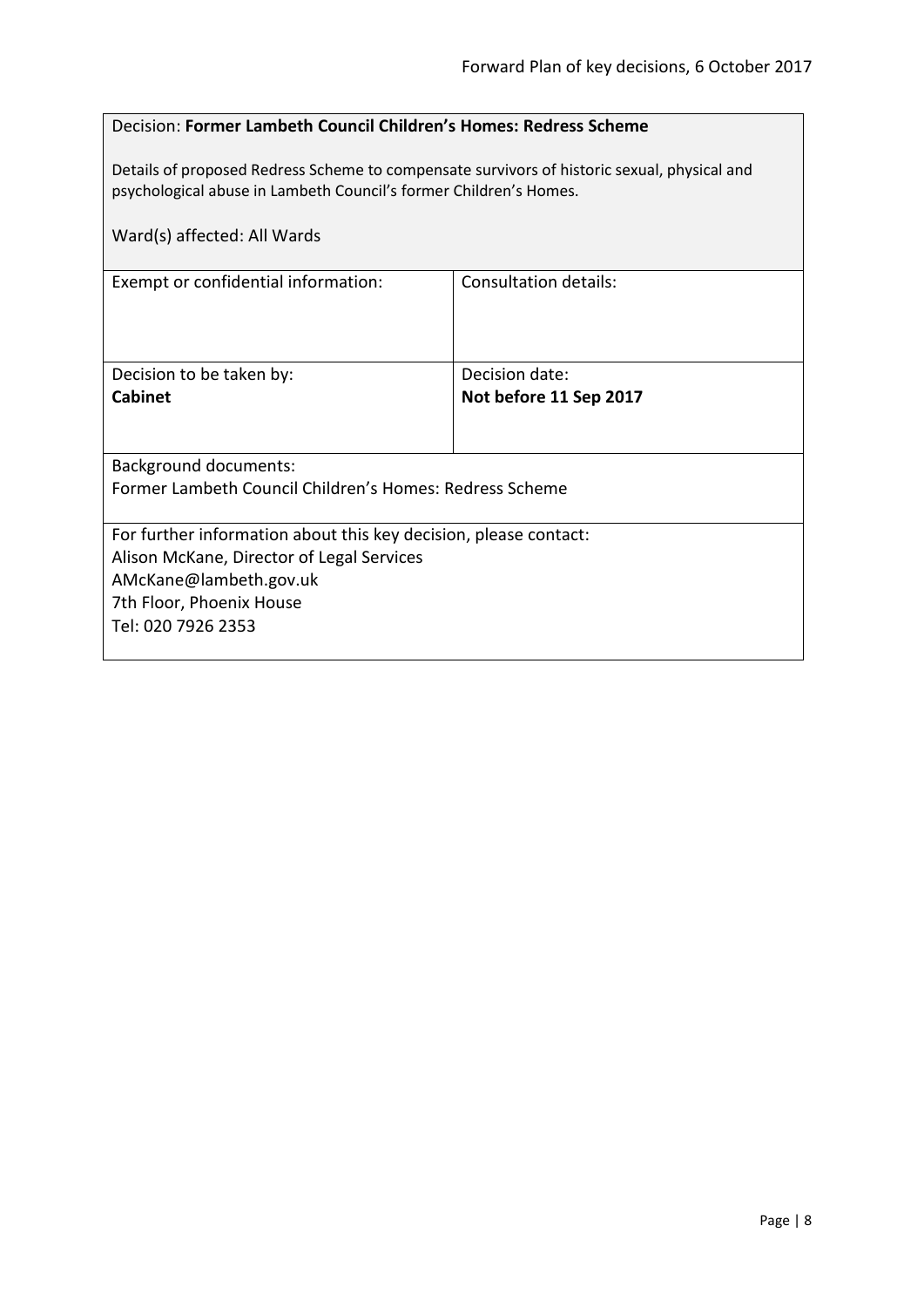Decision: **Former Lambeth Council Children's Homes: Redress Scheme**

Details of proposed Redress Scheme to compensate survivors of historic sexual, physical and psychological abuse in Lambeth Council's former Children's Homes.

Ward(s) affected: All Wards

| Exempt or confidential information: | Consultation details: |
|---|---|
| Decision to be taken by:<br>**Cabinet** | Decision date:<br>**Not before 11 Sep 2017** |

Background documents:
Former Lambeth Council Children's Homes: Redress Scheme

For further information about this key decision, please contact:
Alison McKane, Director of Legal Services
AMcKane@lambeth.gov.uk
7th Floor, Phoenix House
Tel: 020 7926 2353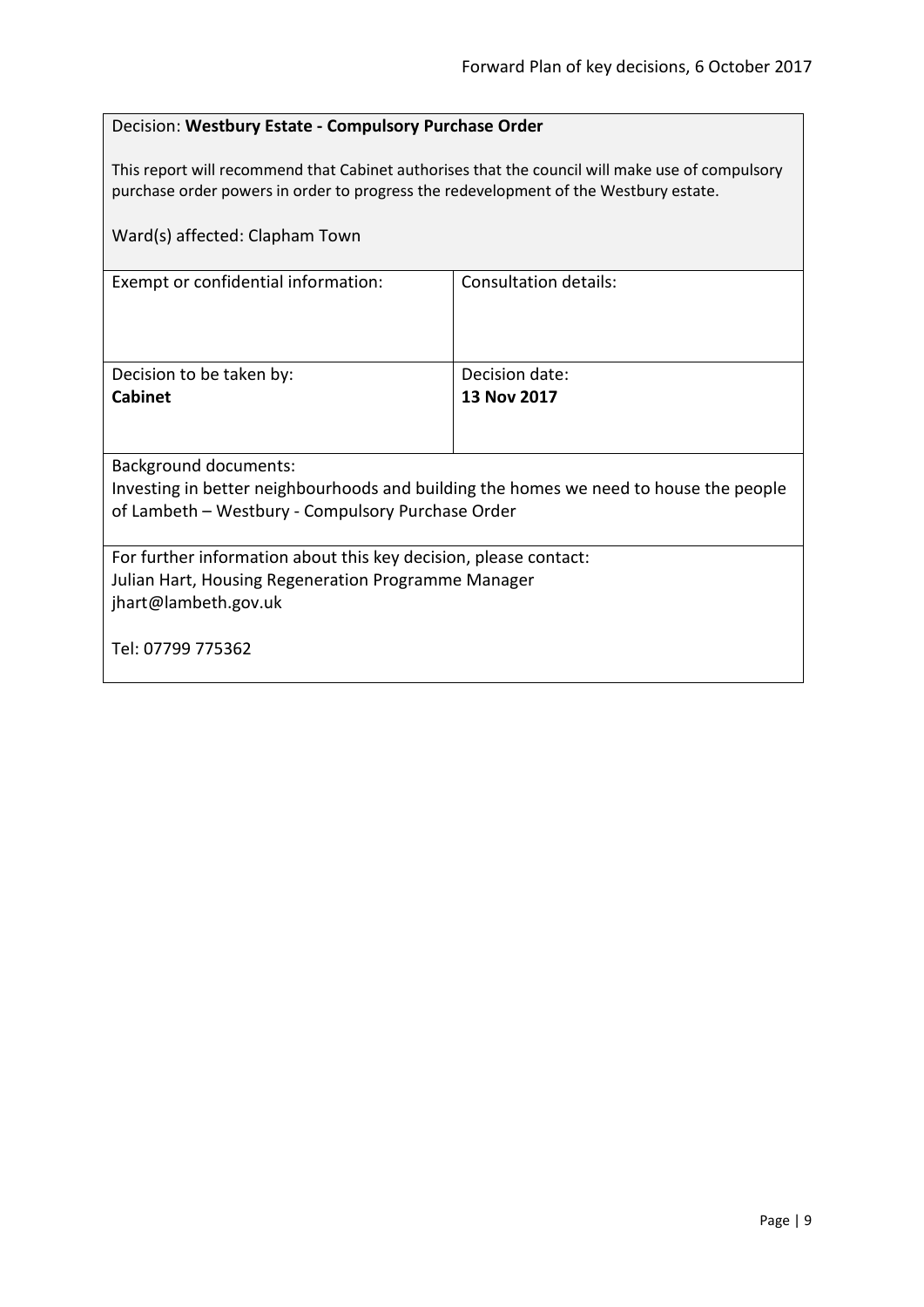Decision: **Westbury Estate - Compulsory Purchase Order**

This report will recommend that Cabinet authorises that the council will make use of compulsory purchase order powers in order to progress the redevelopment of the Westbury estate.

Ward(s) affected: Clapham Town

| Exempt or confidential information: | Consultation details: |
| --- | --- |
| Decision to be taken by:<br>**Cabinet** | Decision date:<br>**13 Nov 2017** |

Background documents:
Investing in better neighbourhoods and building the homes we need to house the people of Lambeth – Westbury - Compulsory Purchase Order

For further information about this key decision, please contact:
Julian Hart, Housing Regeneration Programme Manager
jhart@lambeth.gov.uk

Tel: 07799 775362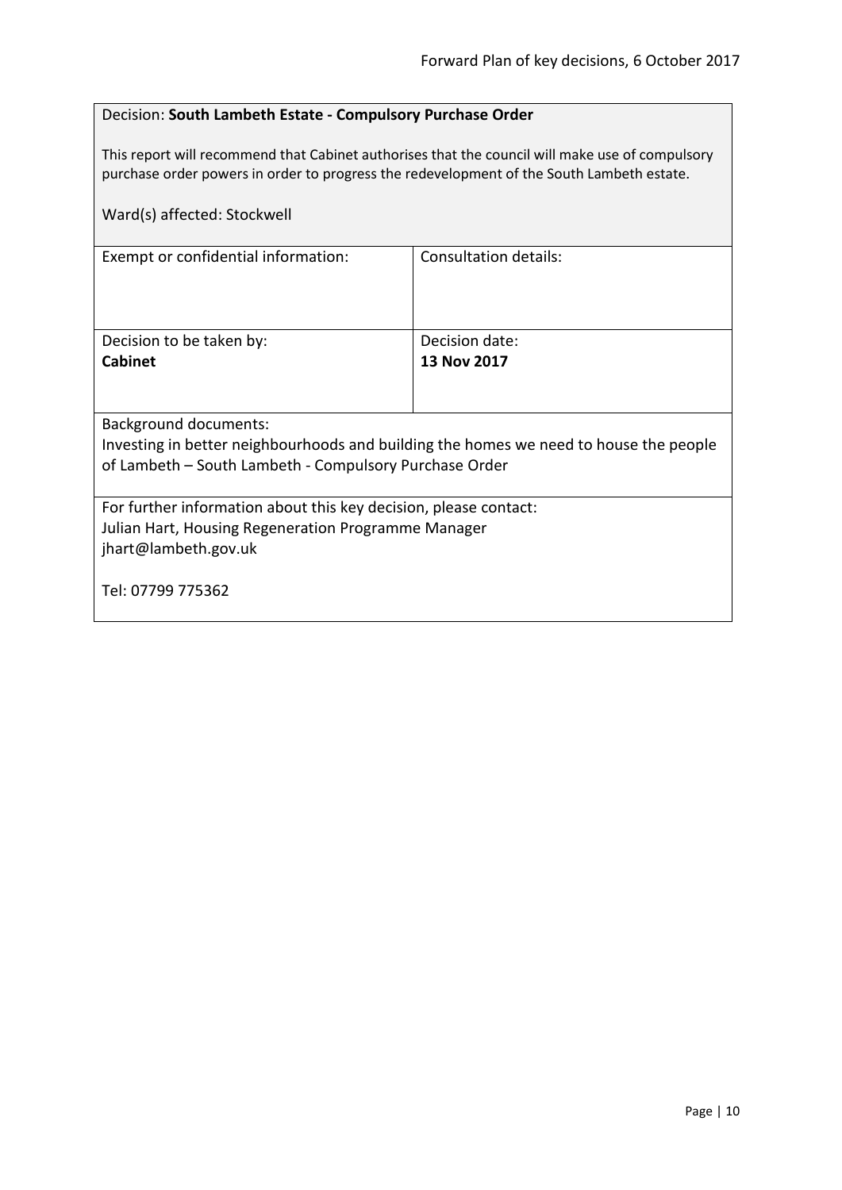Decision: **South Lambeth Estate - Compulsory Purchase Order**

This report will recommend that Cabinet authorises that the council will make use of compulsory purchase order powers in order to progress the redevelopment of the South Lambeth estate.

Ward(s) affected: Stockwell

| Exempt or confidential information: | Consultation details: |
| --- | --- |
| Decision to be taken by:<br>**Cabinet** | Decision date:<br>**13 Nov 2017** |

Background documents:
Investing in better neighbourhoods and building the homes we need to house the people of Lambeth – South Lambeth - Compulsory Purchase Order

For further information about this key decision, please contact:
Julian Hart, Housing Regeneration Programme Manager
jhart@lambeth.gov.uk

Tel: 07799 775362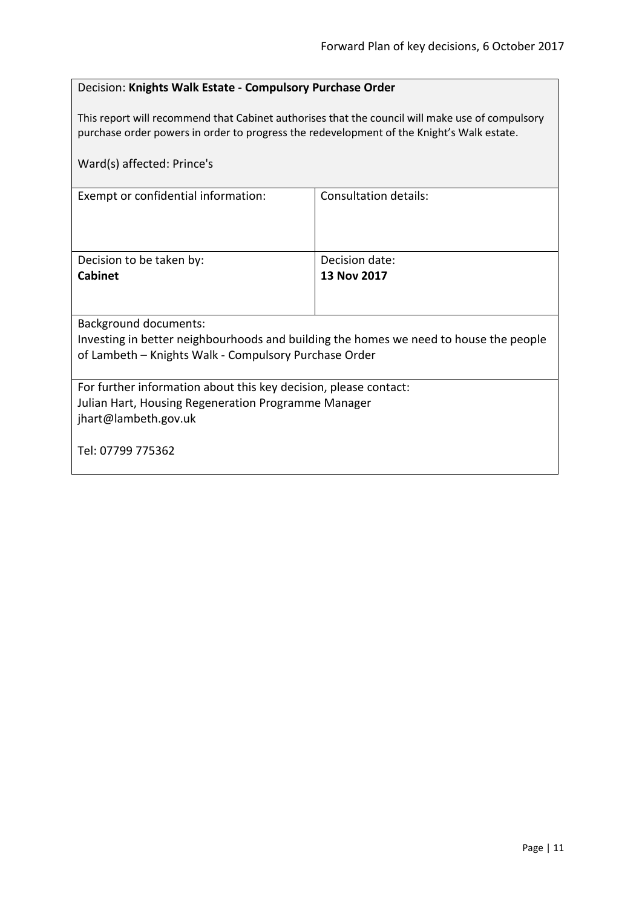Decision: **Knights Walk Estate - Compulsory Purchase Order**

This report will recommend that Cabinet authorises that the council will make use of compulsory purchase order powers in order to progress the redevelopment of the Knight's Walk estate.

Ward(s) affected: Prince's

| Exempt or confidential information: | Consultation details: |
|---|---|
| Decision to be taken by:<br>**Cabinet** | Decision date:<br>**13 Nov 2017** |

Background documents:
Investing in better neighbourhoods and building the homes we need to house the people of Lambeth – Knights Walk - Compulsory Purchase Order

For further information about this key decision, please contact:
Julian Hart, Housing Regeneration Programme Manager
jhart@lambeth.gov.uk

Tel: 07799 775362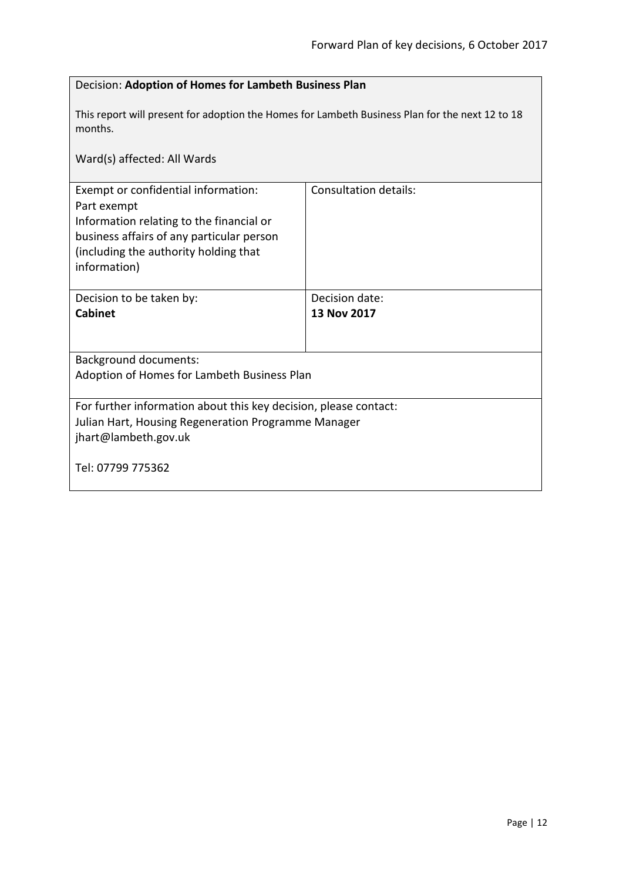Decision: **Adoption of Homes for Lambeth Business Plan**

This report will present for adoption the Homes for Lambeth Business Plan for the next 12 to 18 months.

Ward(s) affected: All Wards

| Exempt or confidential information: | Consultation details: |
|---|---|
| Part exempt<br>Information relating to the financial or business affairs of any particular person (including the authority holding that information) | |
| Decision to be taken by:<br>**Cabinet** | Decision date:<br>**13 Nov 2017** |

Background documents:
Adoption of Homes for Lambeth Business Plan

For further information about this key decision, please contact:
Julian Hart, Housing Regeneration Programme Manager
jhart@lambeth.gov.uk

Tel: 07799 775362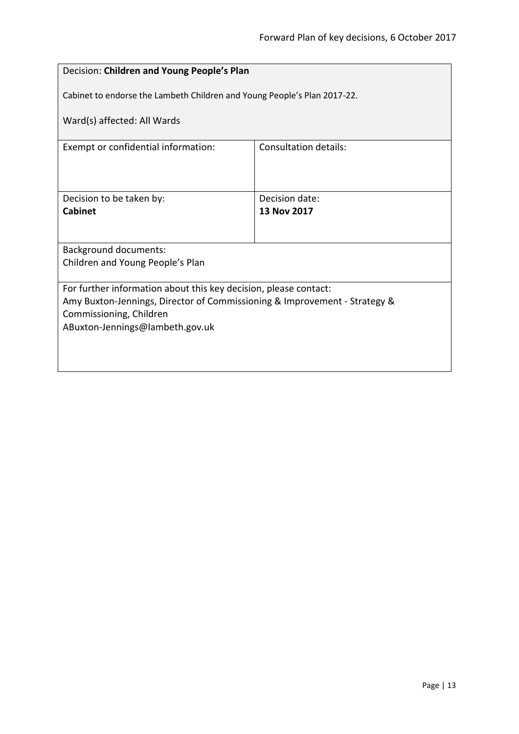Decision: **Children and Young People's Plan**

Cabinet to endorse the Lambeth Children and Young People's Plan 2017-22.

Ward(s) affected: All Wards

| Exempt or confidential information: | Consultation details: |
| --- | --- |
| Decision to be taken by: **Cabinet** | Decision date: **13 Nov 2017** |

Background documents:
Children and Young People's Plan

For further information about this key decision, please contact:
Amy Buxton-Jennings, Director of Commissioning & Improvement - Strategy & Commissioning, Children
ABuxton-Jennings@lambeth.gov.uk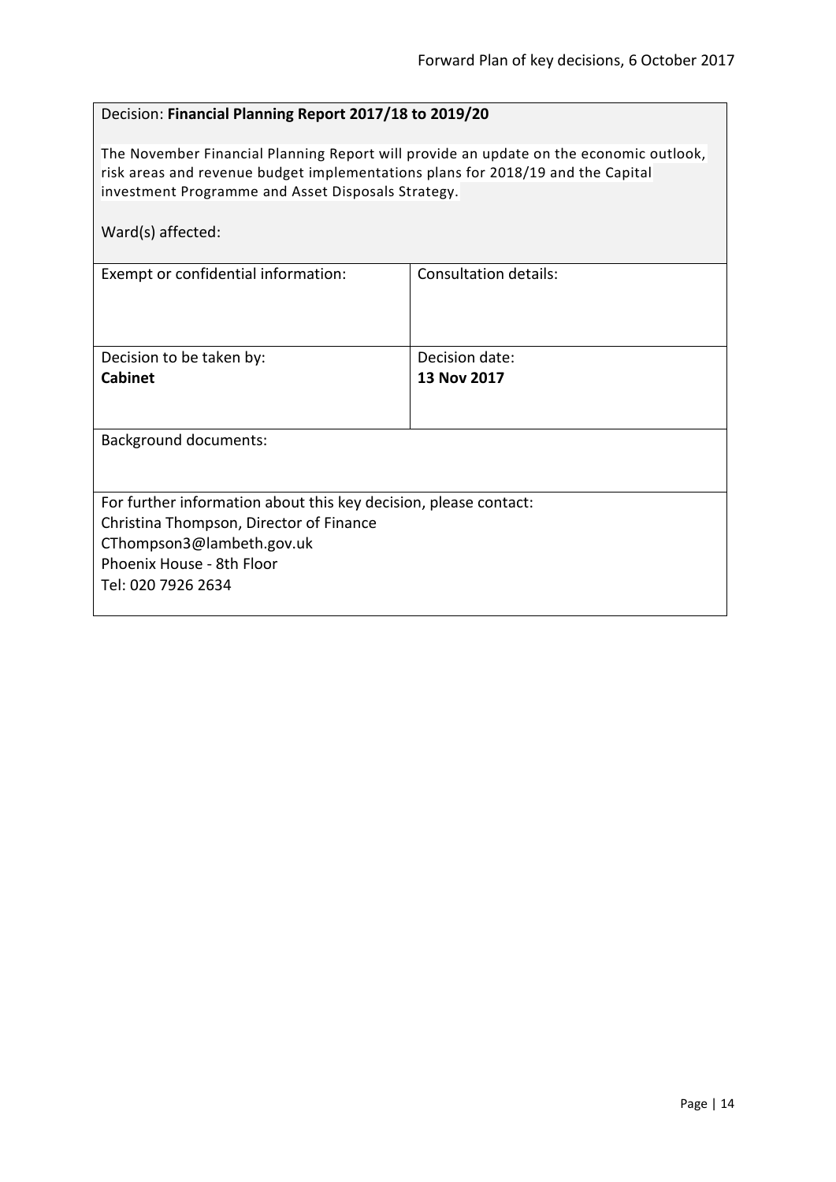Decision: **Financial Planning Report 2017/18 to 2019/20**

The November Financial Planning Report will provide an update on the economic outlook, risk areas and revenue budget implementations plans for 2018/19 and the Capital investment Programme and Asset Disposals Strategy.

Ward(s) affected:

| Exempt or confidential information: | Consultation details: |
|---|---|
| Decision to be taken by:<br>**Cabinet** | Decision date:<br>**13 Nov 2017** |

Background documents:

For further information about this key decision, please contact:
Christina Thompson, Director of Finance
CThompson3@lambeth.gov.uk
Phoenix House - 8th Floor
Tel: 020 7926 2634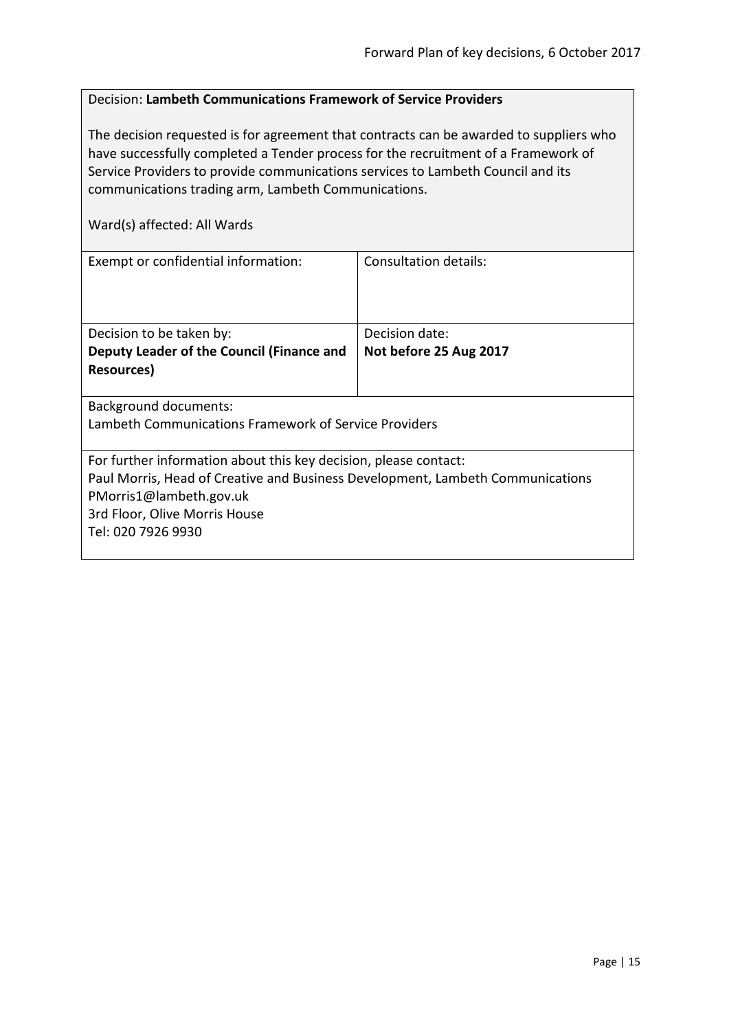Decision: **Lambeth Communications Framework of Service Providers**

The decision requested is for agreement that contracts can be awarded to suppliers who have successfully completed a Tender process for the recruitment of a Framework of Service Providers to provide communications services to Lambeth Council and its communications trading arm, Lambeth Communications.

Ward(s) affected: All Wards

| Exempt or confidential information: | Consultation details: |
| --- | --- |
| Decision to be taken by:<br>**Deputy Leader of the Council (Finance and Resources)** | Decision date:<br>**Not before 25 Aug 2017** |

Background documents:
Lambeth Communications Framework of Service Providers

For further information about this key decision, please contact:
Paul Morris, Head of Creative and Business Development, Lambeth Communications
PMorris1@lambeth.gov.uk
3rd Floor, Olive Morris House
Tel: 020 7926 9930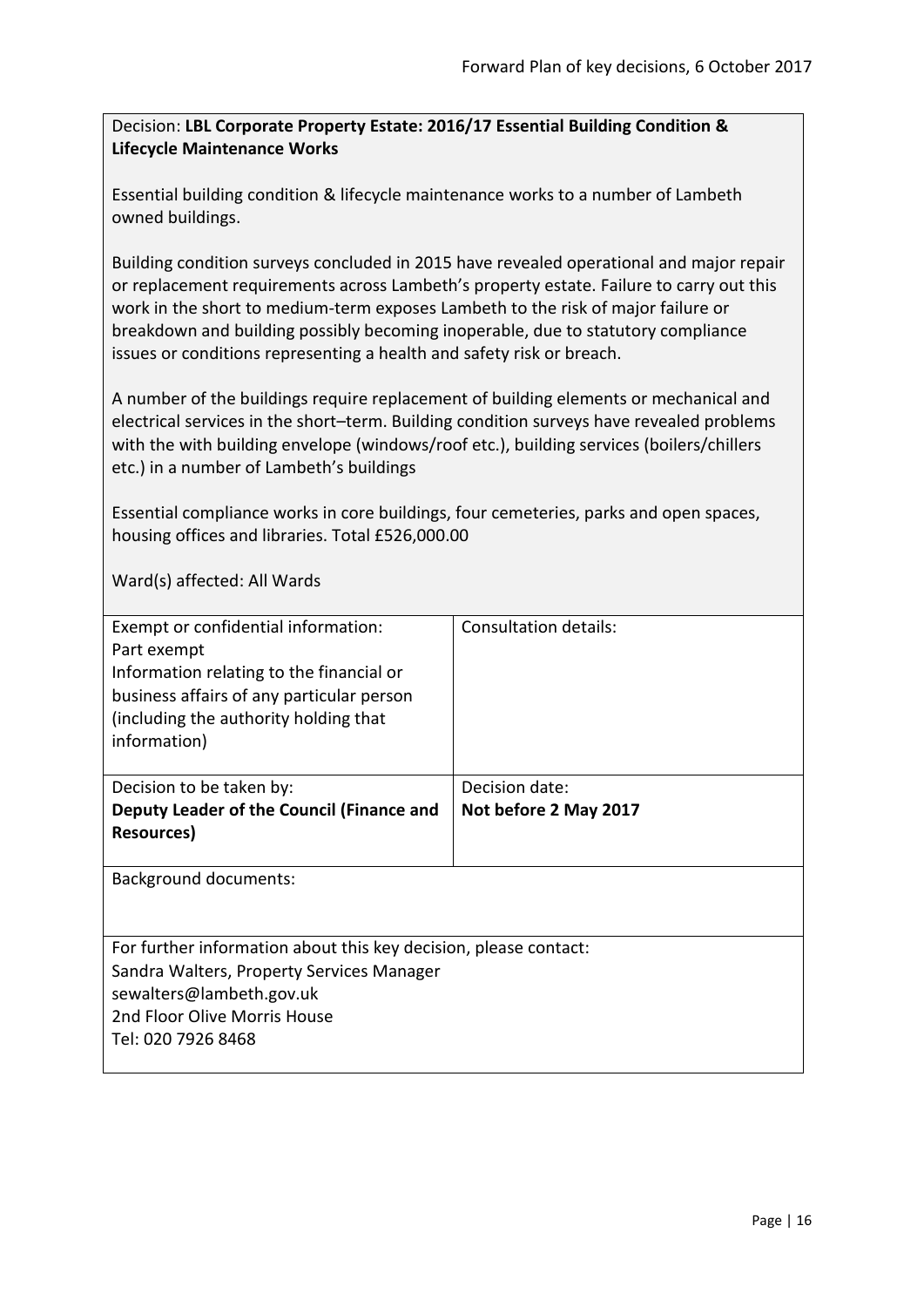Decision: **LBL Corporate Property Estate: 2016/17 Essential Building Condition & Lifecycle Maintenance Works**

Essential building condition & lifecycle maintenance works to a number of Lambeth owned buildings.

Building condition surveys concluded in 2015 have revealed operational and major repair or replacement requirements across Lambeth's property estate. Failure to carry out this work in the short to medium-term exposes Lambeth to the risk of major failure or breakdown and building possibly becoming inoperable, due to statutory compliance issues or conditions representing a health and safety risk or breach.

A number of the buildings require replacement of building elements or mechanical and electrical services in the short–term. Building condition surveys have revealed problems with the with building envelope (windows/roof etc.), building services (boilers/chillers etc.) in a number of Lambeth's buildings

Essential compliance works in core buildings, four cemeteries, parks and open spaces, housing offices and libraries. Total £526,000.00

Ward(s) affected: All Wards

| Exempt or confidential information: Part exempt Information relating to the financial or business affairs of any particular person (including the authority holding that information) | Consultation details: |
|---|---|
| Decision to be taken by: **Deputy Leader of the Council (Finance and Resources)** | Decision date: **Not before 2 May 2017** |

Background documents:

For further information about this key decision, please contact:
Sandra Walters, Property Services Manager
sewalters@lambeth.gov.uk
2nd Floor Olive Morris House
Tel: 020 7926 8468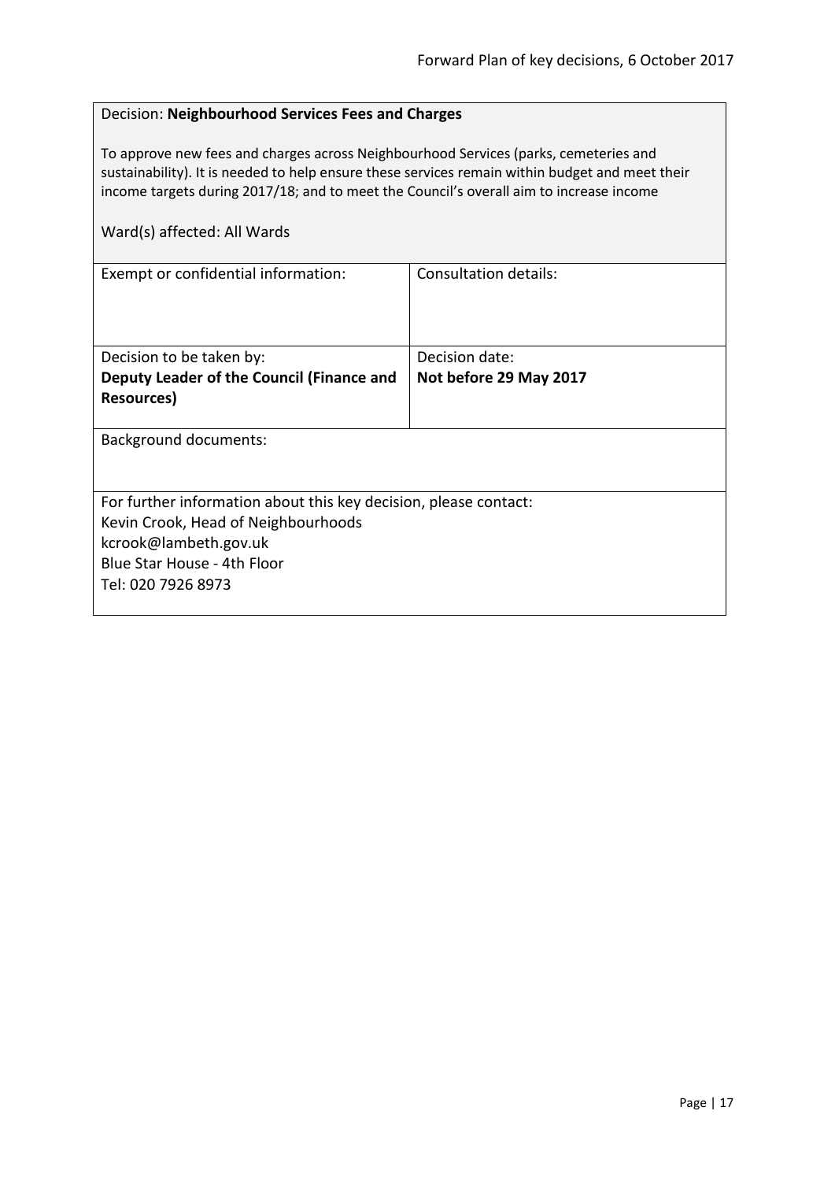Decision: **Neighbourhood Services Fees and Charges**

To approve new fees and charges across Neighbourhood Services (parks, cemeteries and sustainability). It is needed to help ensure these services remain within budget and meet their income targets during 2017/18; and to meet the Council's overall aim to increase income

Ward(s) affected: All Wards

| Exempt or confidential information: | Consultation details: |
| --- | --- |
| Decision to be taken by:<br>**Deputy Leader of the Council (Finance and Resources)** | Decision date:<br>**Not before 29 May 2017** |

Background documents:

For further information about this key decision, please contact:
Kevin Crook, Head of Neighbourhoods
kcrook@lambeth.gov.uk
Blue Star House - 4th Floor
Tel: 020 7926 8973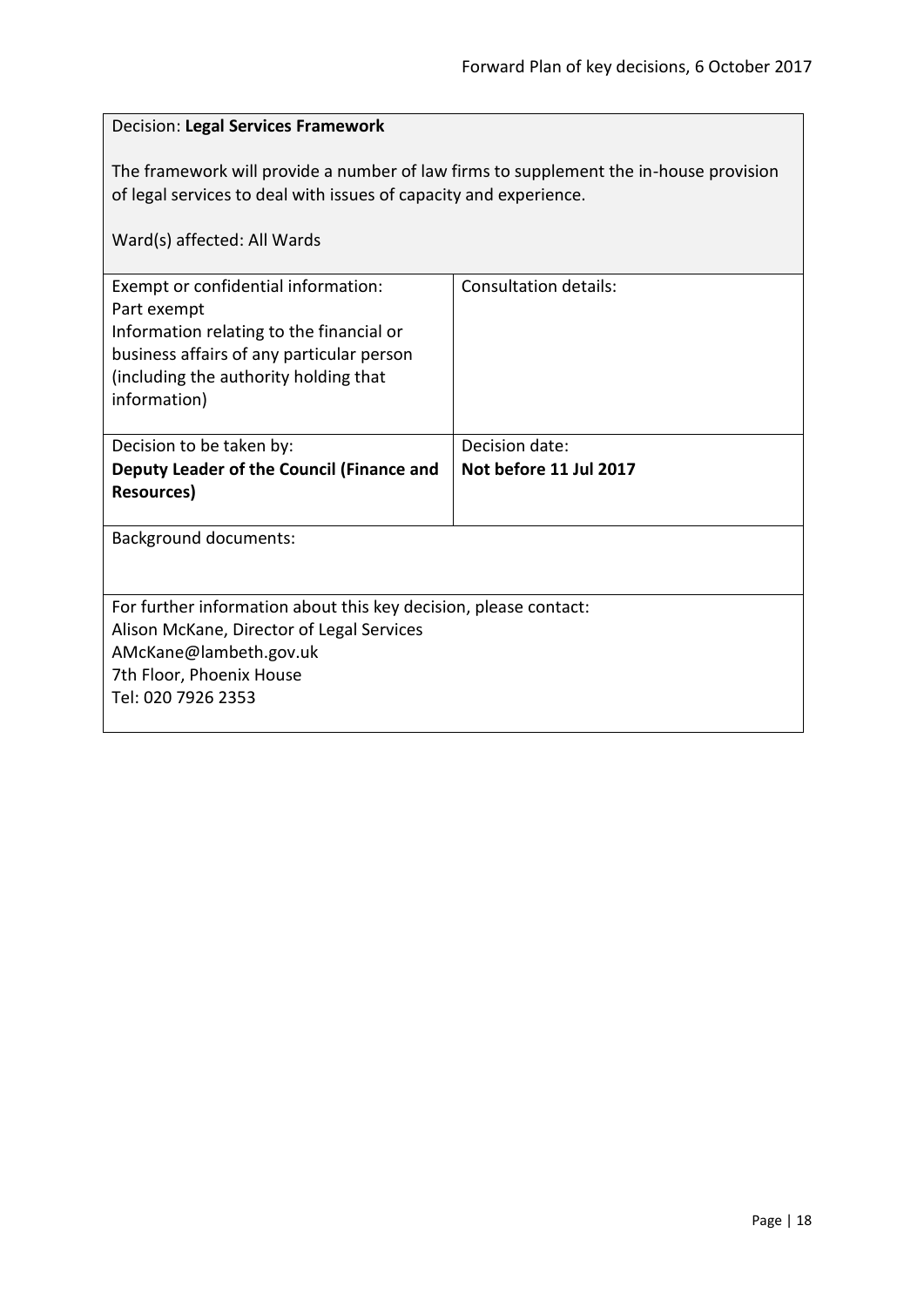Decision: **Legal Services Framework**

The framework will provide a number of law firms to supplement the in-house provision of legal services to deal with issues of capacity and experience.

Ward(s) affected: All Wards

| Exempt or confidential information:<br>Part exempt<br>Information relating to the financial or business affairs of any particular person (including the authority holding that information) | Consultation details: |
| --- | --- |
| Decision to be taken by:<br>**Deputy Leader of the Council (Finance and Resources)** | Decision date:<br>**Not before 11 Jul 2017** |

Background documents:

For further information about this key decision, please contact:
Alison McKane, Director of Legal Services
AMcKane@lambeth.gov.uk
7th Floor, Phoenix House
Tel: 020 7926 2353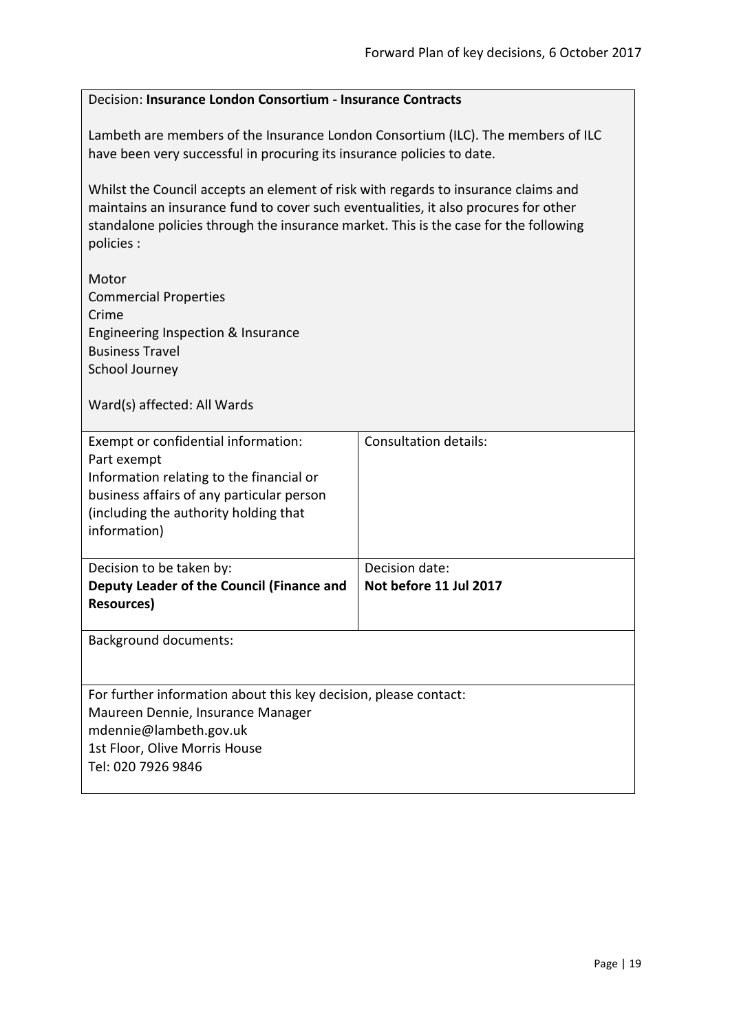Decision: **Insurance London Consortium - Insurance Contracts**

Lambeth are members of the Insurance London Consortium (ILC). The members of ILC have been very successful in procuring its insurance policies to date.

Whilst the Council accepts an element of risk with regards to insurance claims and maintains an insurance fund to cover such eventualities, it also procures for other standalone policies through the insurance market. This is the case for the following policies :

Motor
Commercial Properties
Crime
Engineering Inspection & Insurance
Business Travel
School Journey

Ward(s) affected: All Wards

| Exempt or confidential information:<br>Part exempt<br>Information relating to the financial or business affairs of any particular person (including the authority holding that information) | Consultation details: |
|---|---|
| Decision to be taken by:<br>**Deputy Leader of the Council (Finance and Resources)** | Decision date:<br>**Not before 11 Jul 2017** |

Background documents:

For further information about this key decision, please contact:
Maureen Dennie, Insurance Manager
mdennie@lambeth.gov.uk
1st Floor, Olive Morris House
Tel: 020 7926 9846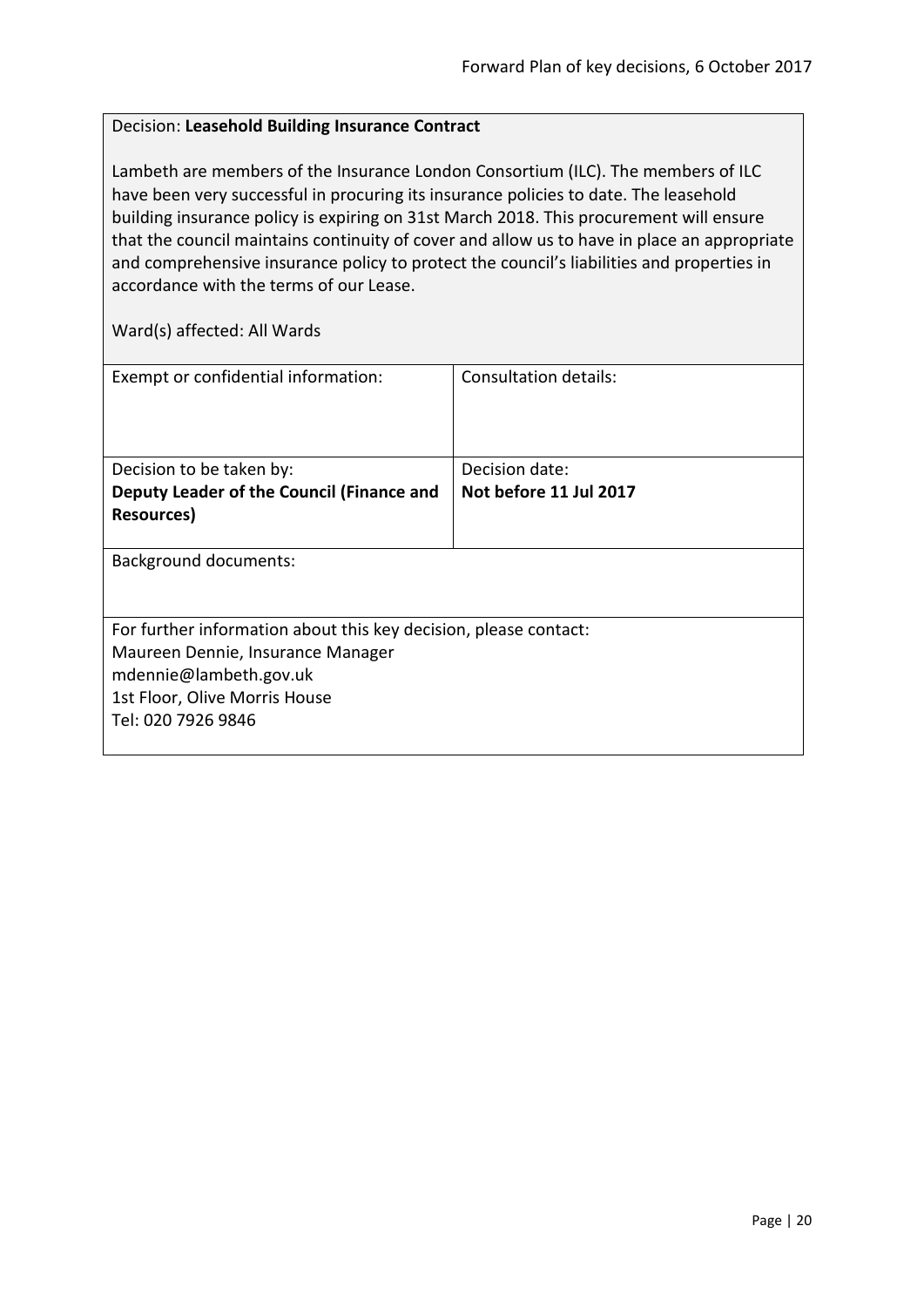Decision: **Leasehold Building Insurance Contract**

Lambeth are members of the Insurance London Consortium (ILC). The members of ILC have been very successful in procuring its insurance policies to date. The leasehold building insurance policy is expiring on 31st March 2018. This procurement will ensure that the council maintains continuity of cover and allow us to have in place an appropriate and comprehensive insurance policy to protect the council's liabilities and properties in accordance with the terms of our Lease.

Ward(s) affected: All Wards

| Exempt or confidential information: | Consultation details: |
|---|---|
| Decision to be taken by:<br>**Deputy Leader of the Council (Finance and Resources)** | Decision date:<br>**Not before 11 Jul 2017** |

Background documents:

For further information about this key decision, please contact:
Maureen Dennie, Insurance Manager
mdennie@lambeth.gov.uk
1st Floor, Olive Morris House
Tel: 020 7926 9846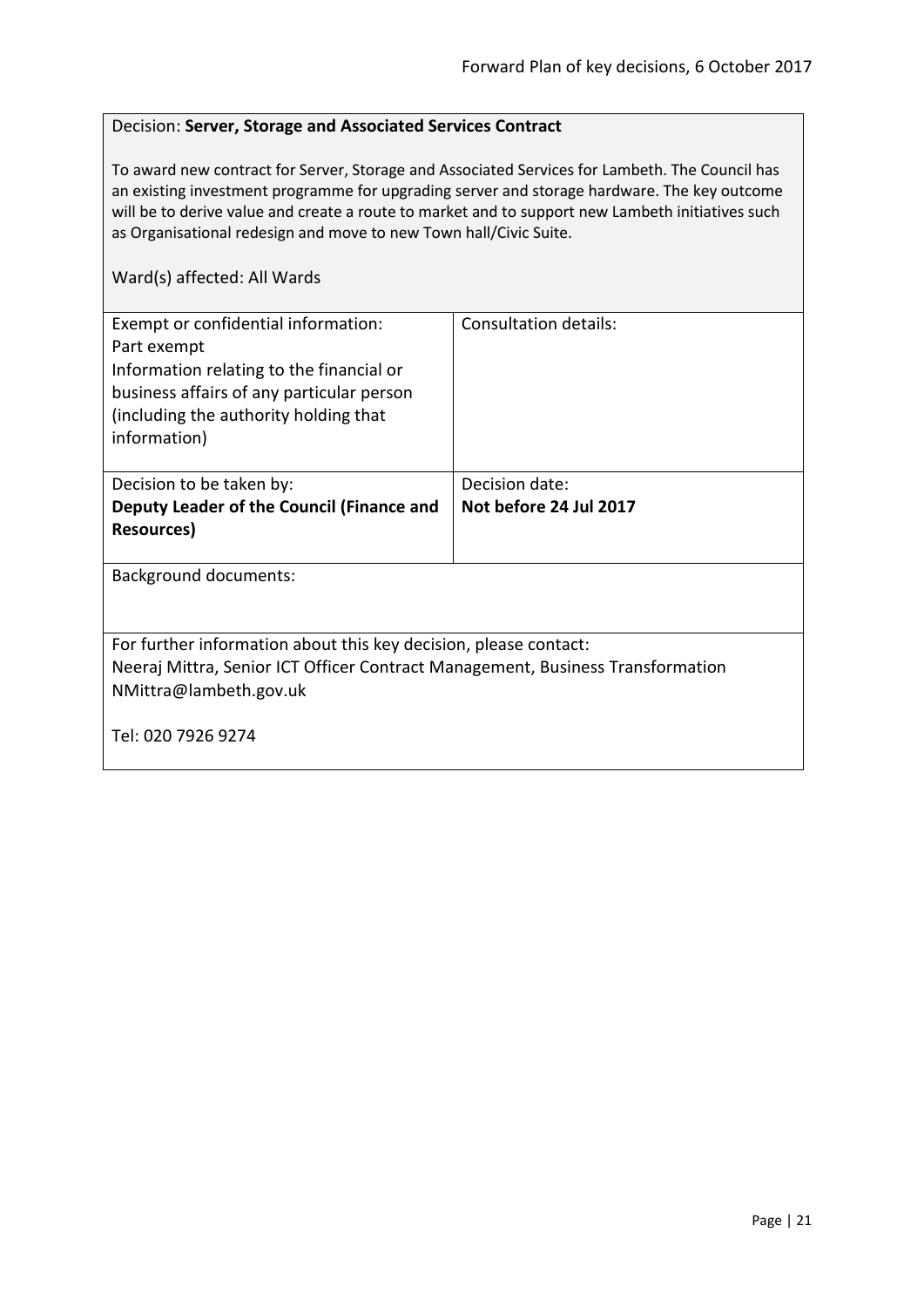Decision: **Server, Storage and Associated Services Contract**

To award new contract for Server, Storage and Associated Services for Lambeth. The Council has an existing investment programme for upgrading server and storage hardware. The key outcome will be to derive value and create a route to market and to support new Lambeth initiatives such as Organisational redesign and move to new Town hall/Civic Suite.

Ward(s) affected: All Wards

| Exempt or confidential information:<br>Part exempt<br>Information relating to the financial or business affairs of any particular person (including the authority holding that information) | Consultation details: |
|---|---|
| Decision to be taken by:<br>**Deputy Leader of the Council (Finance and Resources)** | Decision date:<br>**Not before 24 Jul 2017** |

Background documents:

For further information about this key decision, please contact:
Neeraj Mittra, Senior ICT Officer Contract Management, Business Transformation
NMittra@lambeth.gov.uk

Tel: 020 7926 9274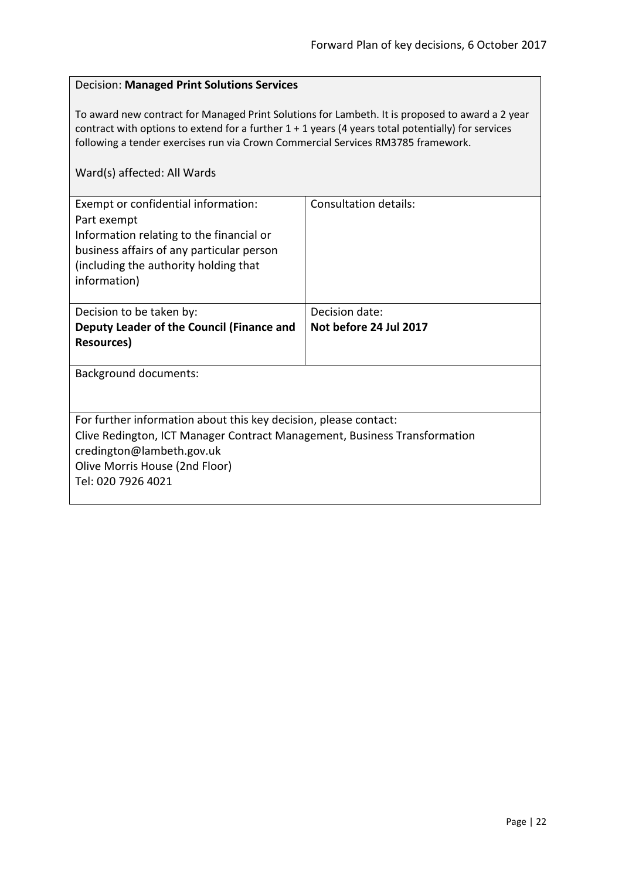Decision: **Managed Print Solutions Services**

To award new contract for Managed Print Solutions for Lambeth. It is proposed to award a 2 year contract with options to extend for a further 1 + 1 years (4 years total potentially) for services following a tender exercises run via Crown Commercial Services RM3785 framework.

Ward(s) affected: All Wards

| Exempt or confidential information: Part exempt Information relating to the financial or business affairs of any particular person (including the authority holding that information) | Consultation details: |
|---|---|
| Decision to be taken by: **Deputy Leader of the Council (Finance and Resources)** | Decision date: **Not before 24 Jul 2017** |

Background documents:

For further information about this key decision, please contact:
Clive Redington, ICT Manager Contract Management, Business Transformation
credington@lambeth.gov.uk
Olive Morris House (2nd Floor)
Tel: 020 7926 4021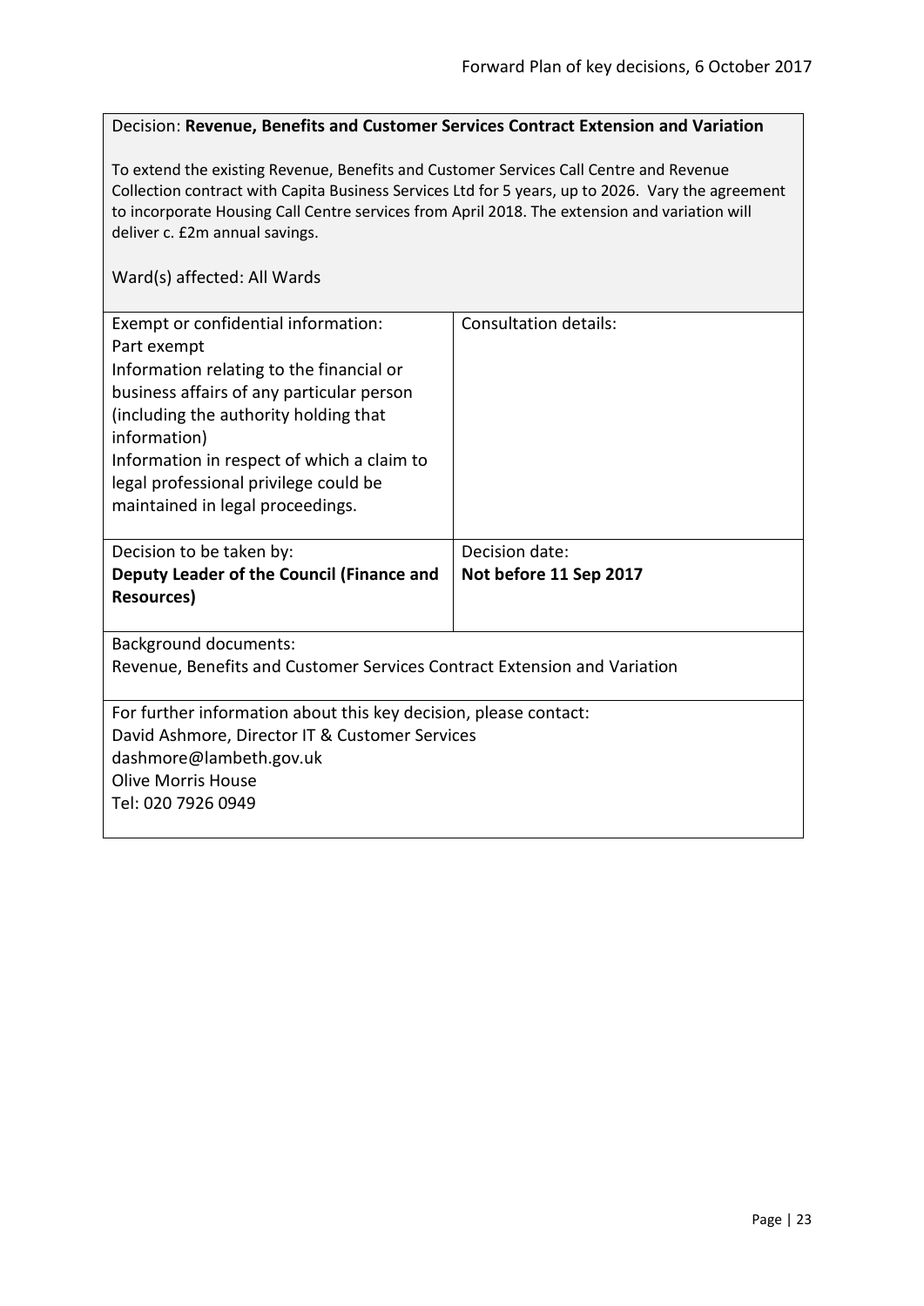Decision: **Revenue, Benefits and Customer Services Contract Extension and Variation**

To extend the existing Revenue, Benefits and Customer Services Call Centre and Revenue Collection contract with Capita Business Services Ltd for 5 years, up to 2026. Vary the agreement to incorporate Housing Call Centre services from April 2018. The extension and variation will deliver c. £2m annual savings.

Ward(s) affected: All Wards

| Exempt or confidential information: | Consultation details: |
| --- | --- |
| Part exempt<br>Information relating to the financial or business affairs of any particular person (including the authority holding that information)<br>Information in respect of which a claim to legal professional privilege could be maintained in legal proceedings. | |

| Decision to be taken by: | Decision date: |
| --- | --- |
| **Deputy Leader of the Council (Finance and Resources)** | **Not before 11 Sep 2017** |

Background documents:
Revenue, Benefits and Customer Services Contract Extension and Variation

For further information about this key decision, please contact:
David Ashmore, Director IT & Customer Services
dashmore@lambeth.gov.uk
Olive Morris House
Tel: 020 7926 0949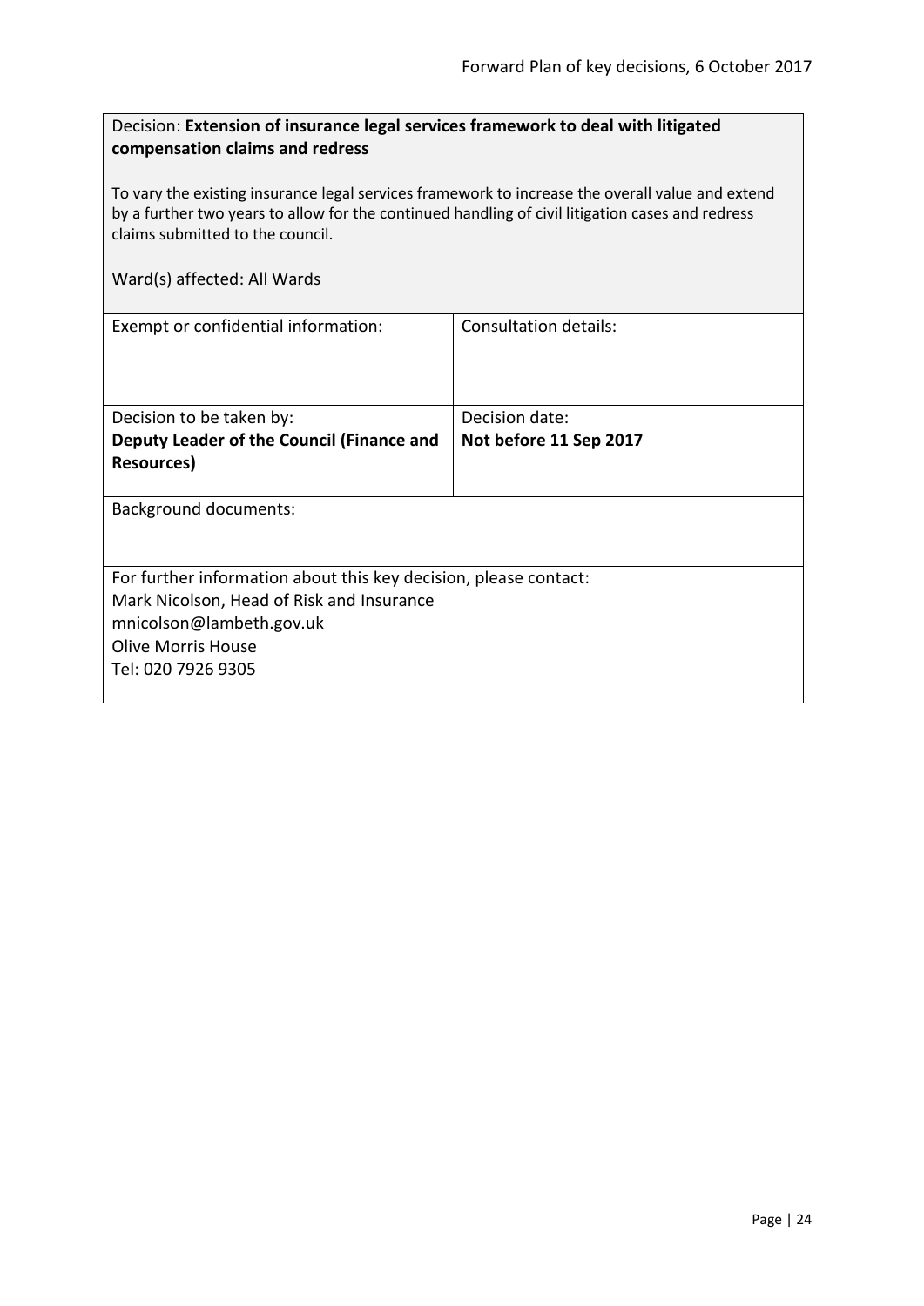Decision: **Extension of insurance legal services framework to deal with litigated compensation claims and redress**

To vary the existing insurance legal services framework to increase the overall value and extend by a further two years to allow for the continued handling of civil litigation cases and redress claims submitted to the council.

Ward(s) affected: All Wards

| Exempt or confidential information: | Consultation details: |
| --- | --- |
| Decision to be taken by:<br>**Deputy Leader of the Council (Finance and Resources)** | Decision date:<br>**Not before 11 Sep 2017** |

Background documents:

For further information about this key decision, please contact:
Mark Nicolson, Head of Risk and Insurance
mnicolson@lambeth.gov.uk
Olive Morris House
Tel: 020 7926 9305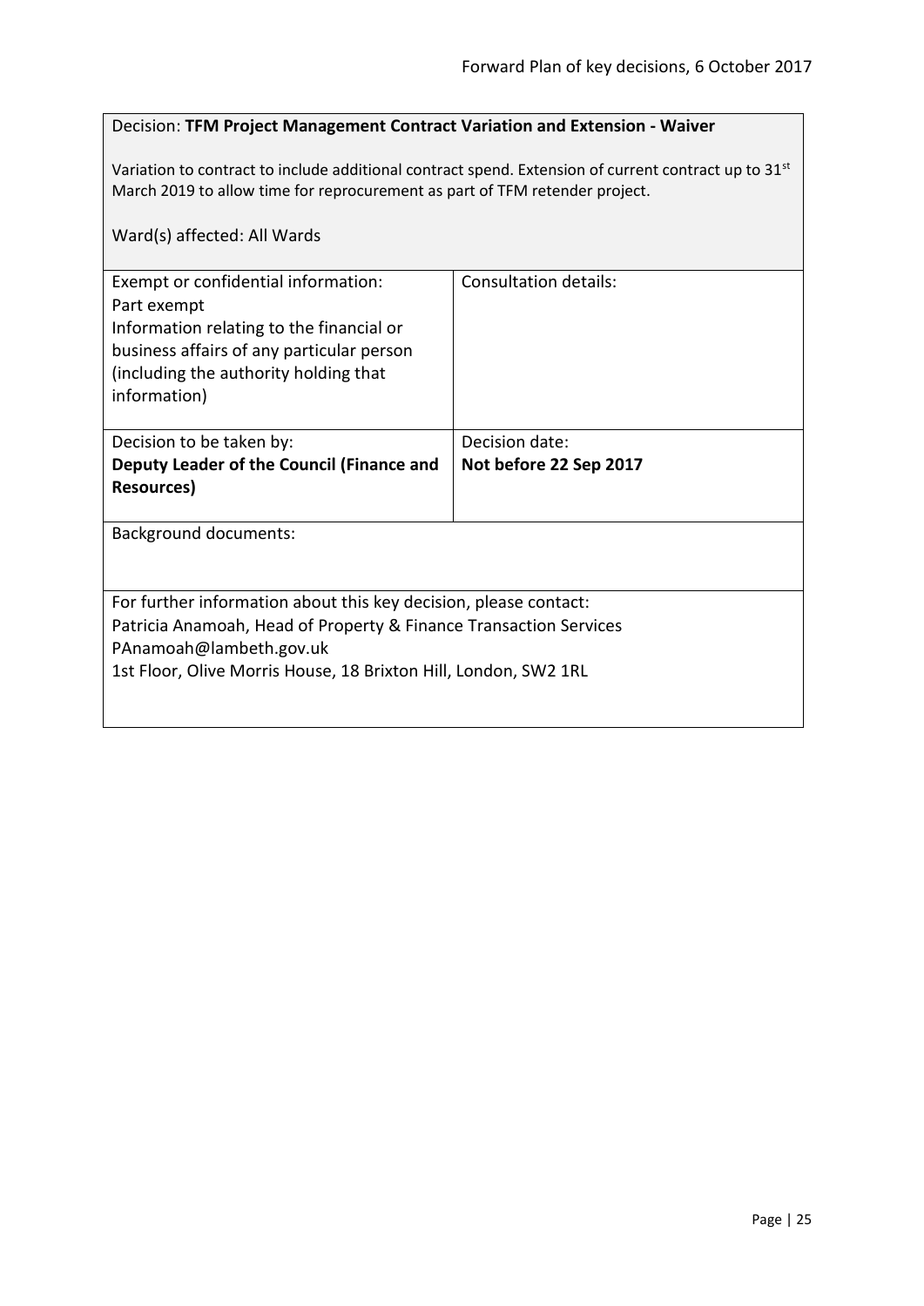Decision: **TFM Project Management Contract Variation and Extension - Waiver**

Variation to contract to include additional contract spend. Extension of current contract up to 31st March 2019 to allow time for reprocurement as part of TFM retender project.

Ward(s) affected: All Wards

| Exempt or confidential information: Part exempt Information relating to the financial or business affairs of any particular person (including the authority holding that information) | Consultation details: |
| --- | --- |
| Decision to be taken by: **Deputy Leader of the Council (Finance and Resources)** | Decision date: **Not before 22 Sep 2017** |

Background documents:

For further information about this key decision, please contact:
Patricia Anamoah, Head of Property & Finance Transaction Services
PAnamoah@lambeth.gov.uk
1st Floor, Olive Morris House, 18 Brixton Hill, London, SW2 1RL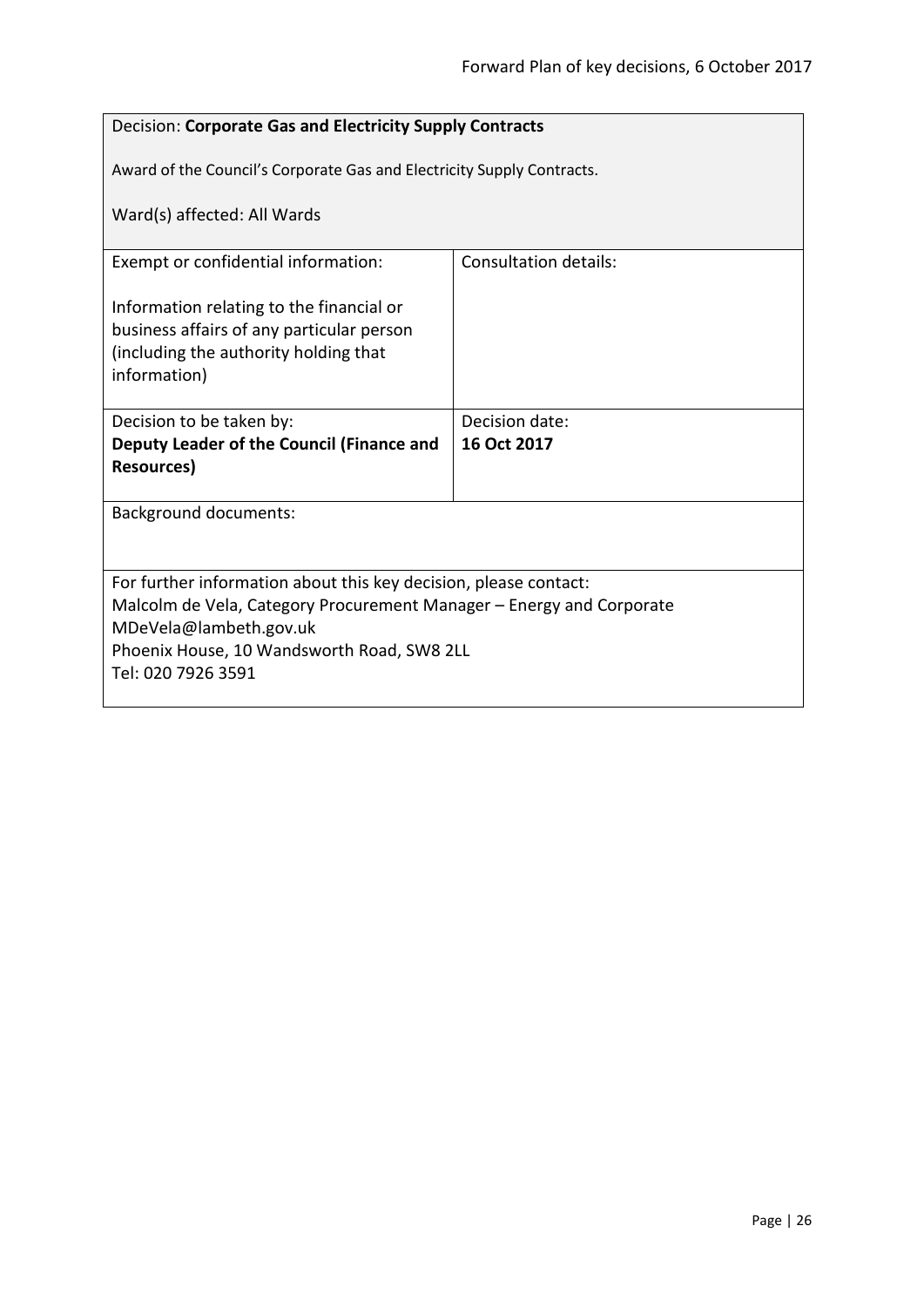Decision: **Corporate Gas and Electricity Supply Contracts**

Award of the Council's Corporate Gas and Electricity Supply Contracts.

Ward(s) affected: All Wards

| Exempt or confidential information:<br><br>Information relating to the financial or business affairs of any particular person (including the authority holding that information) | Consultation details: |
| --- | --- |
| Decision to be taken by:<br>**Deputy Leader of the Council (Finance and Resources)** | Decision date:<br>**16 Oct 2017** |

Background documents:

For further information about this key decision, please contact:
Malcolm de Vela, Category Procurement Manager – Energy and Corporate
MDeVela@lambeth.gov.uk
Phoenix House, 10 Wandsworth Road, SW8 2LL
Tel: 020 7926 3591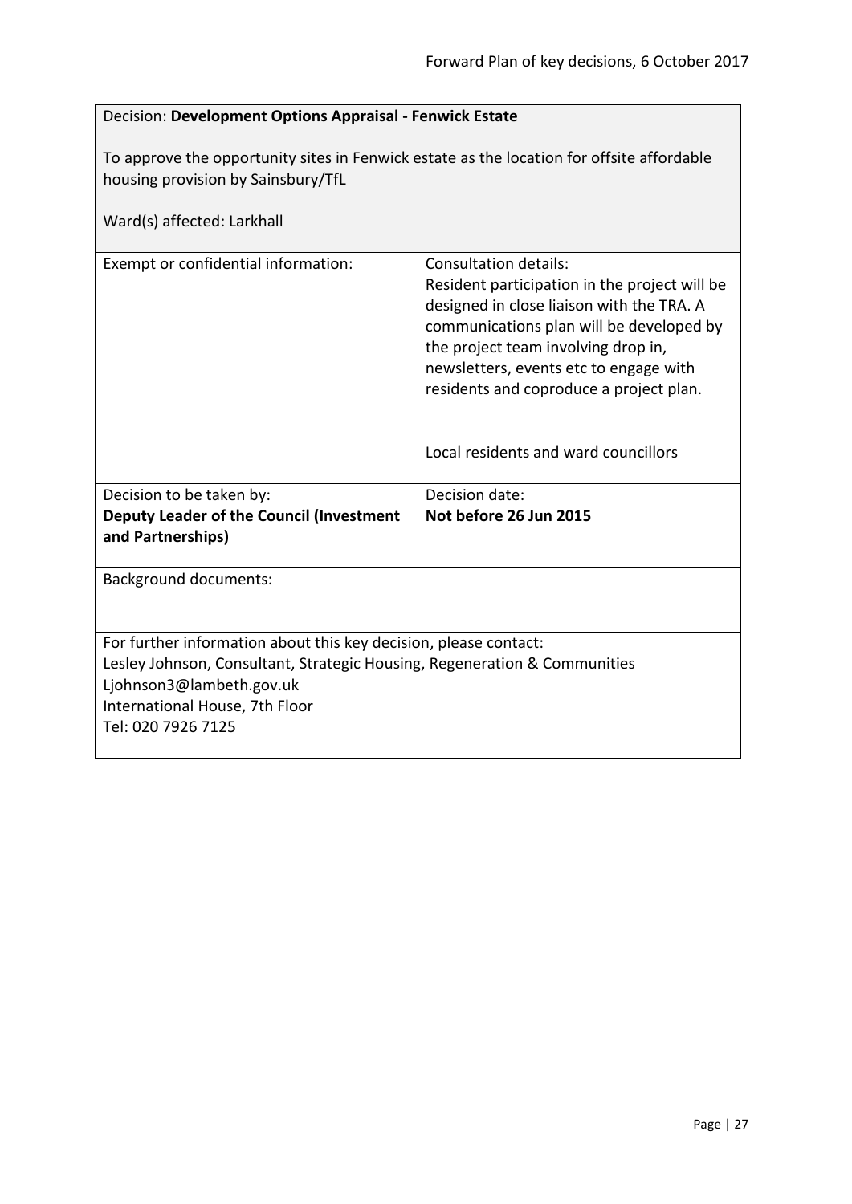Decision: **Development Options Appraisal - Fenwick Estate**

To approve the opportunity sites in Fenwick estate as the location for offsite affordable housing provision by Sainsbury/TfL

Ward(s) affected: Larkhall

| Exempt or confidential information: | Consultation details:<br>Resident participation in the project will be designed in close liaison with the TRA. A communications plan will be developed by the project team involving drop in, newsletters, events etc to engage with residents and coproduce a project plan.<br><br>Local residents and ward councillors |
| --- | --- |
| Decision to be taken by:<br>**Deputy Leader of the Council (Investment and Partnerships)** | Decision date:<br>**Not before 26 Jun 2015** |

Background documents:

For further information about this key decision, please contact:
Lesley Johnson, Consultant, Strategic Housing, Regeneration & Communities
Ljohnson3@lambeth.gov.uk
International House, 7th Floor
Tel: 020 7926 7125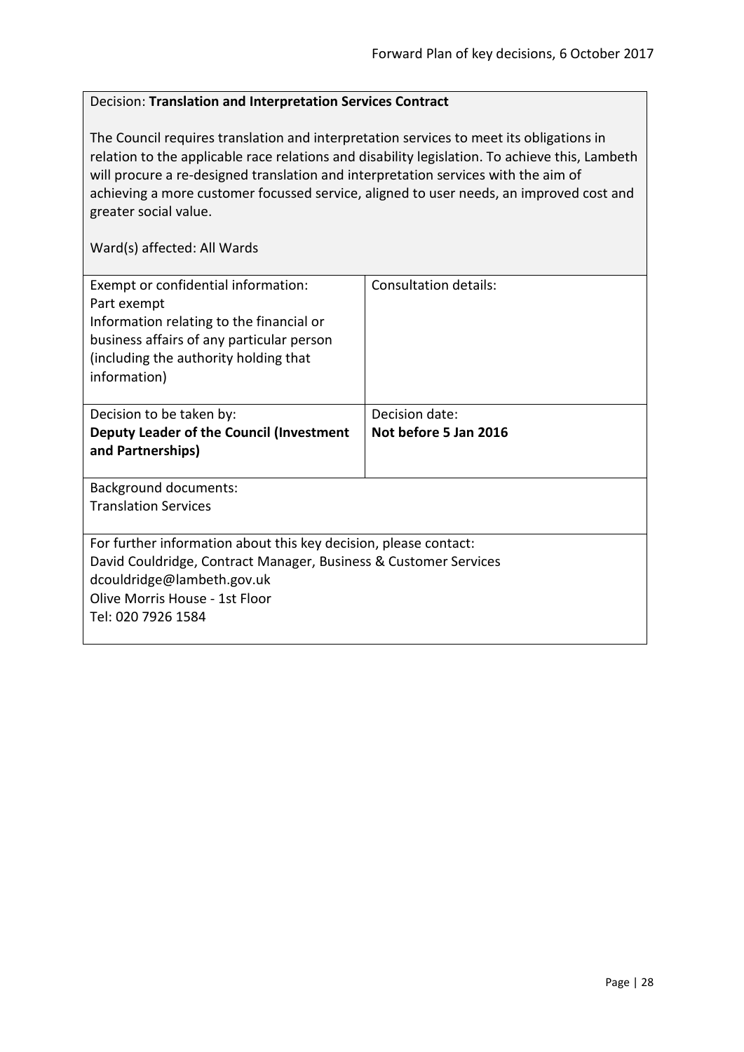Decision: **Translation and Interpretation Services Contract**

The Council requires translation and interpretation services to meet its obligations in relation to the applicable race relations and disability legislation. To achieve this, Lambeth will procure a re-designed translation and interpretation services with the aim of achieving a more customer focussed service, aligned to user needs, an improved cost and greater social value.

Ward(s) affected: All Wards

| Exempt or confidential information: Part exempt Information relating to the financial or business affairs of any particular person (including the authority holding that information) | Consultation details: |
|---|---|
| Decision to be taken by: **Deputy Leader of the Council (Investment and Partnerships)** | Decision date: **Not before 5 Jan 2016** |

Background documents:
Translation Services

For further information about this key decision, please contact:
David Couldridge, Contract Manager, Business & Customer Services
dcouldridge@lambeth.gov.uk
Olive Morris House - 1st Floor
Tel: 020 7926 1584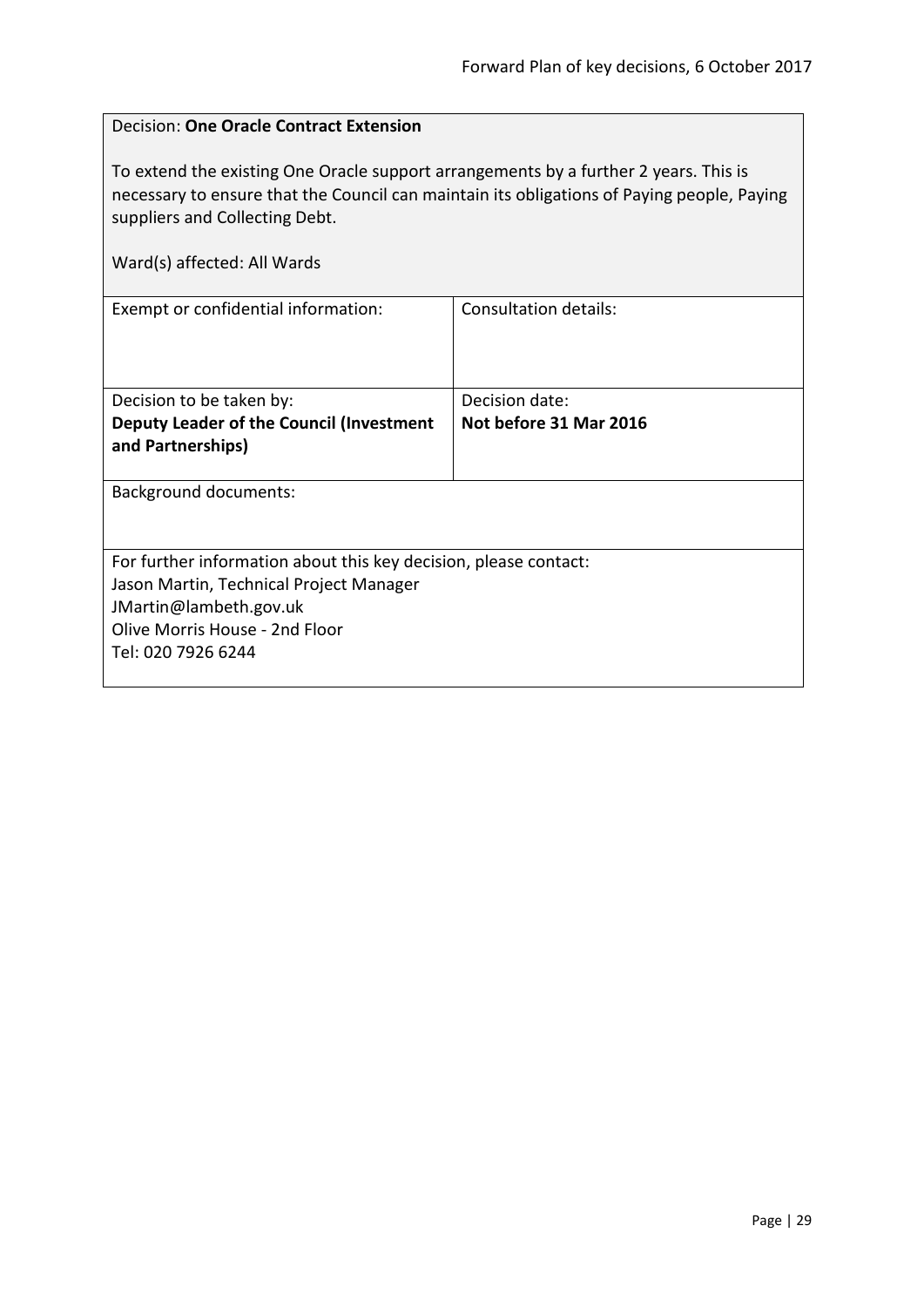Decision: **One Oracle Contract Extension**

To extend the existing One Oracle support arrangements by a further 2 years. This is necessary to ensure that the Council can maintain its obligations of Paying people, Paying suppliers and Collecting Debt.

Ward(s) affected: All Wards

| Exempt or confidential information: | Consultation details: |
| --- | --- |
| Decision to be taken by:<br>**Deputy Leader of the Council (Investment and Partnerships)** | Decision date:<br>**Not before 31 Mar 2016** |

Background documents:

For further information about this key decision, please contact:
Jason Martin, Technical Project Manager
JMartin@lambeth.gov.uk
Olive Morris House - 2nd Floor
Tel: 020 7926 6244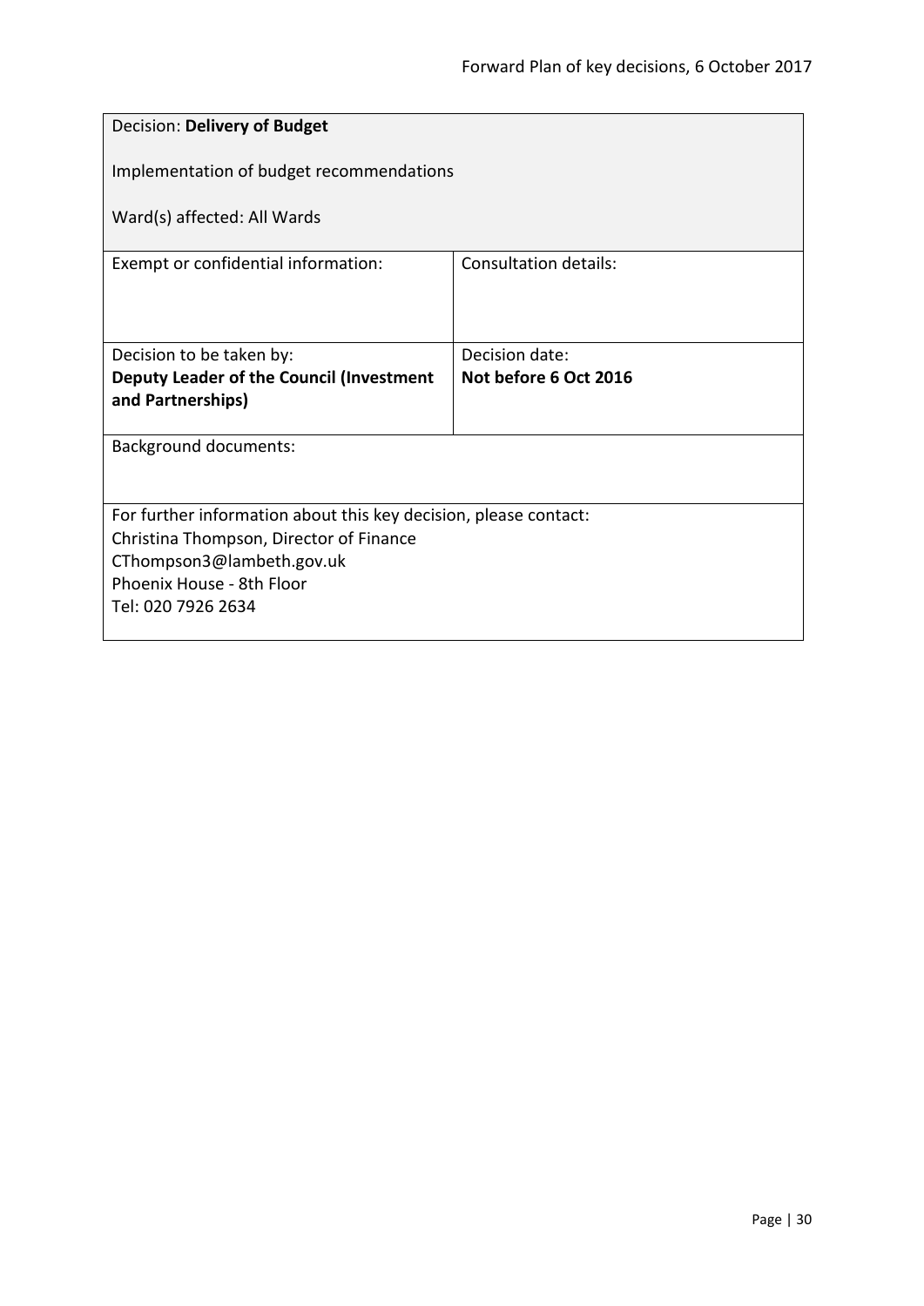| Decision: **Delivery of Budget**<br><br>Implementation of budget recommendations<br><br>Ward(s) affected: All Wards | |
|---|---|
| Exempt or confidential information: | Consultation details: |
| Decision to be taken by:<br>**Deputy Leader of the Council (Investment and Partnerships)** | Decision date:<br>**Not before 6 Oct 2016** |
| Background documents: | |
| For further information about this key decision, please contact:<br>Christina Thompson, Director of Finance<br>CThompson3@lambeth.gov.uk<br>Phoenix House - 8th Floor<br>Tel: 020 7926 2634 | |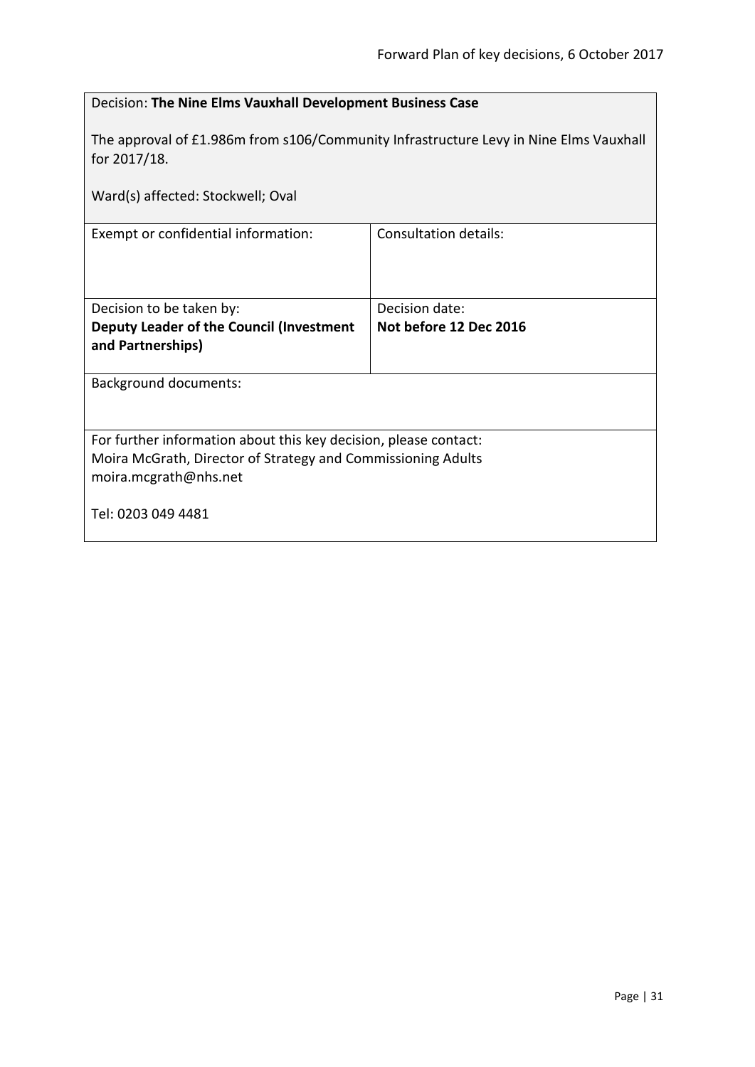Decision: **The Nine Elms Vauxhall Development Business Case**

The approval of £1.986m from s106/Community Infrastructure Levy in Nine Elms Vauxhall for 2017/18.

Ward(s) affected: Stockwell; Oval

| Exempt or confidential information: | Consultation details: |
| --- | --- |
| Decision to be taken by: **Deputy Leader of the Council (Investment and Partnerships)** | Decision date: **Not before 12 Dec 2016** |

Background documents:

For further information about this key decision, please contact:
Moira McGrath, Director of Strategy and Commissioning Adults
moira.mcgrath@nhs.net

Tel: 0203 049 4481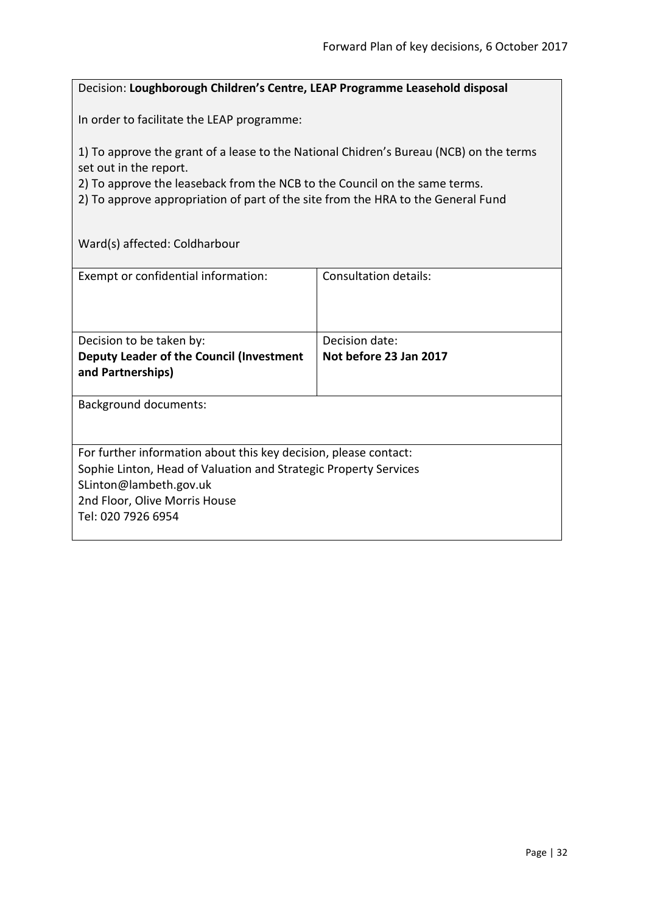Decision: **Loughborough Children's Centre, LEAP Programme Leasehold disposal**

In order to facilitate the LEAP programme:

1) To approve the grant of a lease to the National Chidren's Bureau (NCB) on the terms set out in the report.
2) To approve the leaseback from the NCB to the Council on the same terms.
2) To approve appropriation of part of the site from the HRA to the General Fund

Ward(s) affected: Coldharbour

| Exempt or confidential information: | Consultation details: |
|---|---|
| Decision to be taken by:<br>**Deputy Leader of the Council (Investment and Partnerships)** | Decision date:<br>**Not before 23 Jan 2017** |

Background documents:

For further information about this key decision, please contact:
Sophie Linton, Head of Valuation and Strategic Property Services
SLinton@lambeth.gov.uk
2nd Floor, Olive Morris House
Tel: 020 7926 6954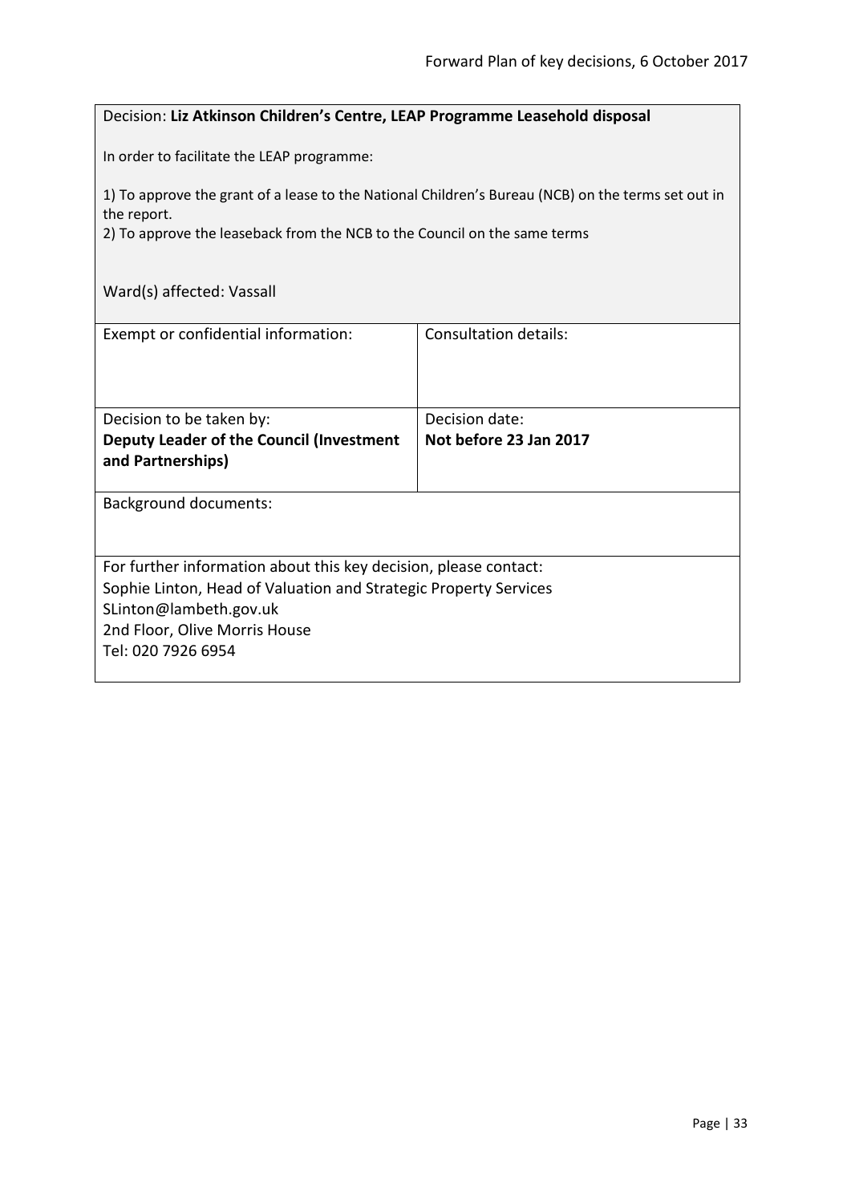Decision: **Liz Atkinson Children's Centre, LEAP Programme Leasehold disposal**

In order to facilitate the LEAP programme:

1) To approve the grant of a lease to the National Children's Bureau (NCB) on the terms set out in the report.
2) To approve the leaseback from the NCB to the Council on the same terms

Ward(s) affected: Vassall

| Exempt or confidential information: | Consultation details: |
|---|---|
| Decision to be taken by:<br>**Deputy Leader of the Council (Investment and Partnerships)** | Decision date:<br>**Not before 23 Jan 2017** |

Background documents:

For further information about this key decision, please contact:
Sophie Linton, Head of Valuation and Strategic Property Services
SLinton@lambeth.gov.uk
2nd Floor, Olive Morris House
Tel: 020 7926 6954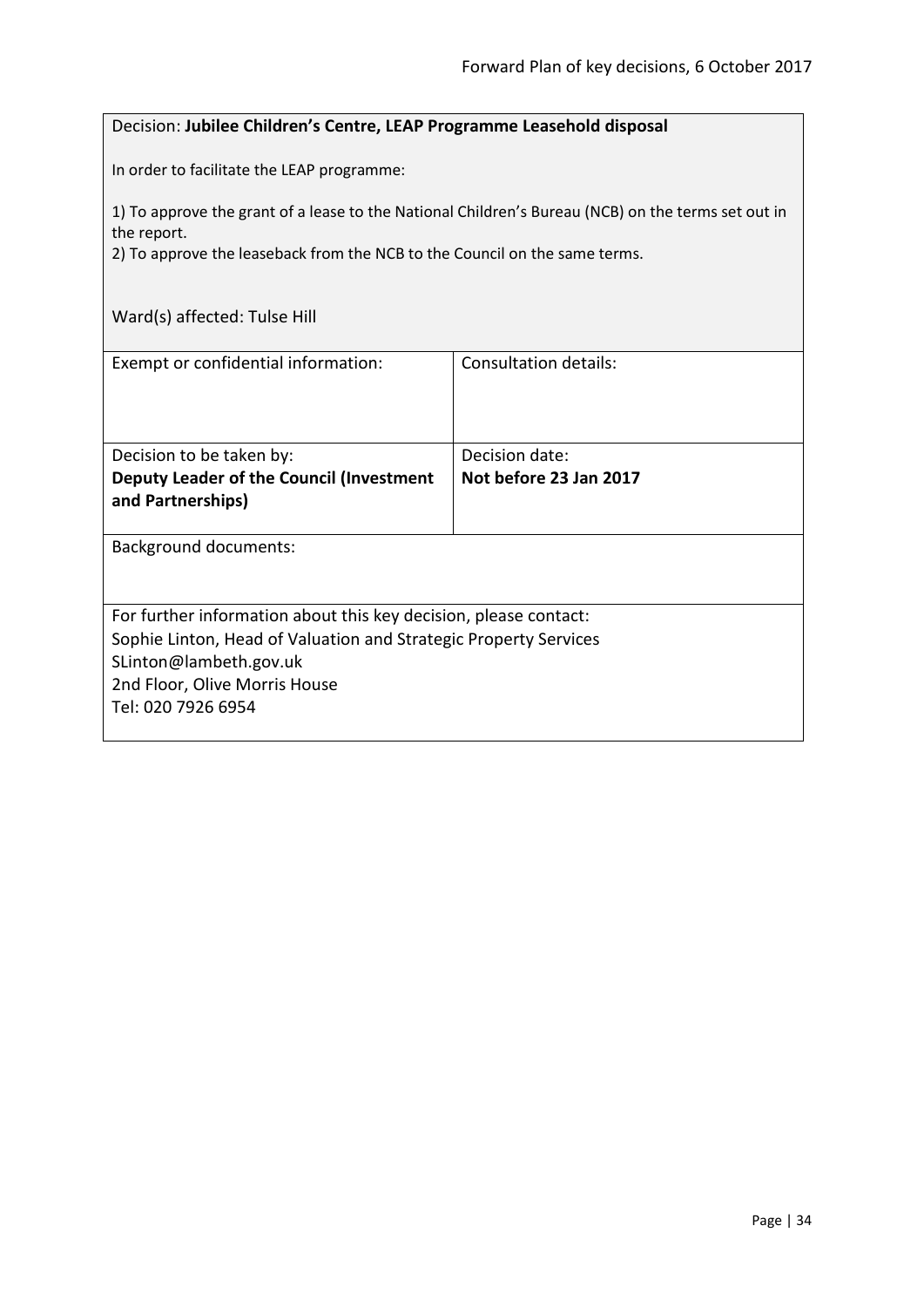Decision: **Jubilee Children's Centre, LEAP Programme Leasehold disposal**

In order to facilitate the LEAP programme:

1) To approve the grant of a lease to the National Children's Bureau (NCB) on the terms set out in the report.
2) To approve the leaseback from the NCB to the Council on the same terms.

Ward(s) affected: Tulse Hill

| Exempt or confidential information: | Consultation details: |
| --- | --- |
| Decision to be taken by:<br>**Deputy Leader of the Council (Investment and Partnerships)** | Decision date:<br>**Not before 23 Jan 2017** |

Background documents:

For further information about this key decision, please contact:
Sophie Linton, Head of Valuation and Strategic Property Services
SLinton@lambeth.gov.uk
2nd Floor, Olive Morris House
Tel: 020 7926 6954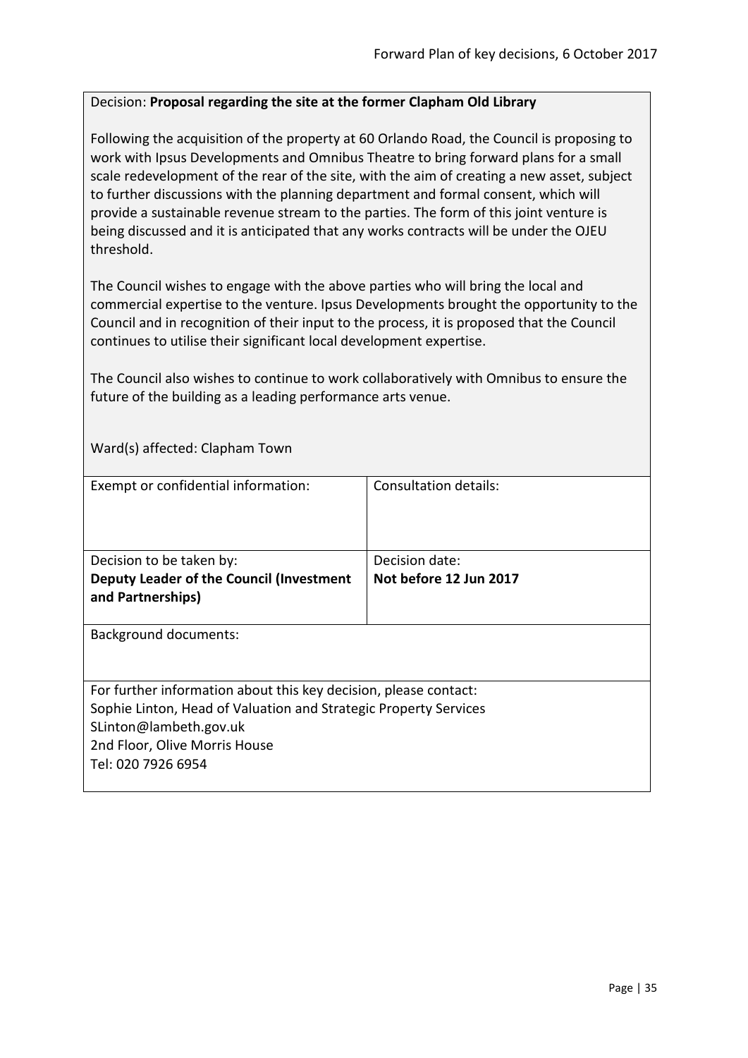Decision: **Proposal regarding the site at the former Clapham Old Library**

Following the acquisition of the property at 60 Orlando Road, the Council is proposing to work with Ipsus Developments and Omnibus Theatre to bring forward plans for a small scale redevelopment of the rear of the site, with the aim of creating a new asset, subject to further discussions with the planning department and formal consent, which will provide a sustainable revenue stream to the parties. The form of this joint venture is being discussed and it is anticipated that any works contracts will be under the OJEU threshold.

The Council wishes to engage with the above parties who will bring the local and commercial expertise to the venture. Ipsus Developments brought the opportunity to the Council and in recognition of their input to the process, it is proposed that the Council continues to utilise their significant local development expertise.

The Council also wishes to continue to work collaboratively with Omnibus to ensure the future of the building as a leading performance arts venue.

Ward(s) affected: Clapham Town

| Exempt or confidential information: | Consultation details: |
|---|---|
| Decision to be taken by:<br>**Deputy Leader of the Council (Investment and Partnerships)** | Decision date:<br>**Not before 12 Jun 2017** |

Background documents:

For further information about this key decision, please contact:
Sophie Linton, Head of Valuation and Strategic Property Services
SLinton@lambeth.gov.uk
2nd Floor, Olive Morris House
Tel: 020 7926 6954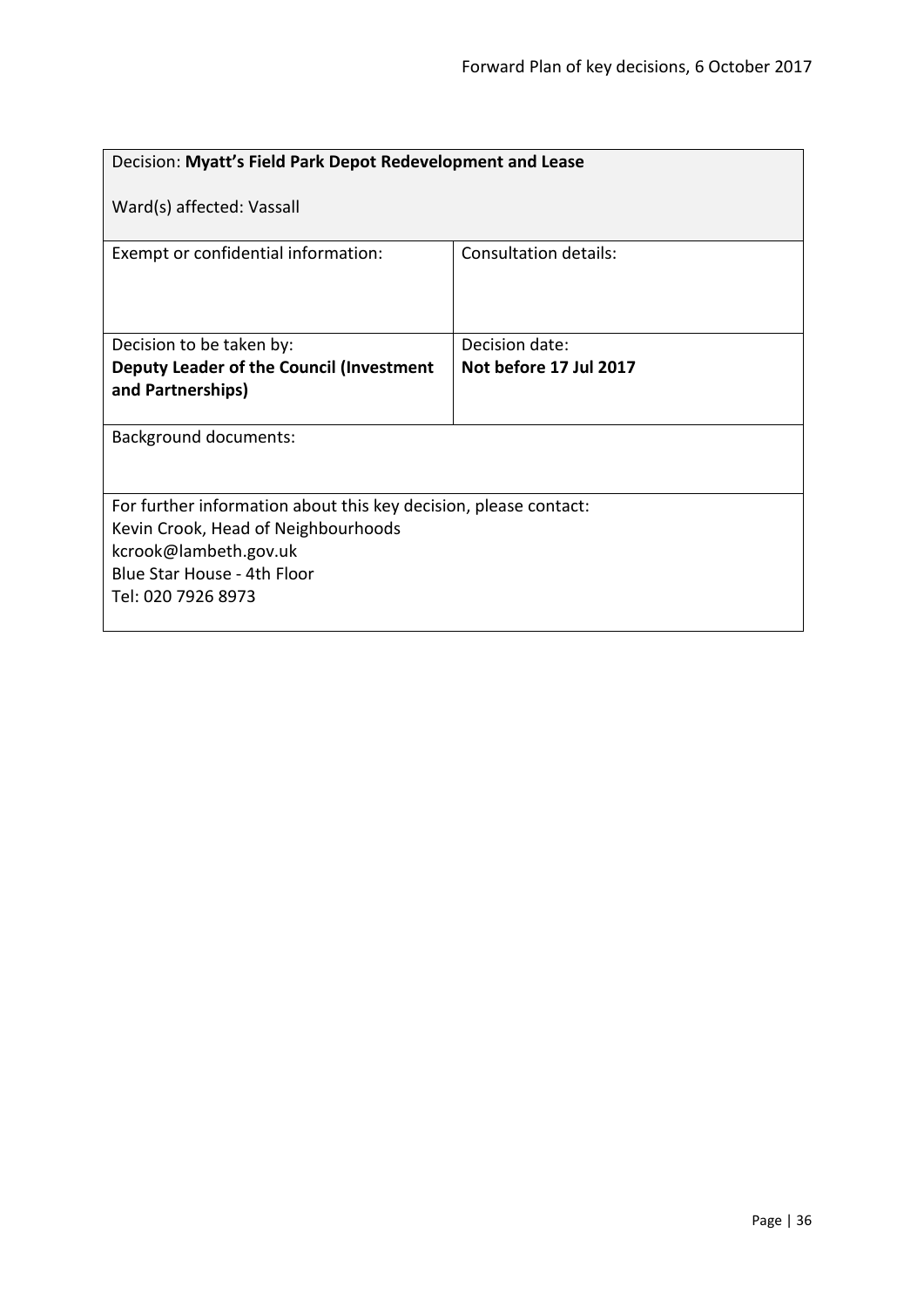| Decision: **Myatt's Field Park Depot Redevelopment and Lease**<br><br>Ward(s) affected: Vassall | |
|---|---|
| Exempt or confidential information: | Consultation details: |
| Decision to be taken by:<br>**Deputy Leader of the Council (Investment and Partnerships)** | Decision date:<br>**Not before 17 Jul 2017** |
| Background documents: | |
| For further information about this key decision, please contact:<br>Kevin Crook, Head of Neighbourhoods<br>kcrook@lambeth.gov.uk<br>Blue Star House - 4th Floor<br>Tel: 020 7926 8973 | |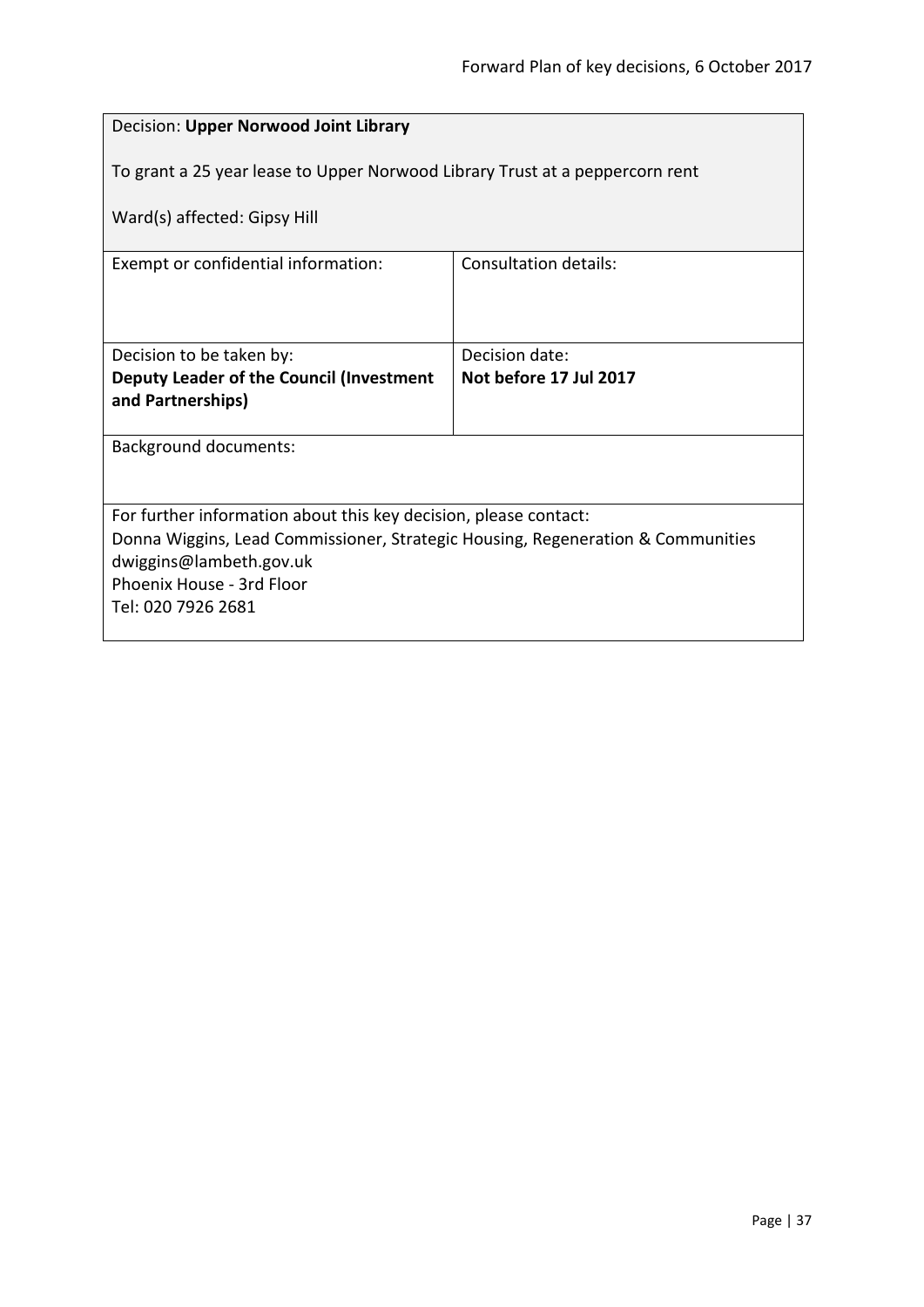Decision: **Upper Norwood Joint Library**

To grant a 25 year lease to Upper Norwood Library Trust at a peppercorn rent

Ward(s) affected: Gipsy Hill

| Exempt or confidential information: | Consultation details: |
|---|---|
| Decision to be taken by:<br>**Deputy Leader of the Council (Investment and Partnerships)** | Decision date:<br>**Not before 17 Jul 2017** |

Background documents:

For further information about this key decision, please contact:
Donna Wiggins, Lead Commissioner, Strategic Housing, Regeneration & Communities
dwiggins@lambeth.gov.uk
Phoenix House - 3rd Floor
Tel: 020 7926 2681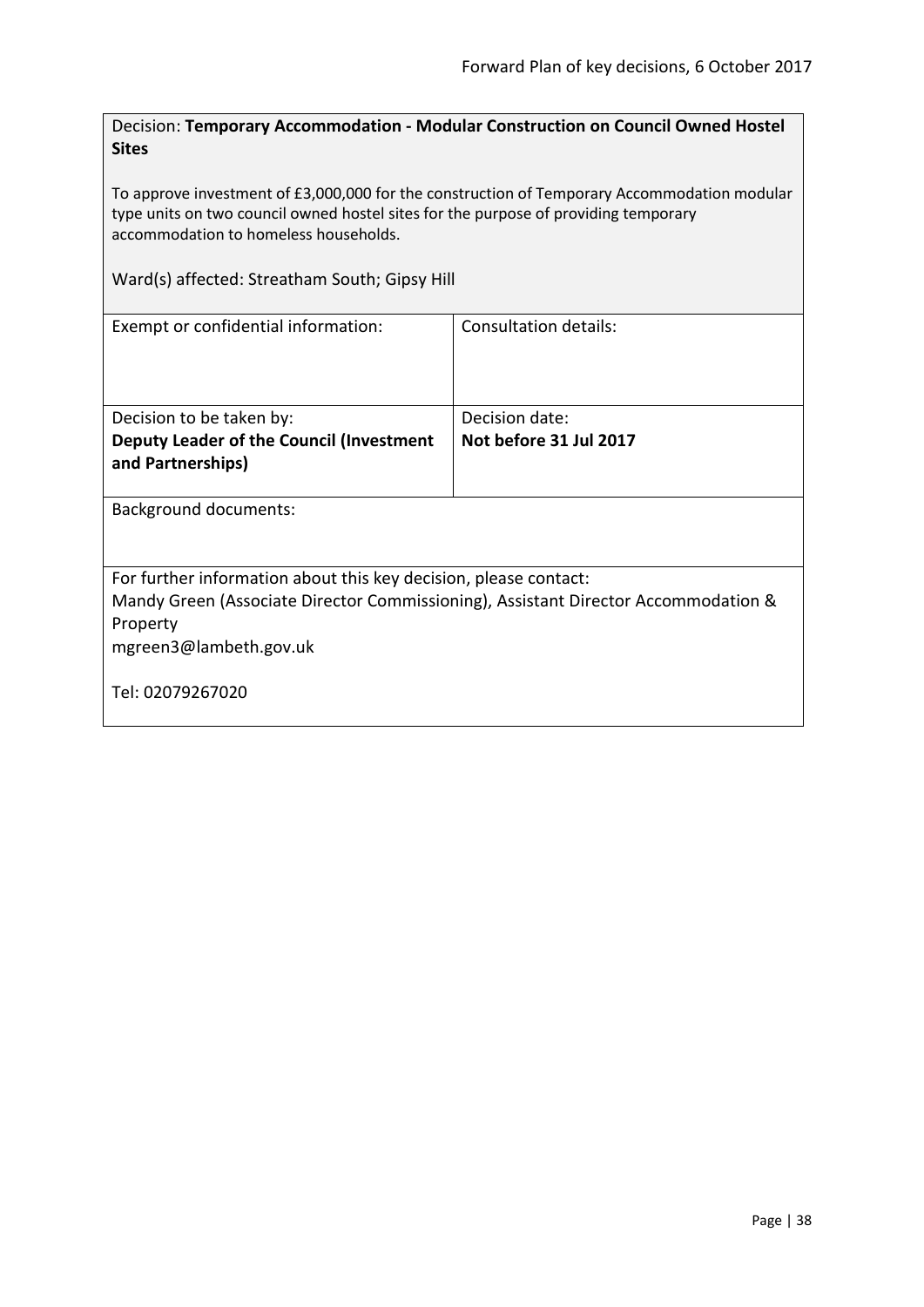Decision: **Temporary Accommodation - Modular Construction on Council Owned Hostel Sites**

To approve investment of £3,000,000 for the construction of Temporary Accommodation modular type units on two council owned hostel sites for the purpose of providing temporary accommodation to homeless households.

Ward(s) affected: Streatham South; Gipsy Hill

| Exempt or confidential information: | Consultation details: |
|---|---|
| Decision to be taken by:<br>**Deputy Leader of the Council (Investment and Partnerships)** | Decision date:<br>**Not before 31 Jul 2017** |

Background documents:

For further information about this key decision, please contact:
Mandy Green (Associate Director Commissioning), Assistant Director Accommodation & Property
mgreen3@lambeth.gov.uk

Tel: 02079267020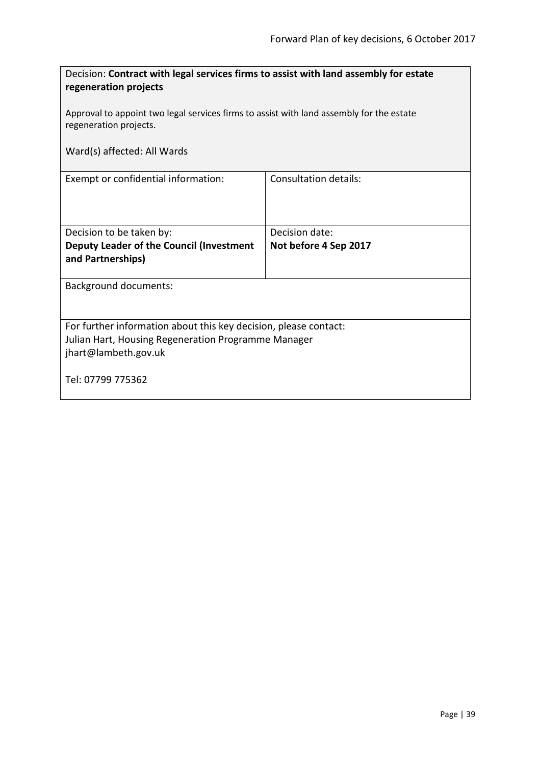Decision: **Contract with legal services firms to assist with land assembly for estate regeneration projects**

Approval to appoint two legal services firms to assist with land assembly for the estate regeneration projects.

Ward(s) affected: All Wards

| Exempt or confidential information: | Consultation details: |
|---|---|
| Decision to be taken by:<br>**Deputy Leader of the Council (Investment and Partnerships)** | Decision date:<br>**Not before 4 Sep 2017** |

Background documents:

For further information about this key decision, please contact:
Julian Hart, Housing Regeneration Programme Manager
jhart@lambeth.gov.uk

Tel: 07799 775362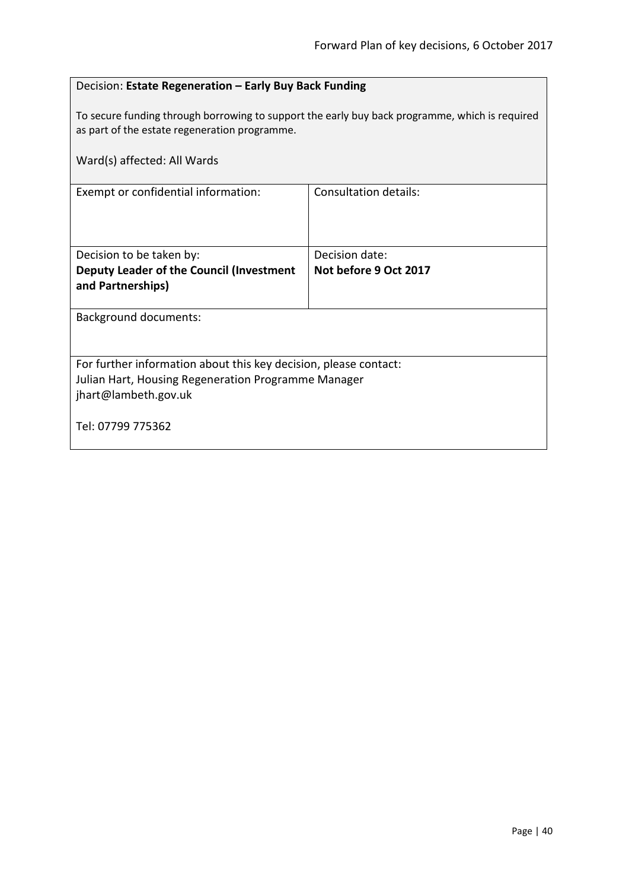Decision: **Estate Regeneration – Early Buy Back Funding**

To secure funding through borrowing to support the early buy back programme, which is required as part of the estate regeneration programme.

Ward(s) affected: All Wards

| Exempt or confidential information: | Consultation details: |
| --- | --- |
| Decision to be taken by:<br>**Deputy Leader of the Council (Investment and Partnerships)** | Decision date:<br>**Not before 9 Oct 2017** |

Background documents:

For further information about this key decision, please contact:
Julian Hart, Housing Regeneration Programme Manager
jhart@lambeth.gov.uk

Tel: 07799 775362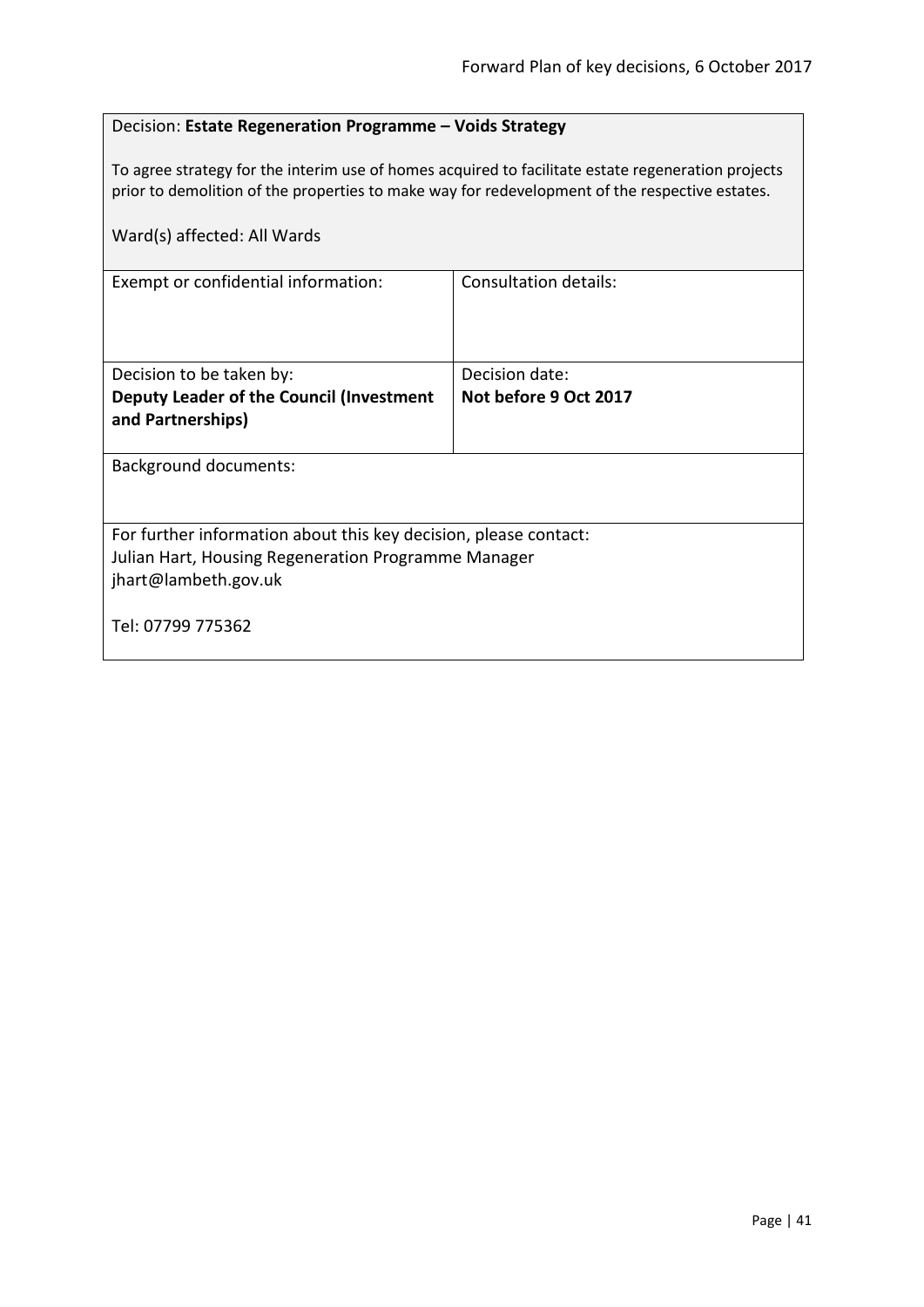Decision: **Estate Regeneration Programme – Voids Strategy**

To agree strategy for the interim use of homes acquired to facilitate estate regeneration projects prior to demolition of the properties to make way for redevelopment of the respective estates.

Ward(s) affected: All Wards

| Exempt or confidential information: | Consultation details: |
| --- | --- |
| Decision to be taken by:<br>**Deputy Leader of the Council (Investment and Partnerships)** | Decision date:<br>**Not before 9 Oct 2017** |

Background documents:

For further information about this key decision, please contact:
Julian Hart, Housing Regeneration Programme Manager
jhart@lambeth.gov.uk

Tel: 07799 775362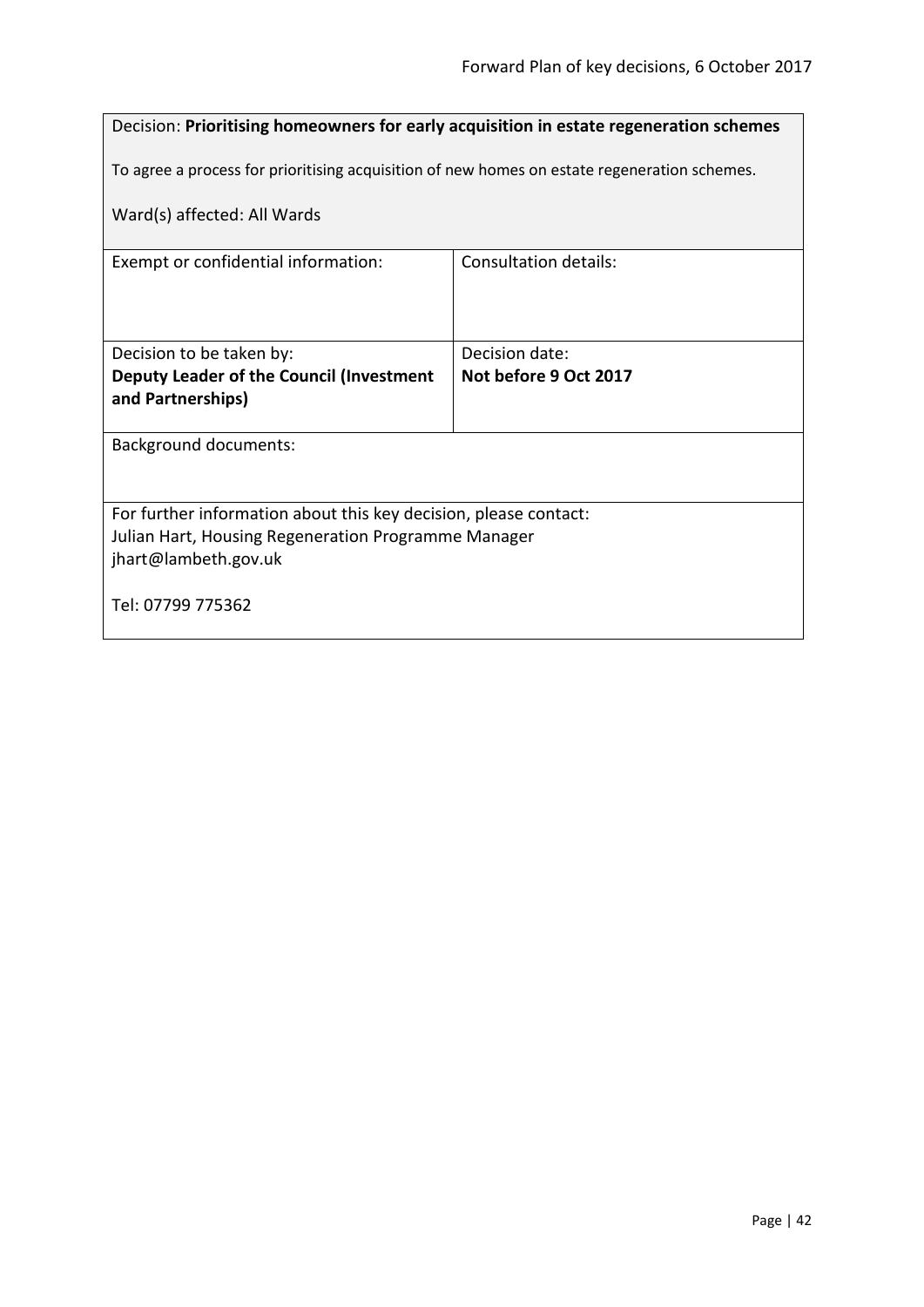Decision: **Prioritising homeowners for early acquisition in estate regeneration schemes**

To agree a process for prioritising acquisition of new homes on estate regeneration schemes.

Ward(s) affected: All Wards

| Exempt or confidential information: | Consultation details: |
| --- | --- |
| Decision to be taken by:<br>**Deputy Leader of the Council (Investment and Partnerships)** | Decision date:<br>**Not before 9 Oct 2017** |

Background documents:

For further information about this key decision, please contact:
Julian Hart, Housing Regeneration Programme Manager
jhart@lambeth.gov.uk

Tel: 07799 775362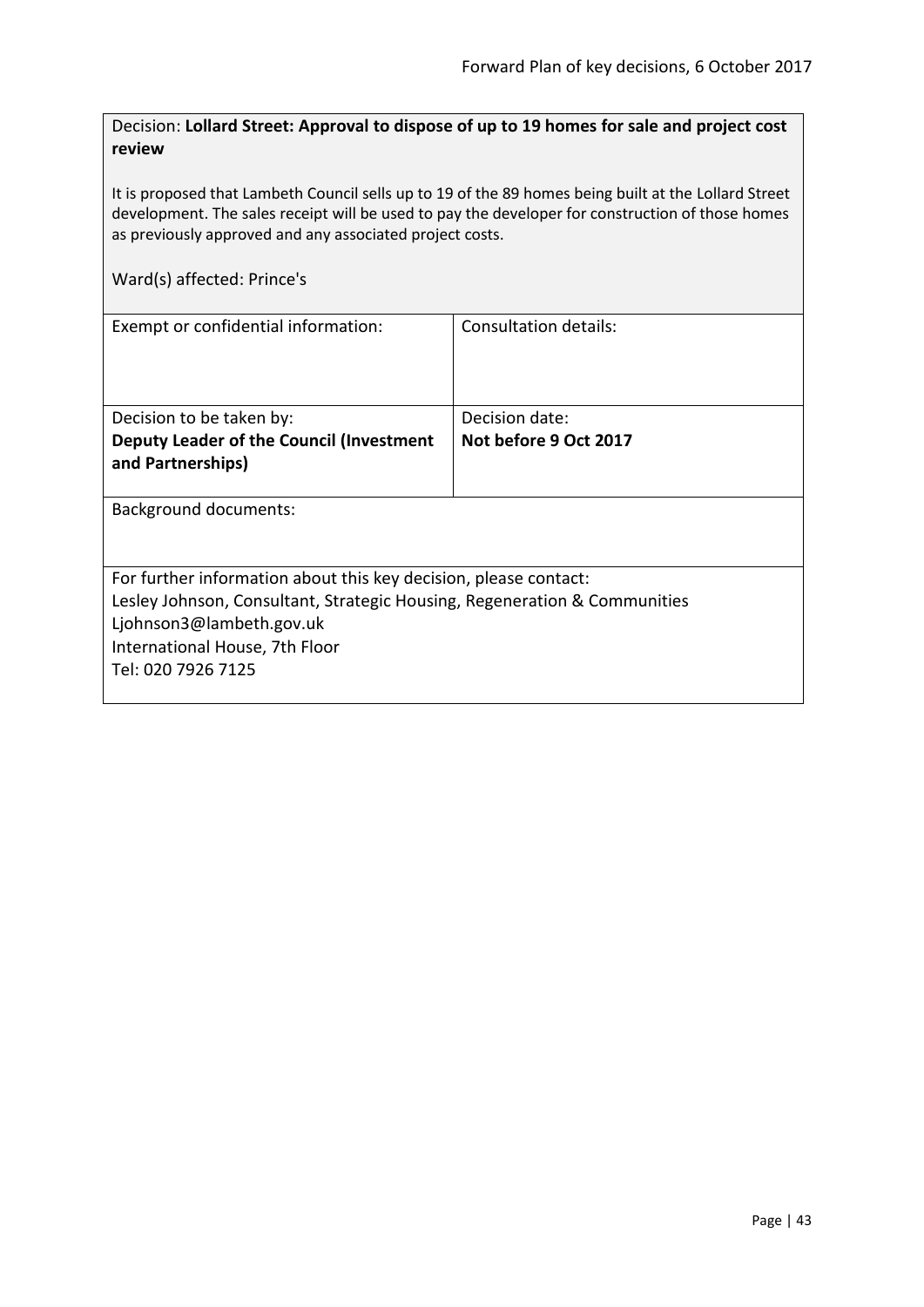Decision: **Lollard Street: Approval to dispose of up to 19 homes for sale and project cost review**

It is proposed that Lambeth Council sells up to 19 of the 89 homes being built at the Lollard Street development. The sales receipt will be used to pay the developer for construction of those homes as previously approved and any associated project costs.

Ward(s) affected: Prince's

| Exempt or confidential information: | Consultation details: |
| --- | --- |
| Decision to be taken by: **Deputy Leader of the Council (Investment and Partnerships)** | Decision date: **Not before 9 Oct 2017** |

Background documents:

For further information about this key decision, please contact:
Lesley Johnson, Consultant, Strategic Housing, Regeneration & Communities
Ljohnson3@lambeth.gov.uk
International House, 7th Floor
Tel: 020 7926 7125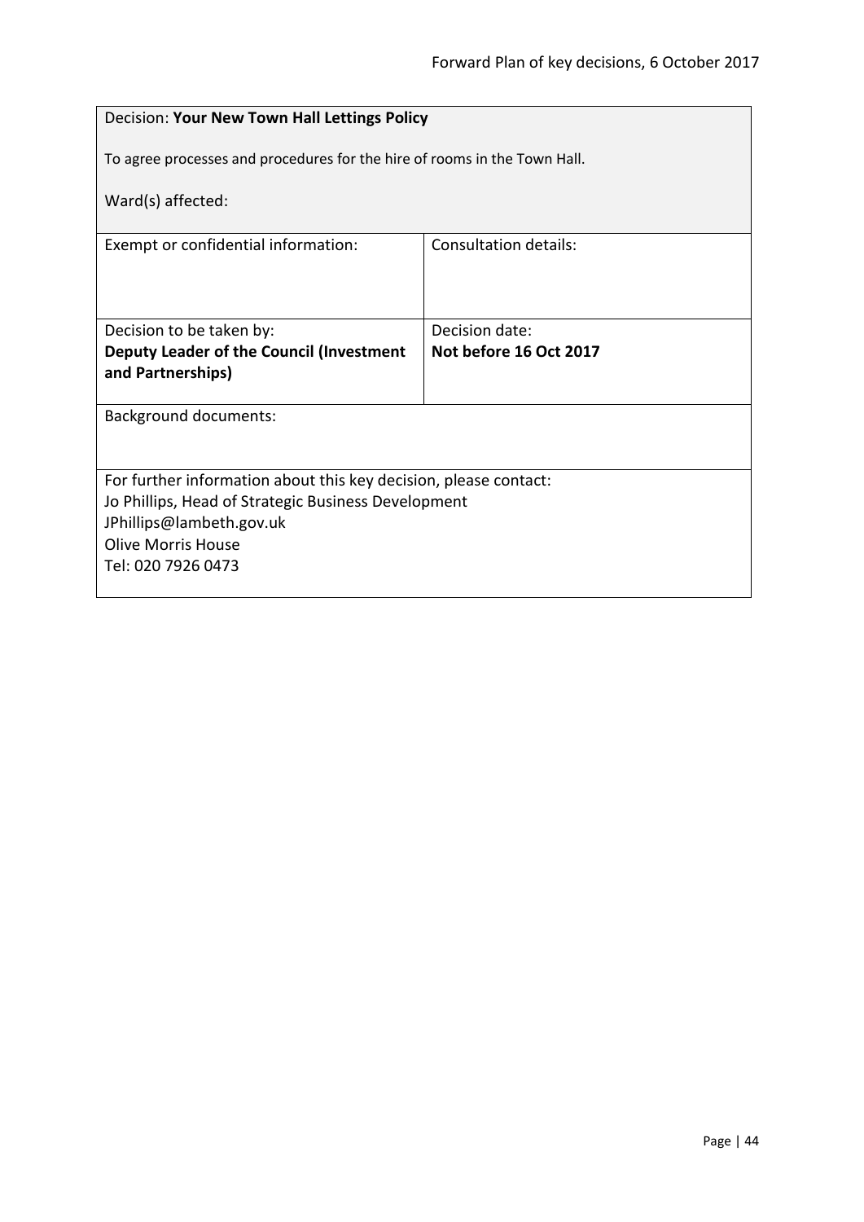Decision: **Your New Town Hall Lettings Policy**

To agree processes and procedures for the hire of rooms in the Town Hall.

Ward(s) affected:

| Exempt or confidential information: | Consultation details: |
| --- | --- |
| Decision to be taken by:<br>**Deputy Leader of the Council (Investment and Partnerships)** | Decision date:<br>**Not before 16 Oct 2017** |

Background documents:

For further information about this key decision, please contact:
Jo Phillips, Head of Strategic Business Development
JPhillips@lambeth.gov.uk
Olive Morris House
Tel: 020 7926 0473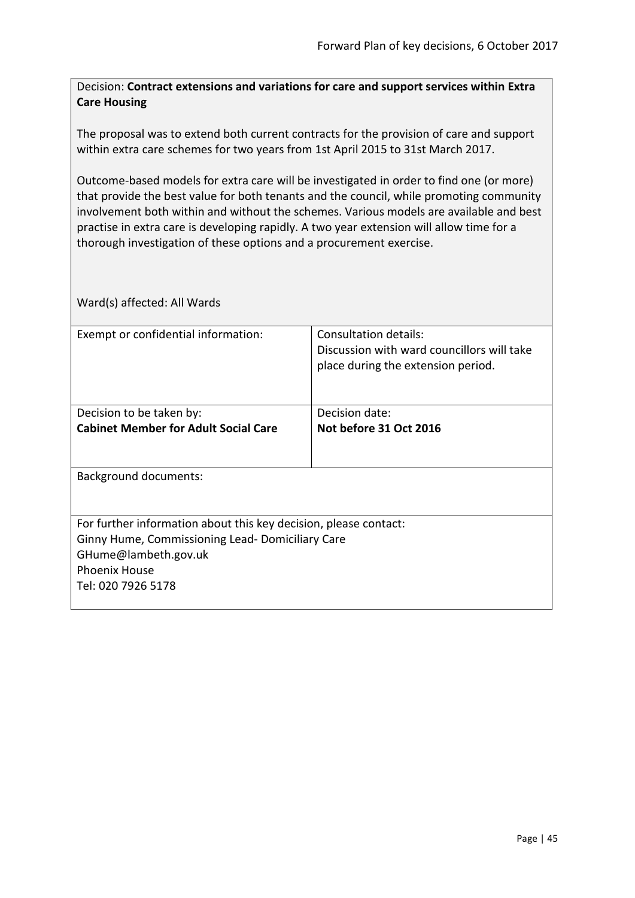Decision: **Contract extensions and variations for care and support services within Extra Care Housing**

The proposal was to extend both current contracts for the provision of care and support within extra care schemes for two years from 1st April 2015 to 31st March 2017.

Outcome-based models for extra care will be investigated in order to find one (or more) that provide the best value for both tenants and the council, while promoting community involvement both within and without the schemes. Various models are available and best practise in extra care is developing rapidly. A two year extension will allow time for a thorough investigation of these options and a procurement exercise.

Ward(s) affected: All Wards

| Exempt or confidential information: | Consultation details:<br>Discussion with ward councillors will take place during the extension period. |
|---|---|
| Decision to be taken by:<br>**Cabinet Member for Adult Social Care** | Decision date:<br>**Not before 31 Oct 2016** |

Background documents:

For further information about this key decision, please contact:
Ginny Hume, Commissioning Lead- Domiciliary Care
GHume@lambeth.gov.uk
Phoenix House
Tel: 020 7926 5178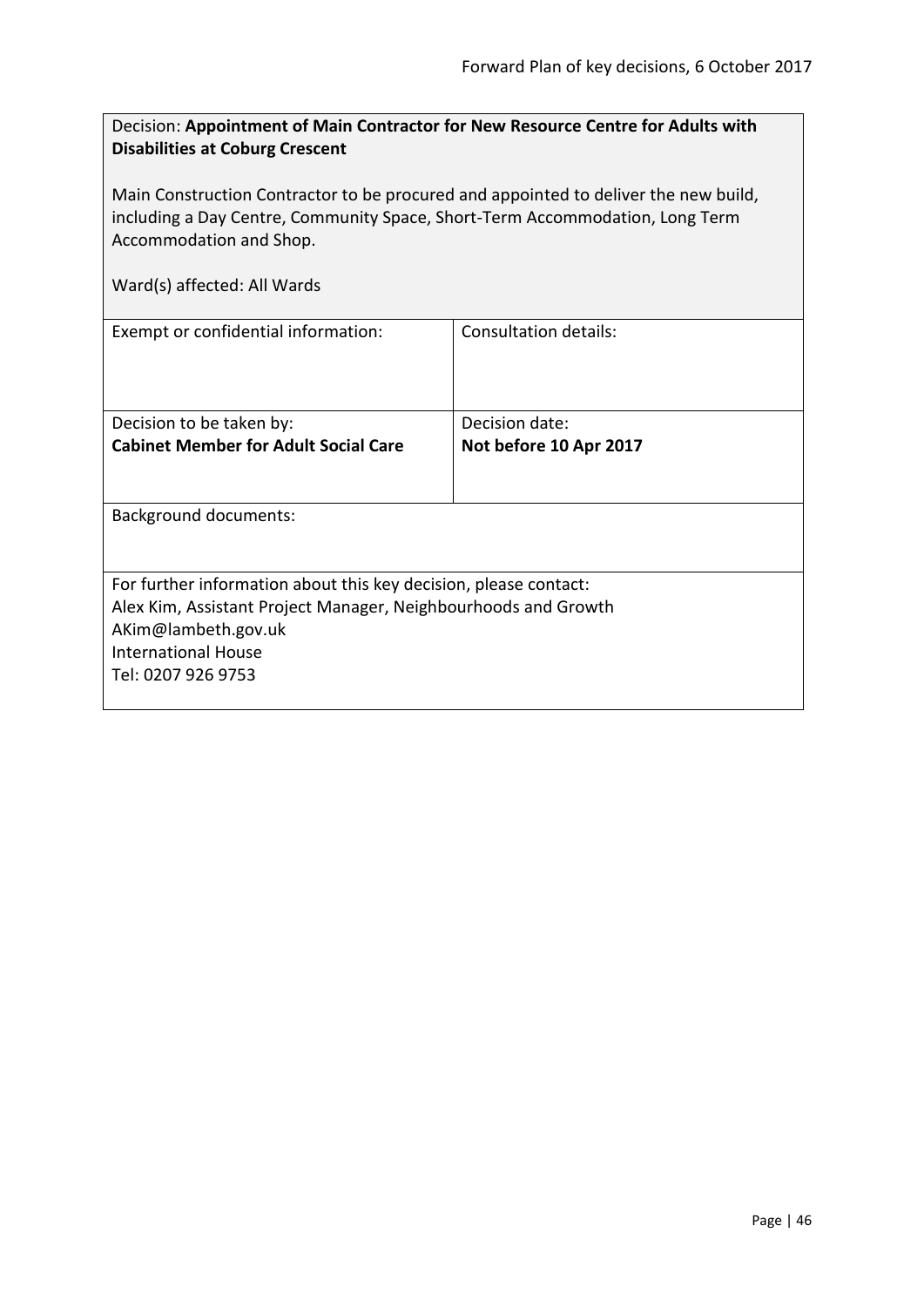Decision: **Appointment of Main Contractor for New Resource Centre for Adults with Disabilities at Coburg Crescent**

Main Construction Contractor to be procured and appointed to deliver the new build, including a Day Centre, Community Space, Short-Term Accommodation, Long Term Accommodation and Shop.

Ward(s) affected: All Wards

| Exempt or confidential information: | Consultation details: |
| --- | --- |
| Decision to be taken by:<br>**Cabinet Member for Adult Social Care** | Decision date:<br>**Not before 10 Apr 2017** |

Background documents:

For further information about this key decision, please contact:
Alex Kim, Assistant Project Manager, Neighbourhoods and Growth
AKim@lambeth.gov.uk
International House
Tel: 0207 926 9753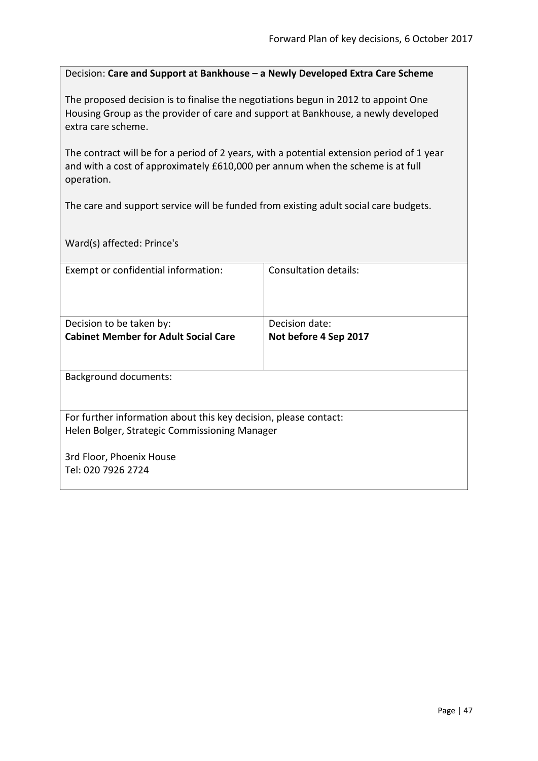Decision: **Care and Support at Bankhouse – a Newly Developed Extra Care Scheme**

The proposed decision is to finalise the negotiations begun in 2012 to appoint One Housing Group as the provider of care and support at Bankhouse, a newly developed extra care scheme.

The contract will be for a period of 2 years, with a potential extension period of 1 year and with a cost of approximately £610,000 per annum when the scheme is at full operation.

The care and support service will be funded from existing adult social care budgets.

Ward(s) affected: Prince's

| Exempt or confidential information: | Consultation details: |
|---|---|
| Decision to be taken by:<br>**Cabinet Member for Adult Social Care** | Decision date:<br>**Not before 4 Sep 2017** |

Background documents:

For further information about this key decision, please contact:
Helen Bolger, Strategic Commissioning Manager

3rd Floor, Phoenix House
Tel: 020 7926 2724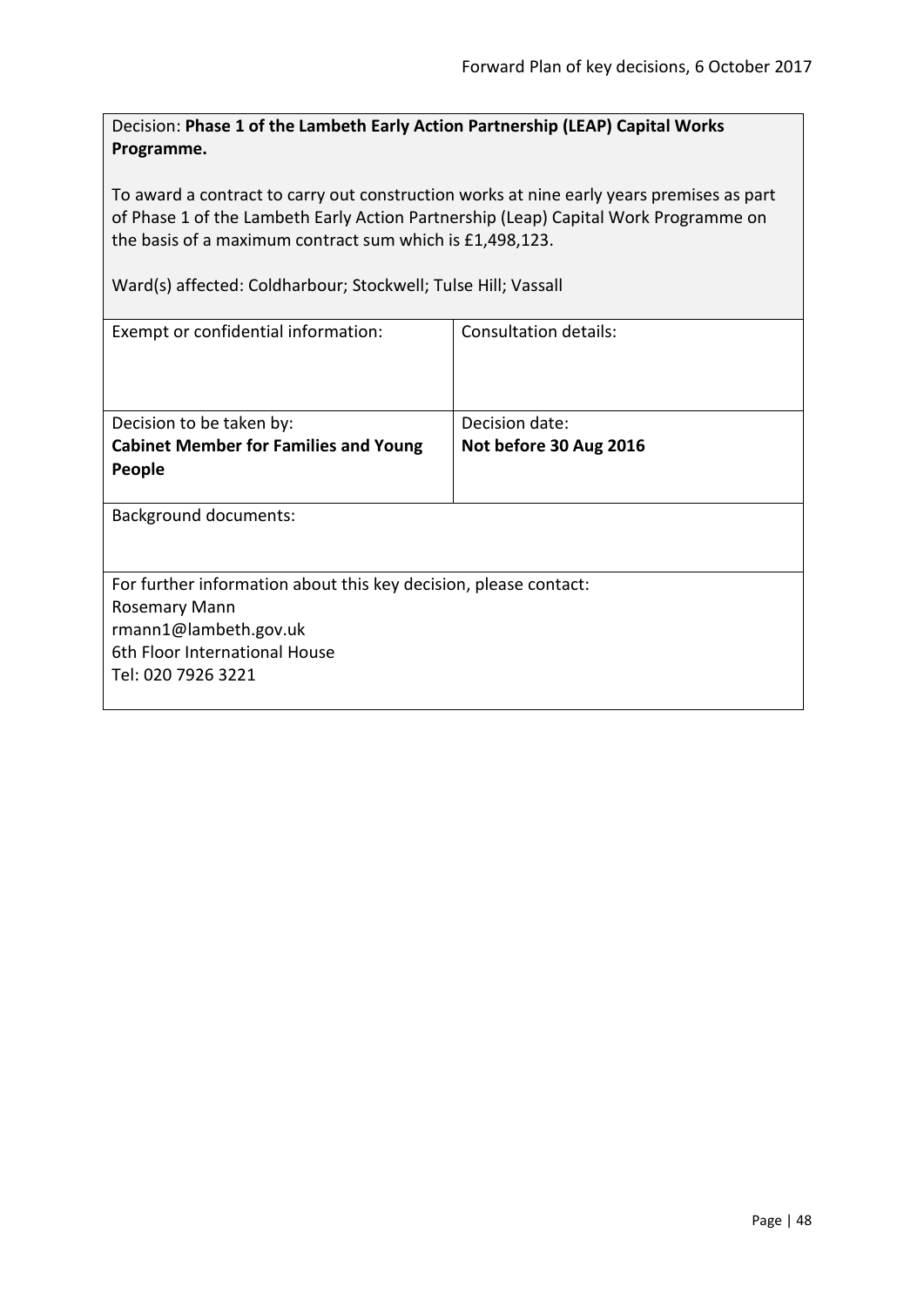Decision: **Phase 1 of the Lambeth Early Action Partnership (LEAP) Capital Works Programme.**

To award a contract to carry out construction works at nine early years premises as part of Phase 1 of the Lambeth Early Action Partnership (Leap) Capital Work Programme on the basis of a maximum contract sum which is £1,498,123.

Ward(s) affected: Coldharbour; Stockwell; Tulse Hill; Vassall

| Exempt or confidential information: | Consultation details: |
|---|---|
| Decision to be taken by: **Cabinet Member for Families and Young People** | Decision date: **Not before 30 Aug 2016** |

Background documents:

For further information about this key decision, please contact:
Rosemary Mann
rmann1@lambeth.gov.uk
6th Floor International House
Tel: 020 7926 3221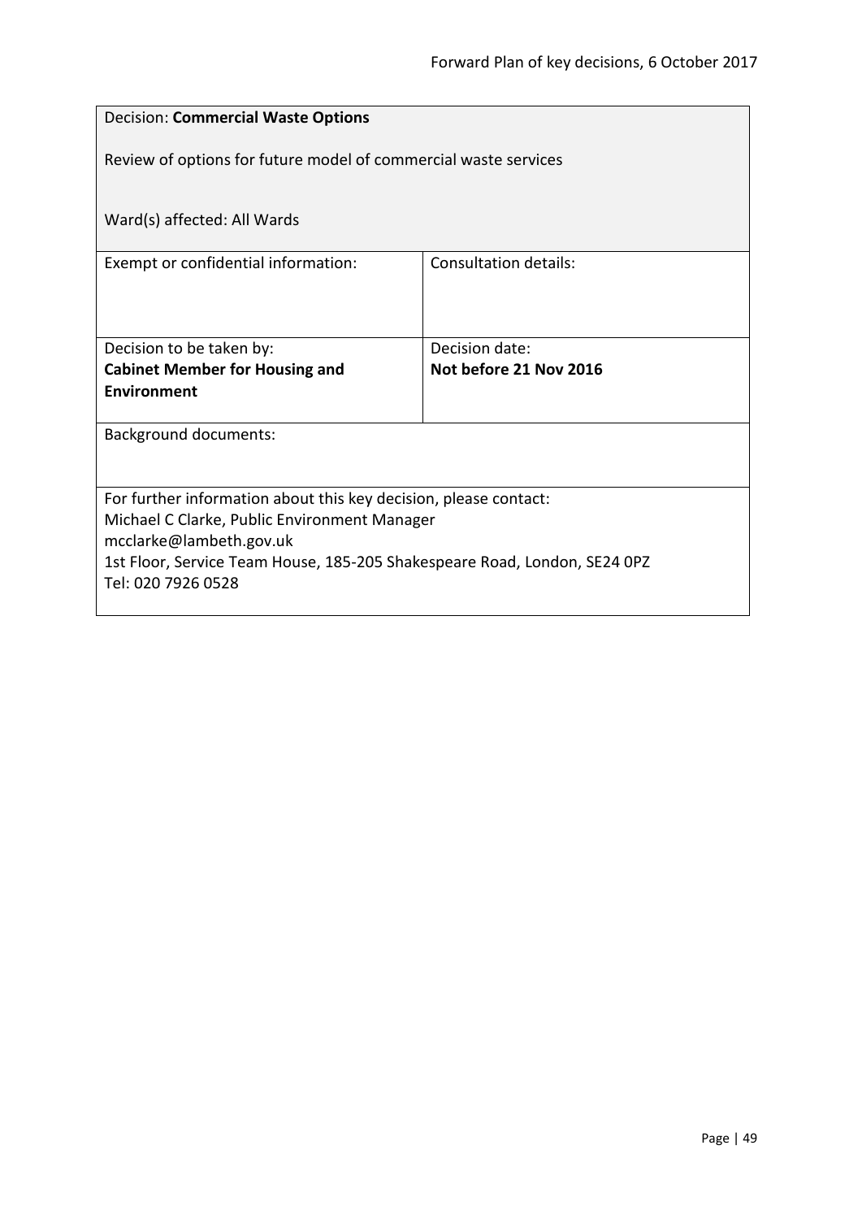Decision: **Commercial Waste Options**

Review of options for future model of commercial waste services

Ward(s) affected: All Wards

| Exempt or confidential information: | Consultation details: |
| --- | --- |
| Decision to be taken by:<br>**Cabinet Member for Housing and Environment** | Decision date:<br>**Not before 21 Nov 2016** |

Background documents:

For further information about this key decision, please contact:
Michael C Clarke, Public Environment Manager
mcclarke@lambeth.gov.uk
1st Floor, Service Team House, 185-205 Shakespeare Road, London, SE24 0PZ
Tel: 020 7926 0528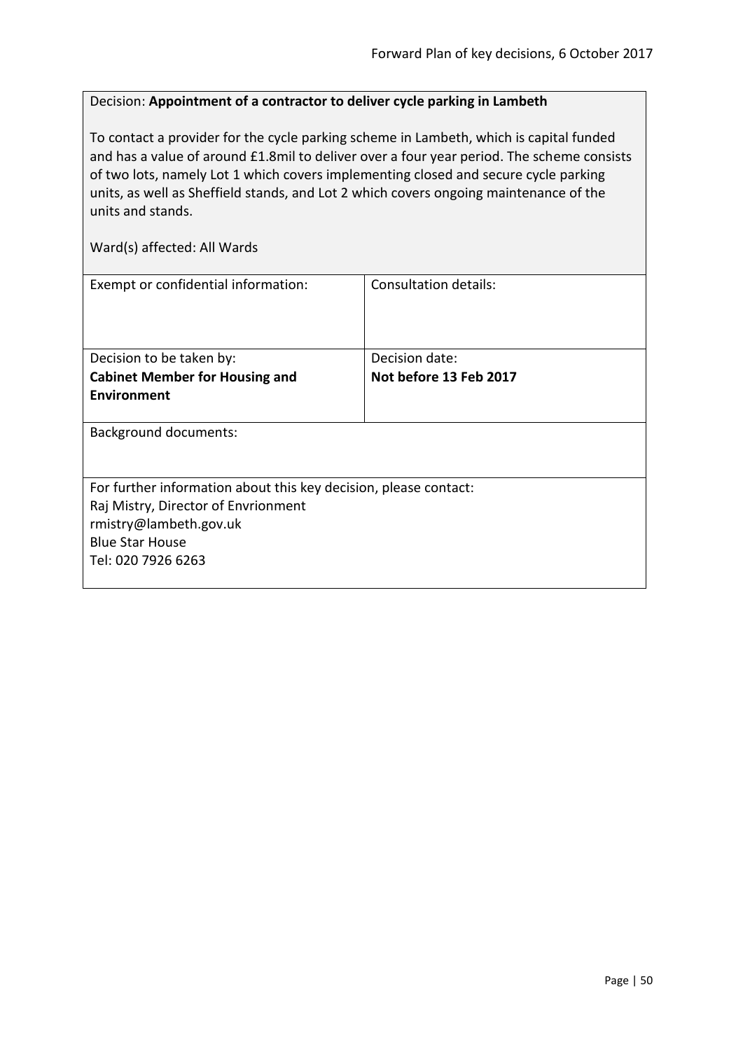Decision: **Appointment of a contractor to deliver cycle parking in Lambeth**

To contact a provider for the cycle parking scheme in Lambeth, which is capital funded and has a value of around £1.8mil to deliver over a four year period. The scheme consists of two lots, namely Lot 1 which covers implementing closed and secure cycle parking units, as well as Sheffield stands, and Lot 2 which covers ongoing maintenance of the units and stands.

Ward(s) affected: All Wards

| Exempt or confidential information: | Consultation details: |
|---|---|
| Decision to be taken by:<br>**Cabinet Member for Housing and Environment** | Decision date:<br>**Not before 13 Feb 2017** |

Background documents:

For further information about this key decision, please contact:
Raj Mistry, Director of Envrionment
rmistry@lambeth.gov.uk
Blue Star House
Tel: 020 7926 6263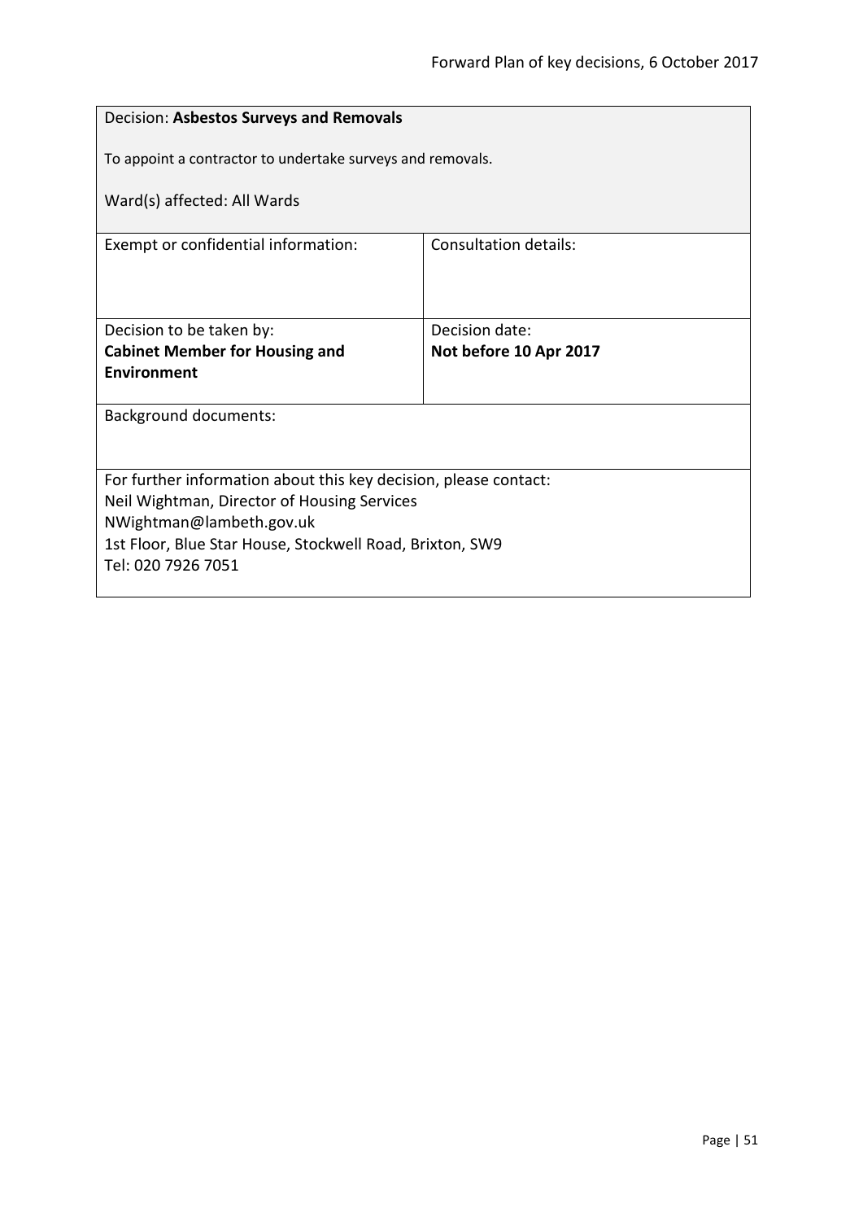| Decision: **Asbestos Surveys and Removals**<br><br>To appoint a contractor to undertake surveys and removals.<br><br>Ward(s) affected: All Wards | |
|---|---|
| Exempt or confidential information: | Consultation details: |
| Decision to be taken by:<br>**Cabinet Member for Housing and Environment** | Decision date:<br>**Not before 10 Apr 2017** |
| Background documents: | |
| For further information about this key decision, please contact:<br>Neil Wightman, Director of Housing Services<br>NWightman@lambeth.gov.uk<br>1st Floor, Blue Star House, Stockwell Road, Brixton, SW9<br>Tel: 020 7926 7051 | |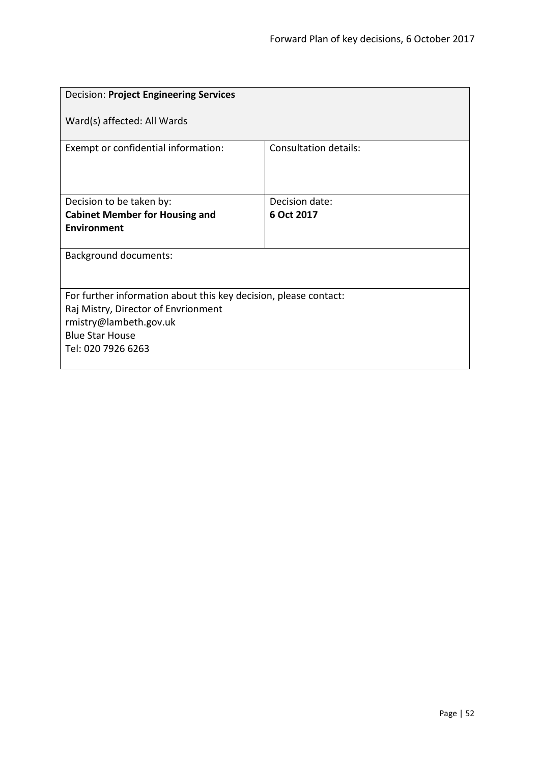| Decision: **Project Engineering Services**<br><br>Ward(s) affected: All Wards | |
|---|---|
| Exempt or confidential information: | Consultation details: |
| Decision to be taken by:<br>**Cabinet Member for Housing and Environment** | Decision date:<br>**6 Oct 2017** |
| Background documents: | |
| For further information about this key decision, please contact:<br>Raj Mistry, Director of Envrionment<br>rmistry@lambeth.gov.uk<br>Blue Star House<br>Tel: 020 7926 6263 | |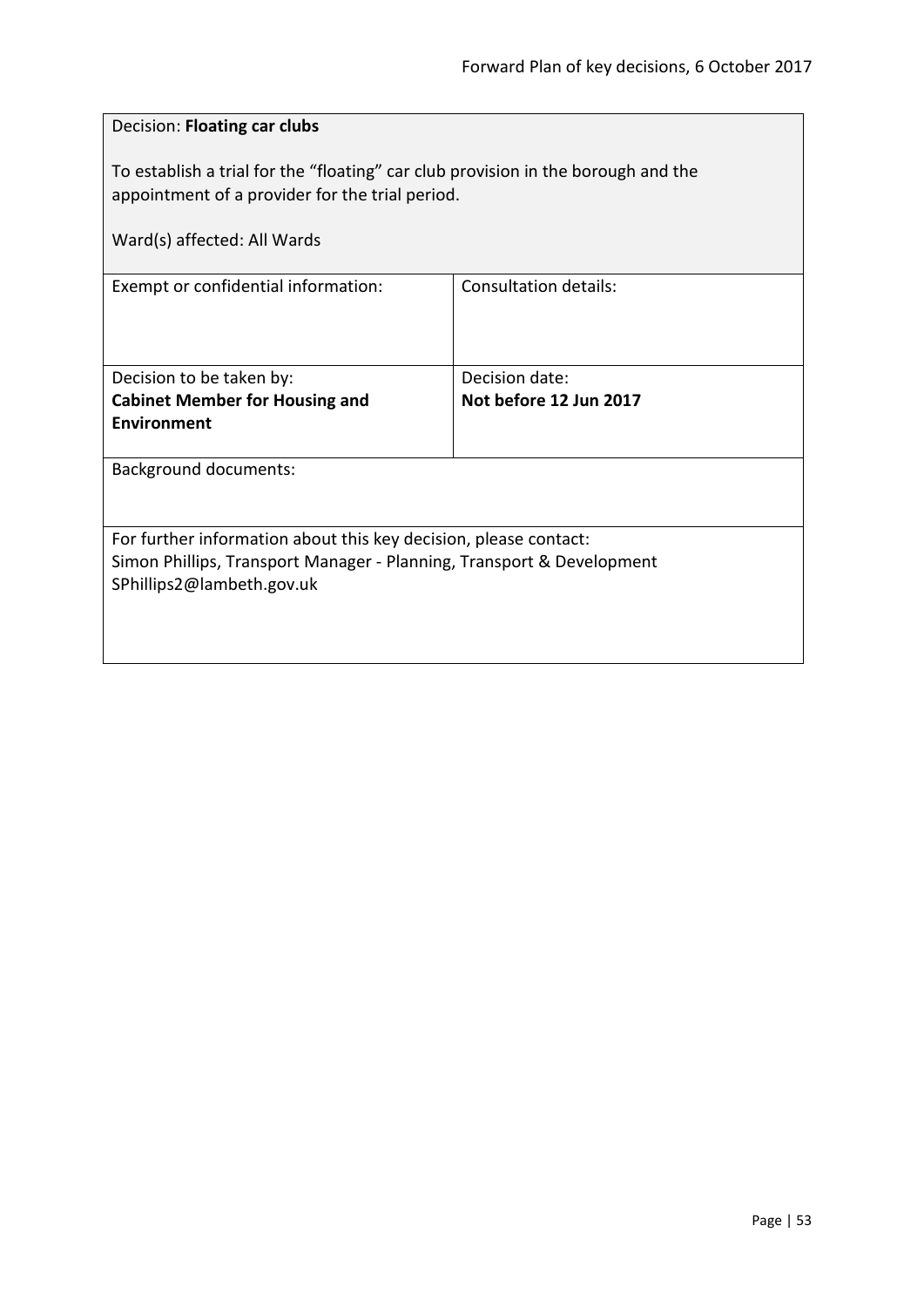Decision: **Floating car clubs**

To establish a trial for the "floating" car club provision in the borough and the appointment of a provider for the trial period.

Ward(s) affected: All Wards

| Exempt or confidential information: | Consultation details: |
| --- | --- |
| Decision to be taken by: **Cabinet Member for Housing and Environment** | Decision date: **Not before 12 Jun 2017** |

Background documents:

For further information about this key decision, please contact:
Simon Phillips, Transport Manager - Planning, Transport & Development
SPhillips2@lambeth.gov.uk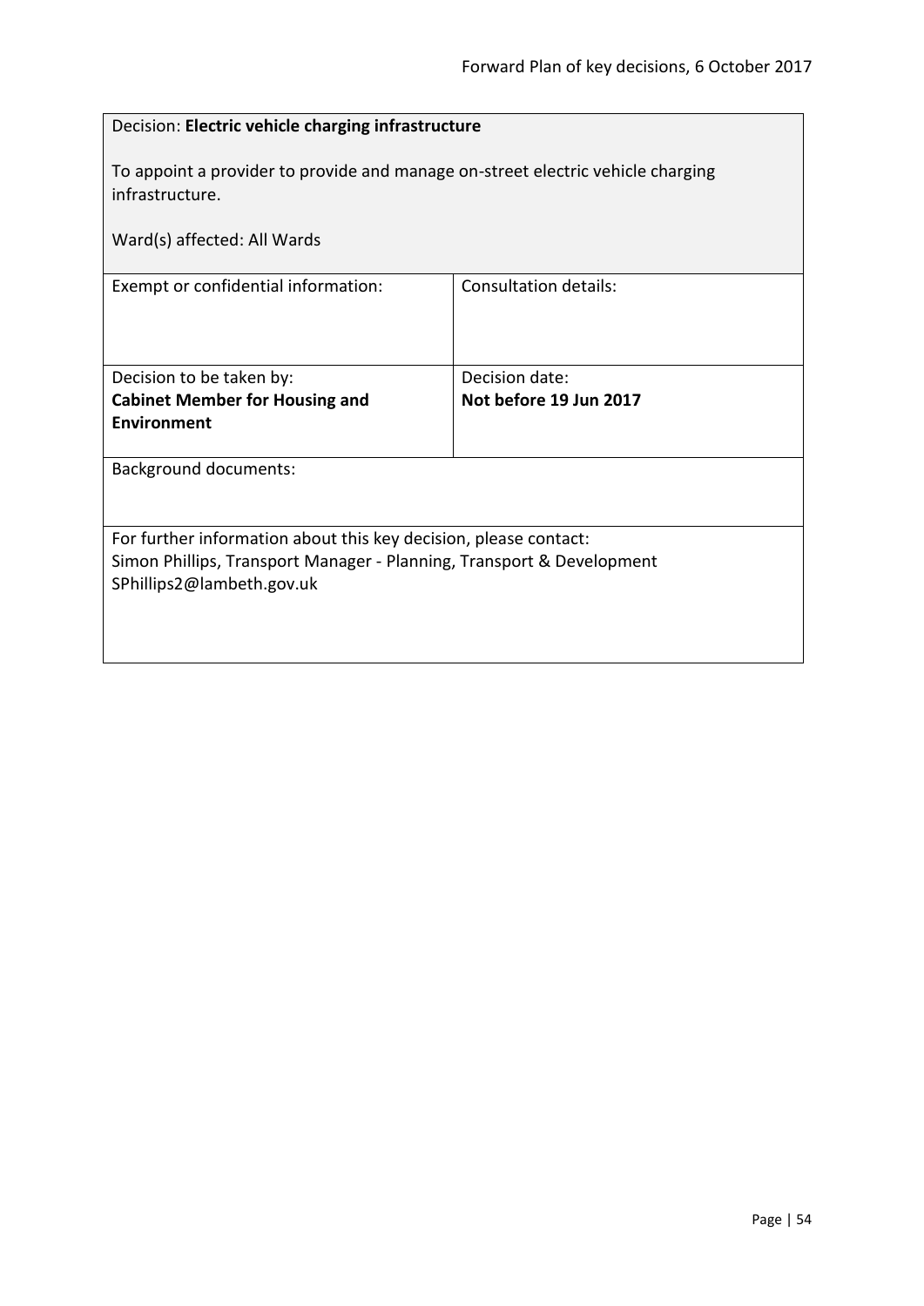Decision: **Electric vehicle charging infrastructure**

To appoint a provider to provide and manage on-street electric vehicle charging infrastructure.

Ward(s) affected: All Wards

| Exempt or confidential information: | Consultation details: |
| --- | --- |
| Decision to be taken by: **Cabinet Member for Housing and Environment** | Decision date: **Not before 19 Jun 2017** |

Background documents:

For further information about this key decision, please contact:
Simon Phillips, Transport Manager - Planning, Transport & Development
SPhillips2@lambeth.gov.uk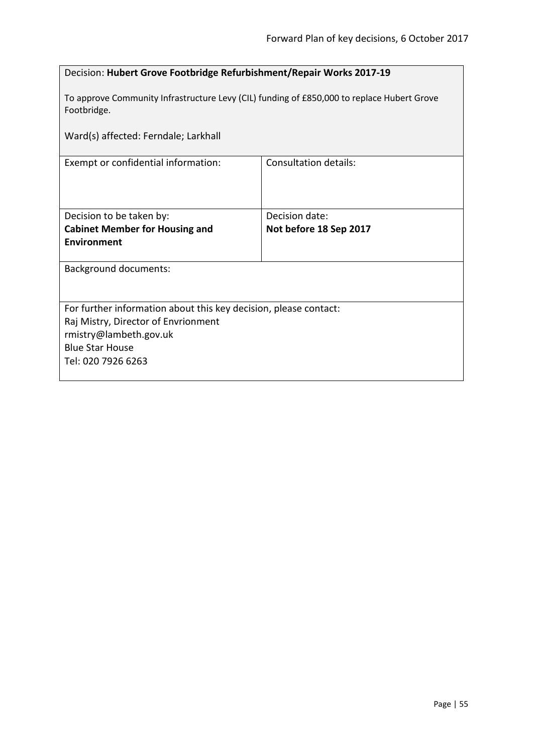Decision: **Hubert Grove Footbridge Refurbishment/Repair Works 2017-19**

To approve Community Infrastructure Levy (CIL) funding of £850,000 to replace Hubert Grove Footbridge.

Ward(s) affected: Ferndale; Larkhall

| Exempt or confidential information: | Consultation details: |
| --- | --- |
| Decision to be taken by: **Cabinet Member for Housing and Environment** | Decision date: **Not before 18 Sep 2017** |

Background documents:

For further information about this key decision, please contact:
Raj Mistry, Director of Envrionment
rmistry@lambeth.gov.uk
Blue Star House
Tel: 020 7926 6263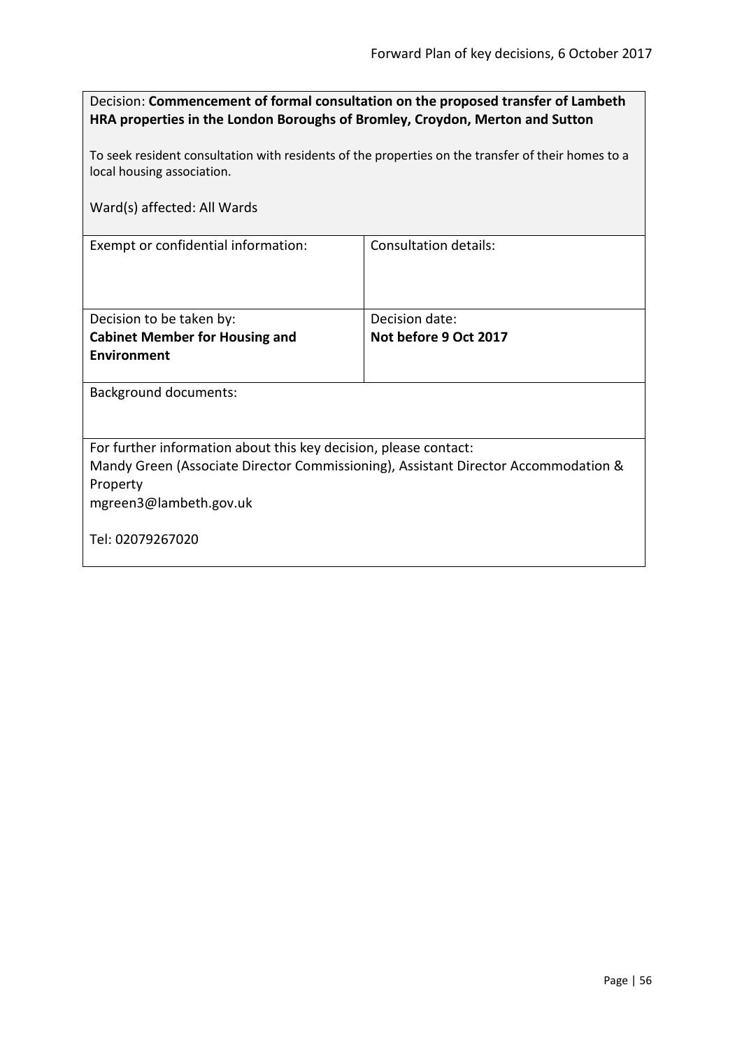Decision: **Commencement of formal consultation on the proposed transfer of Lambeth HRA properties in the London Boroughs of Bromley, Croydon, Merton and Sutton**

To seek resident consultation with residents of the properties on the transfer of their homes to a local housing association.

Ward(s) affected: All Wards

| Exempt or confidential information: | Consultation details: |
|---|---|
| Decision to be taken by:<br>**Cabinet Member for Housing and Environment** | Decision date:<br>**Not before 9 Oct 2017** |

Background documents:

For further information about this key decision, please contact:
Mandy Green (Associate Director Commissioning), Assistant Director Accommodation & Property
mgreen3@lambeth.gov.uk

Tel: 02079267020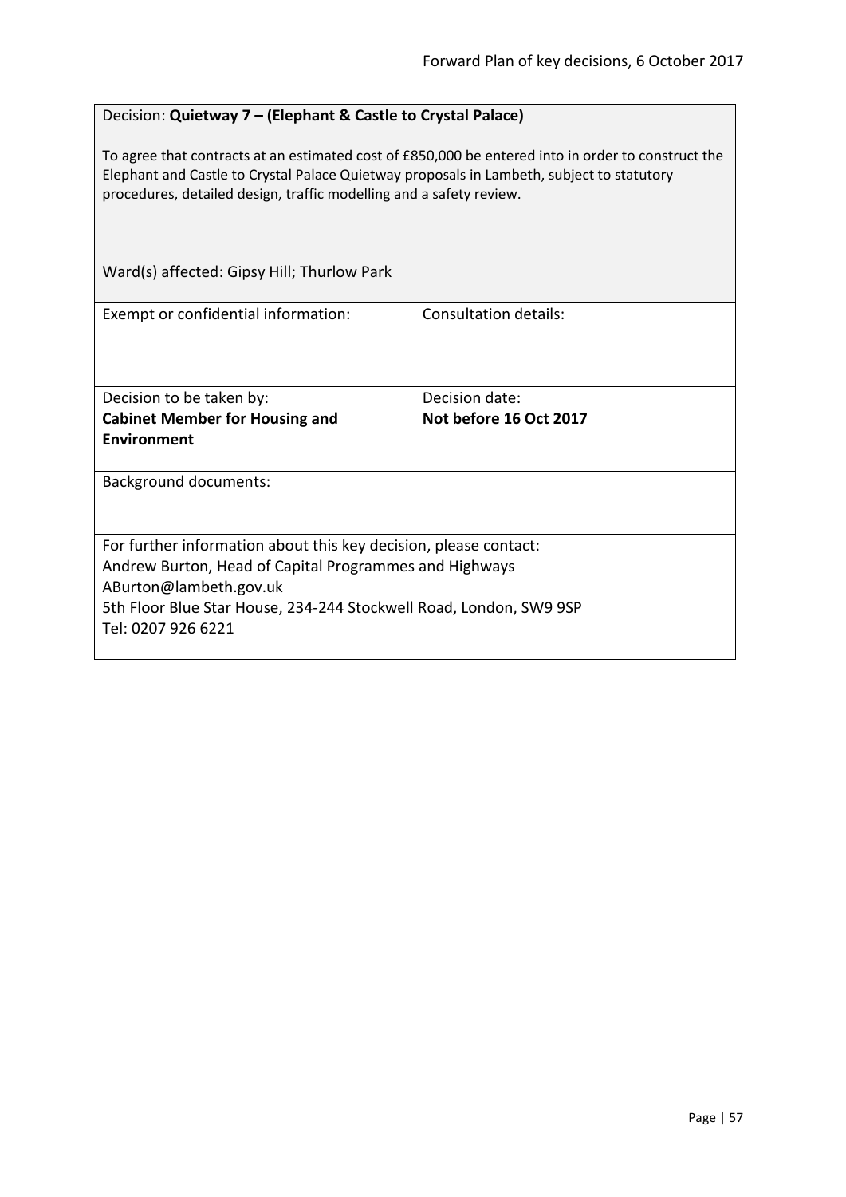Decision: **Quietway 7 – (Elephant & Castle to Crystal Palace)**

To agree that contracts at an estimated cost of £850,000 be entered into in order to construct the Elephant and Castle to Crystal Palace Quietway proposals in Lambeth, subject to statutory procedures, detailed design, traffic modelling and a safety review.

Ward(s) affected: Gipsy Hill; Thurlow Park

| Exempt or confidential information: | Consultation details: |
| --- | --- |
| Decision to be taken by:<br>**Cabinet Member for Housing and Environment** | Decision date:<br>**Not before 16 Oct 2017** |

Background documents:

For further information about this key decision, please contact:
Andrew Burton, Head of Capital Programmes and Highways
ABurton@lambeth.gov.uk
5th Floor Blue Star House, 234-244 Stockwell Road, London, SW9 9SP
Tel: 0207 926 6221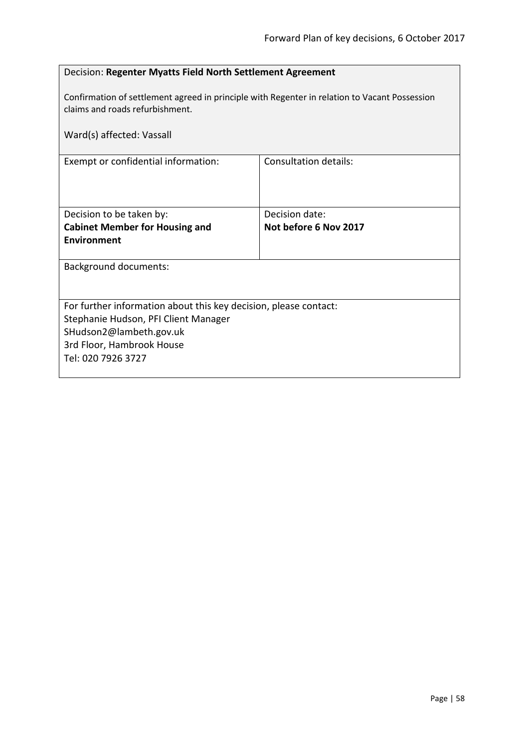| Decision: **Regenter Myatts Field North Settlement Agreement**<br><br>Confirmation of settlement agreed in principle with Regenter in relation to Vacant Possession claims and roads refurbishment.<br><br>Ward(s) affected: Vassall | |
|---|---|
| Exempt or confidential information: | Consultation details: |
| Decision to be taken by:<br>**Cabinet Member for Housing and Environment** | Decision date:<br>**Not before 6 Nov 2017** |
| Background documents: | |
| For further information about this key decision, please contact:<br>Stephanie Hudson, PFI Client Manager<br>SHudson2@lambeth.gov.uk<br>3rd Floor, Hambrook House<br>Tel: 020 7926 3727 | |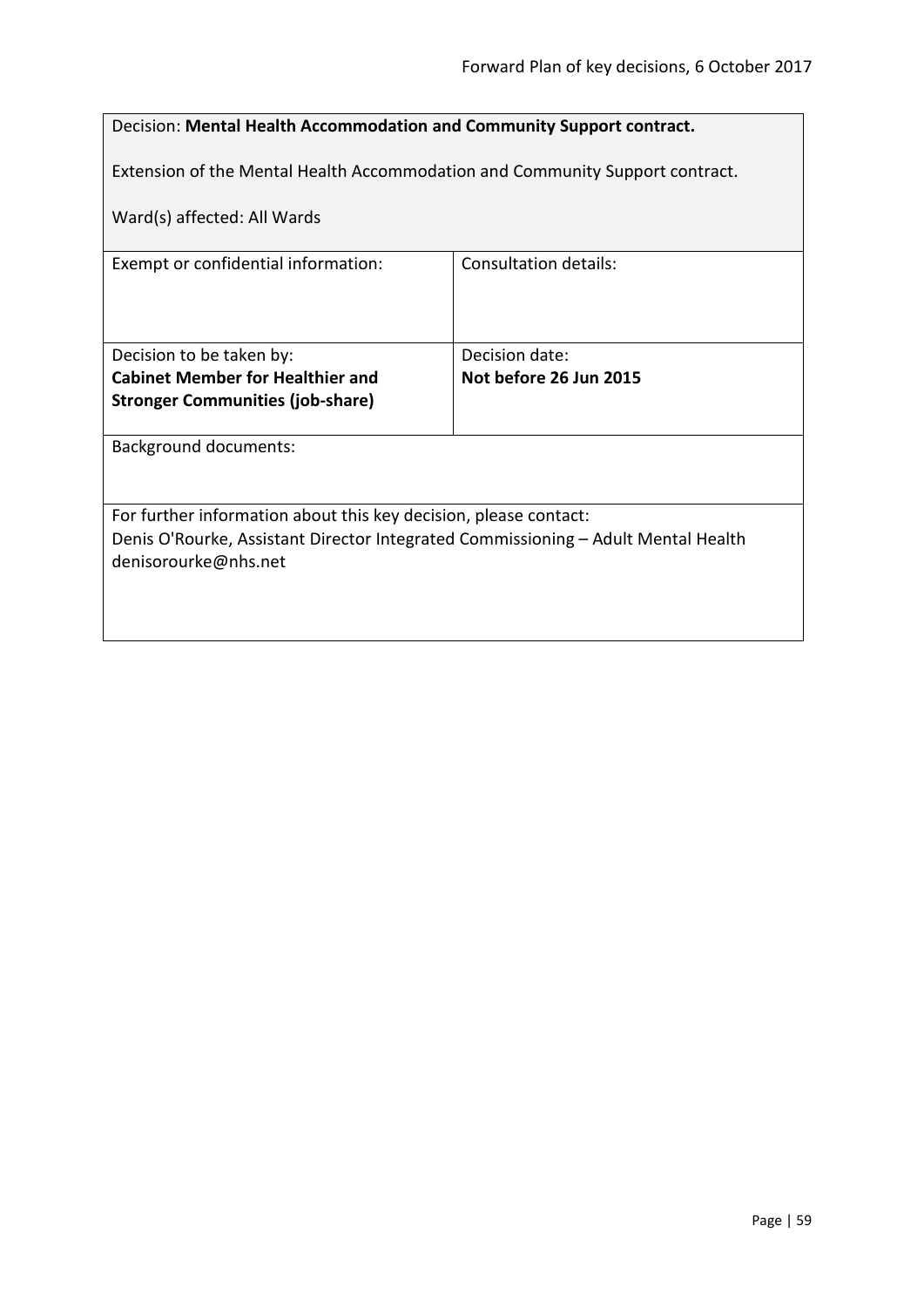Decision: **Mental Health Accommodation and Community Support contract.**

Extension of the Mental Health Accommodation and Community Support contract.

Ward(s) affected: All Wards

| Exempt or confidential information: | Consultation details: |
|---|---|
| Decision to be taken by:<br>**Cabinet Member for Healthier and Stronger Communities (job-share)** | Decision date:<br>**Not before 26 Jun 2015** |

Background documents:

For further information about this key decision, please contact:
Denis O'Rourke, Assistant Director Integrated Commissioning – Adult Mental Health
denisorourke@nhs.net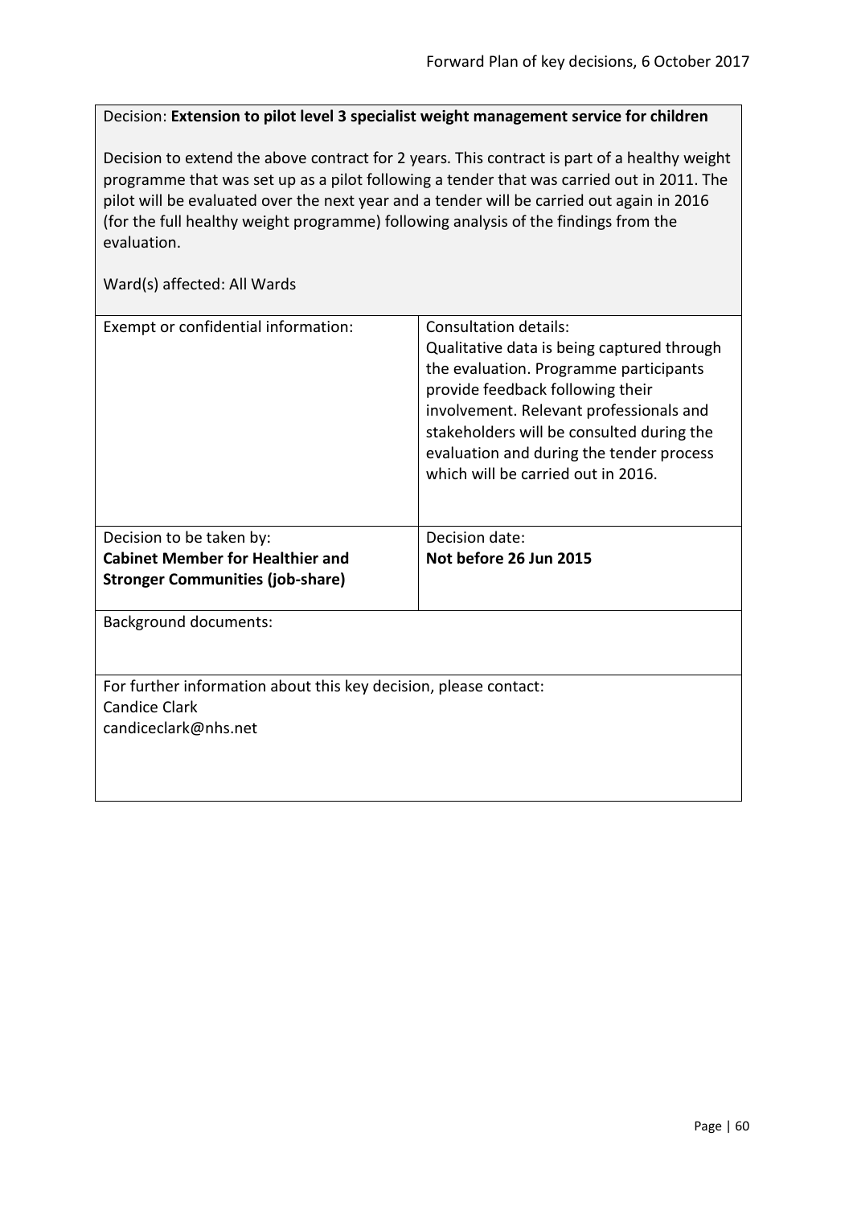Decision: **Extension to pilot level 3 specialist weight management service for children**

Decision to extend the above contract for 2 years. This contract is part of a healthy weight programme that was set up as a pilot following a tender that was carried out in 2011. The pilot will be evaluated over the next year and a tender will be carried out again in 2016 (for the full healthy weight programme) following analysis of the findings from the evaluation.

Ward(s) affected: All Wards

| Exempt or confidential information: | Consultation details: Qualitative data is being captured through the evaluation. Programme participants provide feedback following their involvement. Relevant professionals and stakeholders will be consulted during the evaluation and during the tender process which will be carried out in 2016. |
|---|---|
| Decision to be taken by: **Cabinet Member for Healthier and Stronger Communities (job-share)** | Decision date: **Not before 26 Jun 2015** |

Background documents:

For further information about this key decision, please contact:
Candice Clark
candiceclark@nhs.net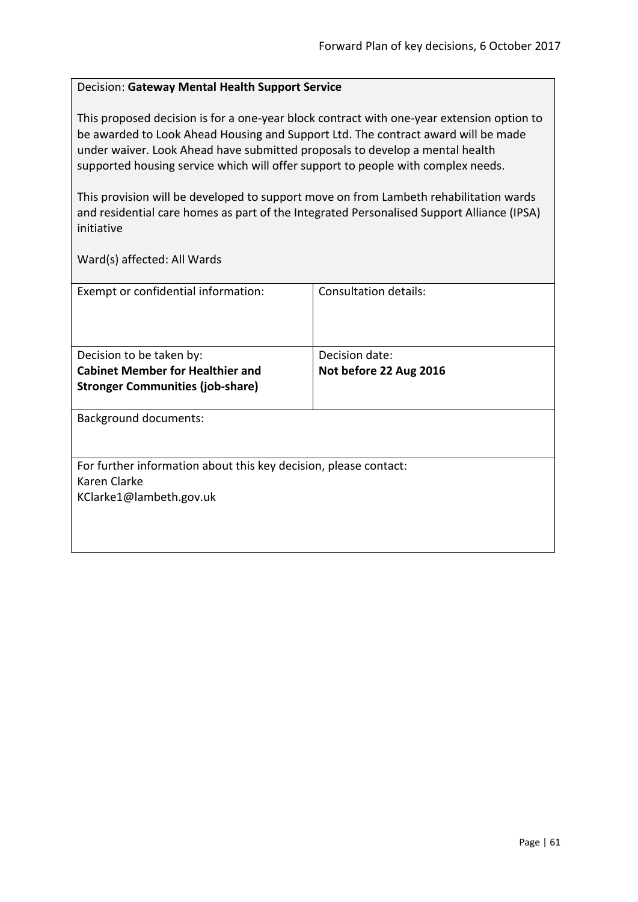Decision: **Gateway Mental Health Support Service**

This proposed decision is for a one-year block contract with one-year extension option to be awarded to Look Ahead Housing and Support Ltd. The contract award will be made under waiver. Look Ahead have submitted proposals to develop a mental health supported housing service which will offer support to people with complex needs.

This provision will be developed to support move on from Lambeth rehabilitation wards and residential care homes as part of the Integrated Personalised Support Alliance (IPSA) initiative

Ward(s) affected: All Wards

| Exempt or confidential information: | Consultation details: |
|---|---|
| Decision to be taken by:<br>**Cabinet Member for Healthier and Stronger Communities (job-share)** | Decision date:<br>**Not before 22 Aug 2016** |

Background documents:

For further information about this key decision, please contact:
Karen Clarke
KClarke1@lambeth.gov.uk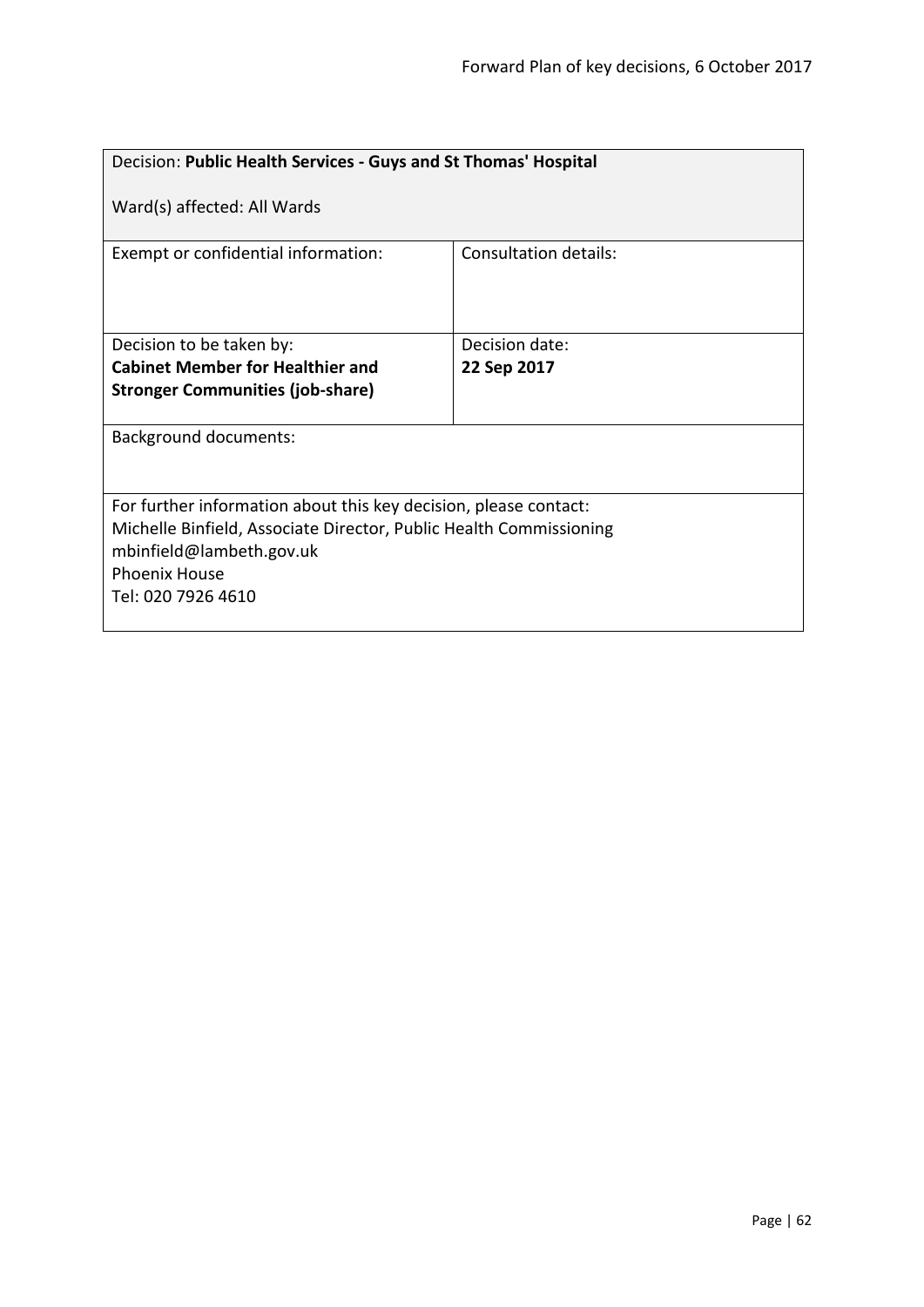| Decision: **Public Health Services - Guys and St Thomas' Hospital**<br><br>Ward(s) affected: All Wards | |
|---|---|
| Exempt or confidential information: | Consultation details: |
| Decision to be taken by:<br>**Cabinet Member for Healthier and Stronger Communities (job-share)** | Decision date:<br>**22 Sep 2017** |
| Background documents: | |
| For further information about this key decision, please contact:<br>Michelle Binfield, Associate Director, Public Health Commissioning<br>mbinfield@lambeth.gov.uk<br>Phoenix House<br>Tel: 020 7926 4610 | |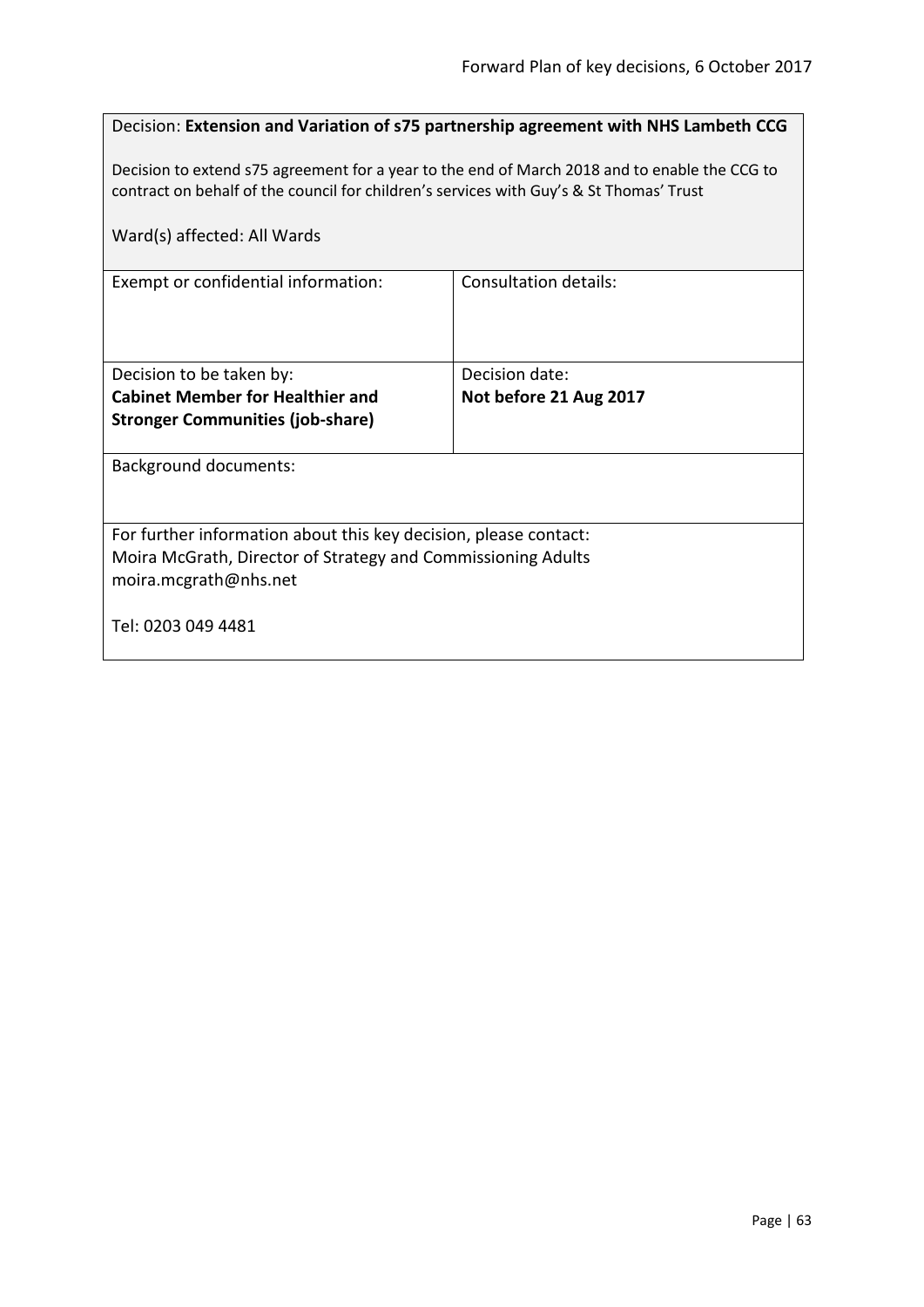Decision: **Extension and Variation of s75 partnership agreement with NHS Lambeth CCG**

Decision to extend s75 agreement for a year to the end of March 2018 and to enable the CCG to contract on behalf of the council for children's services with Guy's & St Thomas' Trust

Ward(s) affected: All Wards

| Exempt or confidential information: | Consultation details: |
|---|---|
| Decision to be taken by:<br>**Cabinet Member for Healthier and Stronger Communities (job-share)** | Decision date:<br>**Not before 21 Aug 2017** |

Background documents:

For further information about this key decision, please contact:
Moira McGrath, Director of Strategy and Commissioning Adults
moira.mcgrath@nhs.net

Tel: 0203 049 4481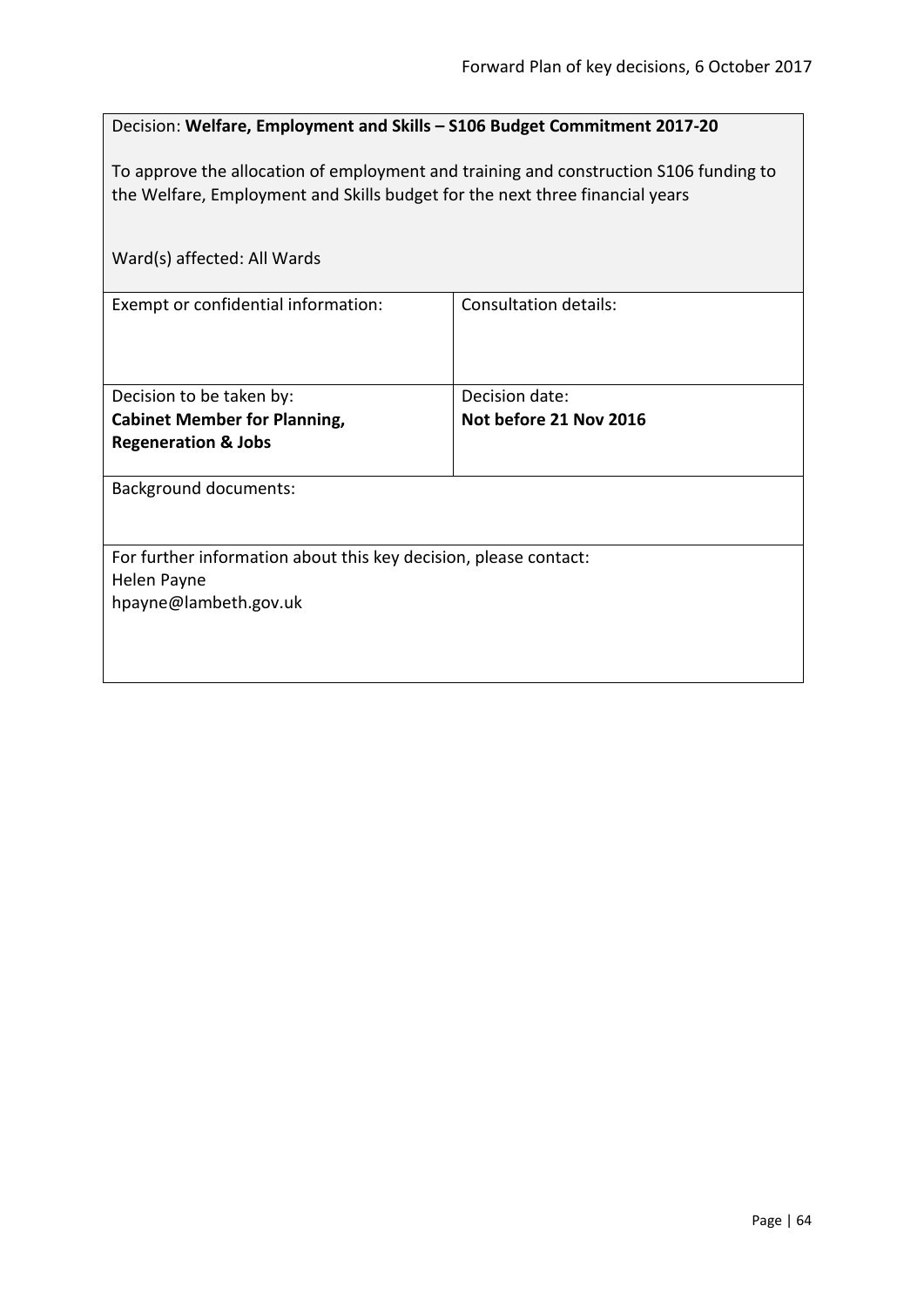Decision: **Welfare, Employment and Skills – S106 Budget Commitment 2017-20**

To approve the allocation of employment and training and construction S106 funding to the Welfare, Employment and Skills budget for the next three financial years

Ward(s) affected: All Wards

| Exempt or confidential information: | Consultation details: |
|---|---|
| Decision to be taken by:<br>**Cabinet Member for Planning, Regeneration & Jobs** | Decision date:<br>**Not before 21 Nov 2016** |

Background documents:

For further information about this key decision, please contact:
Helen Payne
hpayne@lambeth.gov.uk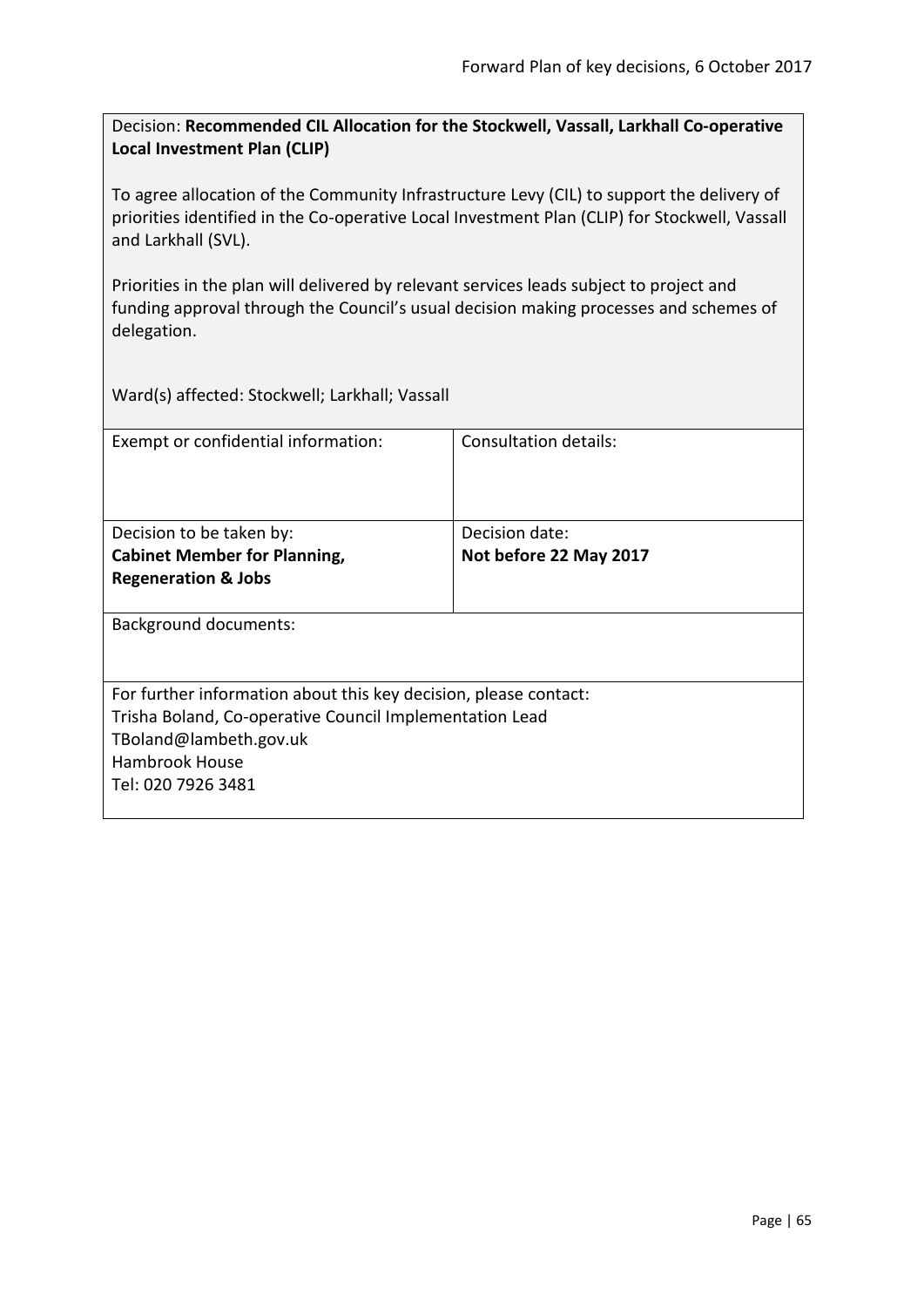Decision: **Recommended CIL Allocation for the Stockwell, Vassall, Larkhall Co-operative Local Investment Plan (CLIP)**

To agree allocation of the Community Infrastructure Levy (CIL) to support the delivery of priorities identified in the Co-operative Local Investment Plan (CLIP) for Stockwell, Vassall and Larkhall (SVL).

Priorities in the plan will delivered by relevant services leads subject to project and funding approval through the Council's usual decision making processes and schemes of delegation.

Ward(s) affected: Stockwell; Larkhall; Vassall

| Exempt or confidential information: | Consultation details: |
|---|---|
| Decision to be taken by:<br>**Cabinet Member for Planning, Regeneration & Jobs** | Decision date:<br>**Not before 22 May 2017** |

Background documents:

For further information about this key decision, please contact:
Trisha Boland, Co-operative Council Implementation Lead
TBoland@lambeth.gov.uk
Hambrook House
Tel: 020 7926 3481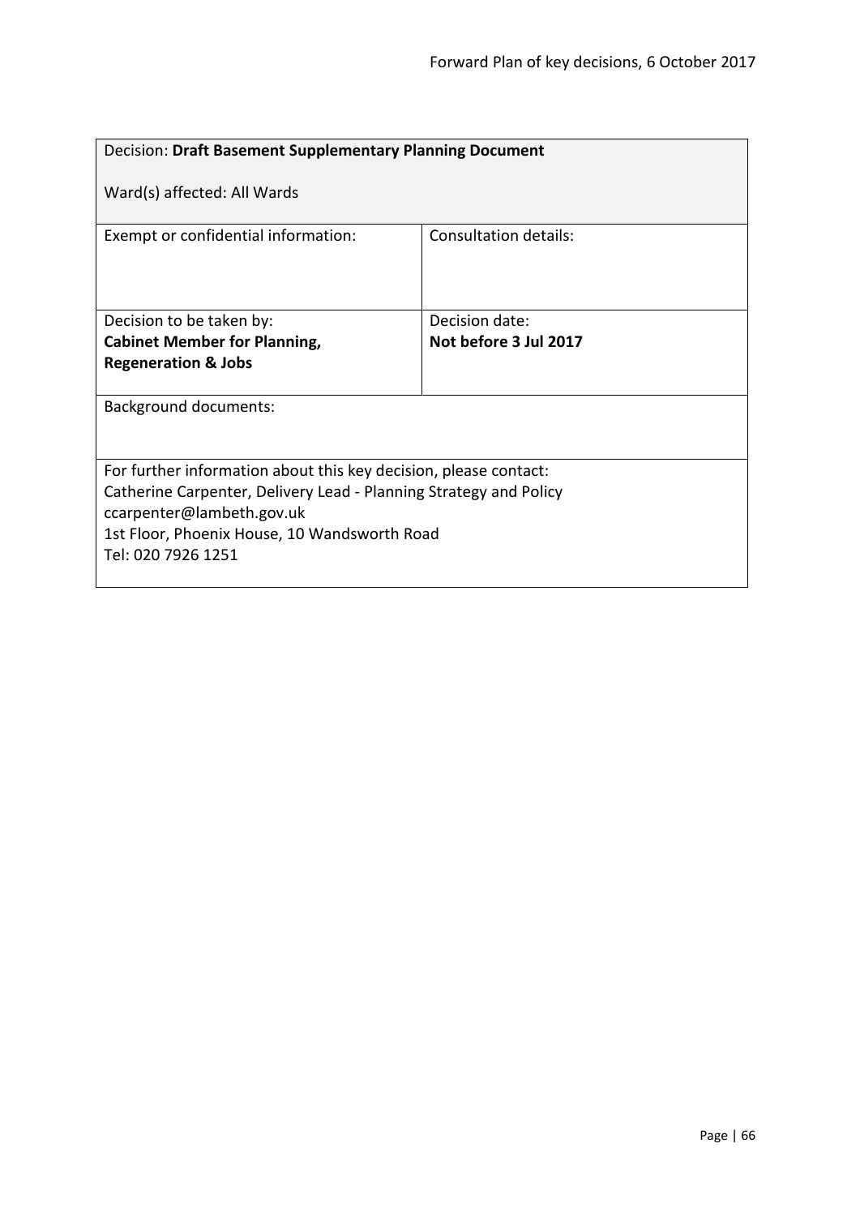| Decision: **Draft Basement Supplementary Planning Document**<br><br>Ward(s) affected: All Wards | |
|---|---|
| Exempt or confidential information: | Consultation details: |
| Decision to be taken by:<br>**Cabinet Member for Planning, Regeneration & Jobs** | Decision date:<br>**Not before 3 Jul 2017** |
| Background documents: | |
| For further information about this key decision, please contact:<br>Catherine Carpenter, Delivery Lead - Planning Strategy and Policy<br>ccarpenter@lambeth.gov.uk<br>1st Floor, Phoenix House, 10 Wandsworth Road<br>Tel: 020 7926 1251 | |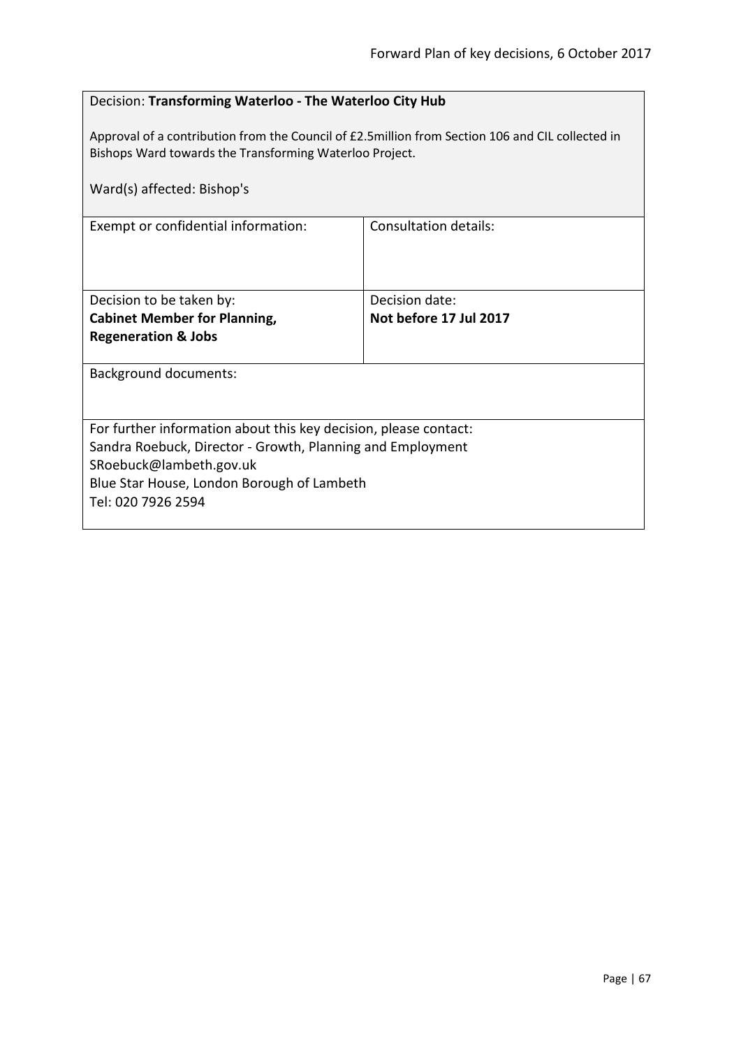Decision: **Transforming Waterloo - The Waterloo City Hub**

Approval of a contribution from the Council of £2.5million from Section 106 and CIL collected in Bishops Ward towards the Transforming Waterloo Project.

Ward(s) affected: Bishop's

| Exempt or confidential information: | Consultation details: |
|---|---|
| Decision to be taken by:<br>**Cabinet Member for Planning, Regeneration & Jobs** | Decision date:<br>**Not before 17 Jul 2017** |

Background documents:

For further information about this key decision, please contact:
Sandra Roebuck, Director - Growth, Planning and Employment
SRoebuck@lambeth.gov.uk
Blue Star House, London Borough of Lambeth
Tel: 020 7926 2594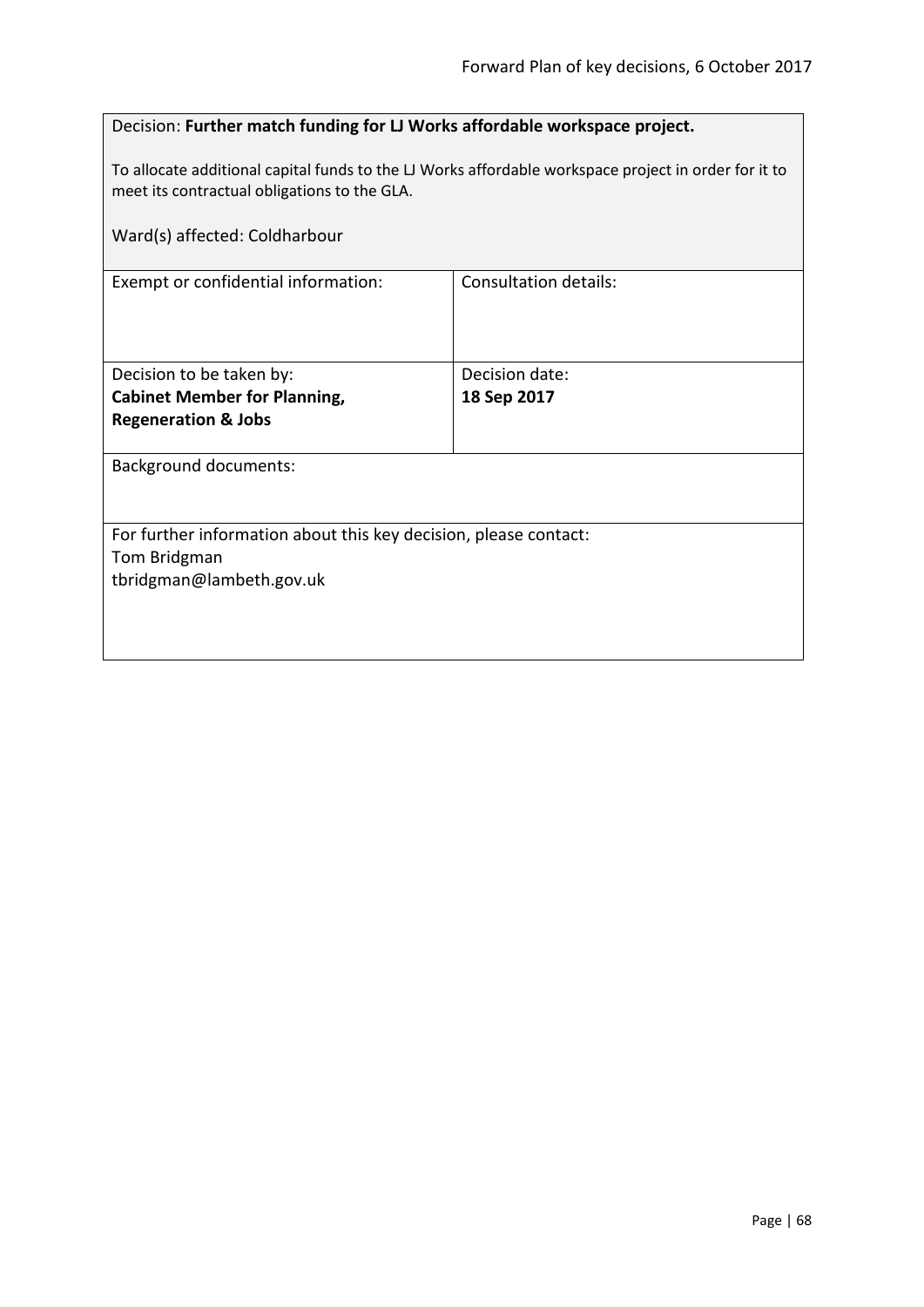Decision: **Further match funding for LJ Works affordable workspace project.**

To allocate additional capital funds to the LJ Works affordable workspace project in order for it to meet its contractual obligations to the GLA.

Ward(s) affected: Coldharbour

| Exempt or confidential information: | Consultation details: |
|---|---|
| Decision to be taken by:<br>**Cabinet Member for Planning, Regeneration & Jobs** | Decision date:<br>**18 Sep 2017** |

Background documents:

For further information about this key decision, please contact:
Tom Bridgman
tbridgman@lambeth.gov.uk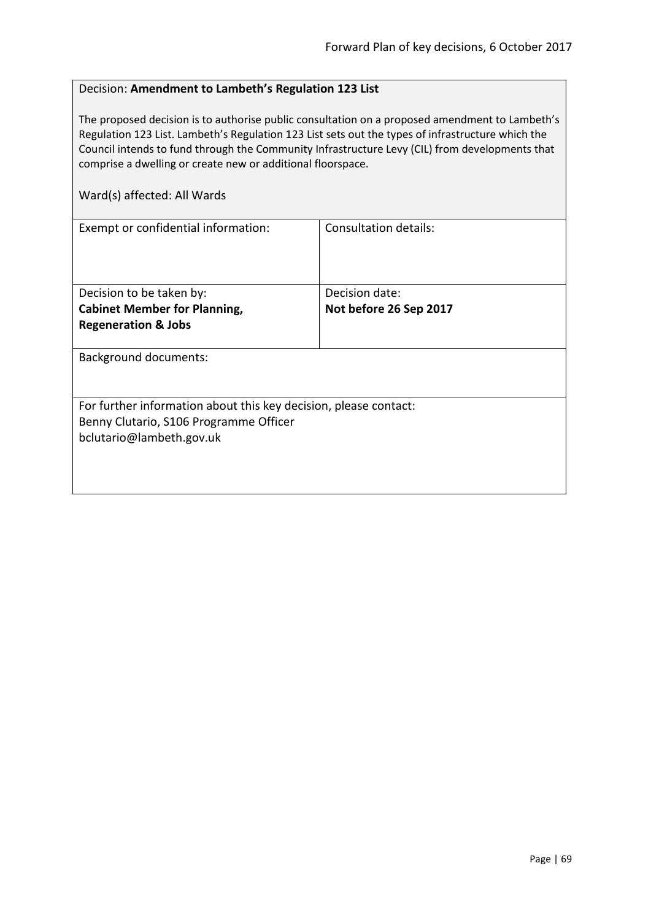Decision: **Amendment to Lambeth's Regulation 123 List**

The proposed decision is to authorise public consultation on a proposed amendment to Lambeth's Regulation 123 List. Lambeth's Regulation 123 List sets out the types of infrastructure which the Council intends to fund through the Community Infrastructure Levy (CIL) from developments that comprise a dwelling or create new or additional floorspace.

Ward(s) affected: All Wards

| Exempt or confidential information: | Consultation details: |
|---|---|
| Decision to be taken by:<br>**Cabinet Member for Planning, Regeneration & Jobs** | Decision date:<br>**Not before 26 Sep 2017** |

Background documents:

For further information about this key decision, please contact:
Benny Clutario, S106 Programme Officer
bclutario@lambeth.gov.uk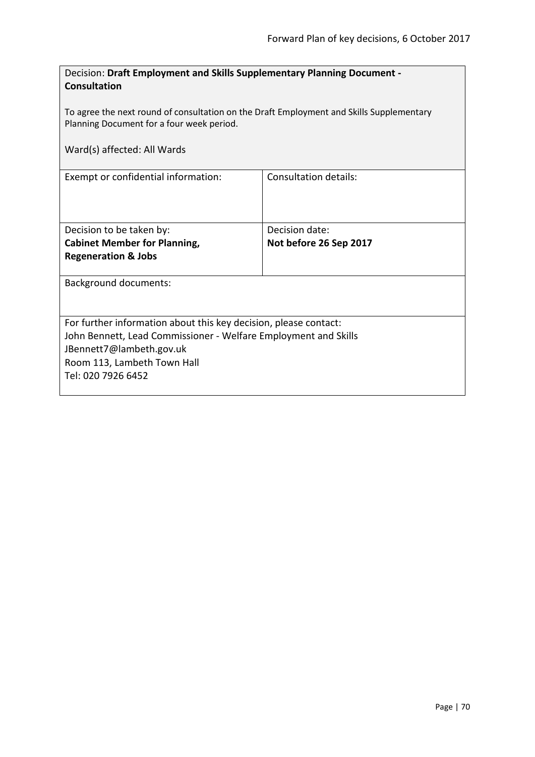Decision: **Draft Employment and Skills Supplementary Planning Document - Consultation**

To agree the next round of consultation on the Draft Employment and Skills Supplementary Planning Document for a four week period.

Ward(s) affected: All Wards

| Exempt or confidential information: | Consultation details: |
|---|---|
| Decision to be taken by:<br>**Cabinet Member for Planning, Regeneration & Jobs** | Decision date:<br>**Not before 26 Sep 2017** |

Background documents:

For further information about this key decision, please contact:
John Bennett, Lead Commissioner - Welfare Employment and Skills
JBennett7@lambeth.gov.uk
Room 113, Lambeth Town Hall
Tel: 020 7926 6452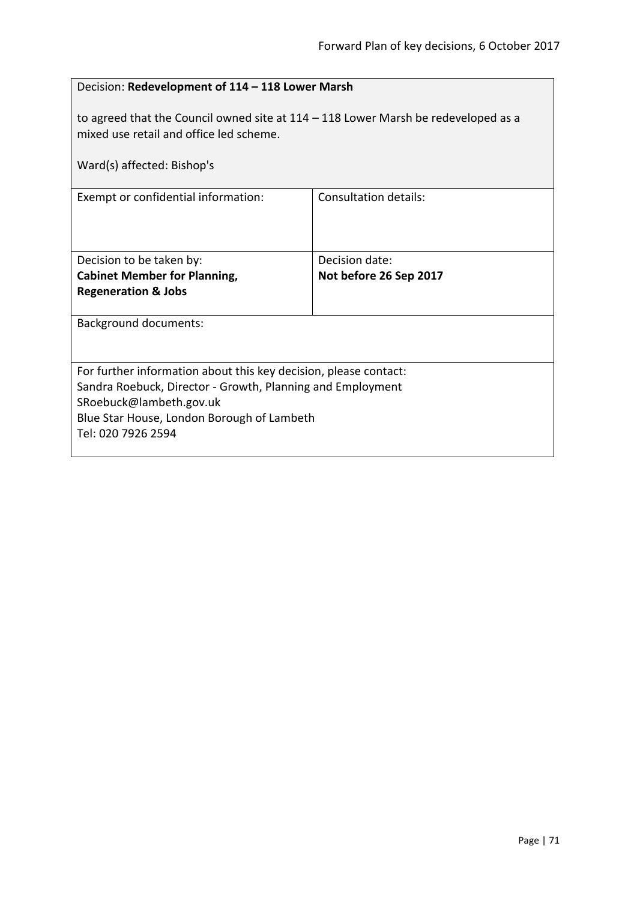| Decision: **Redevelopment of 114 – 118 Lower Marsh**<br><br>to agreed that the Council owned site at 114 – 118 Lower Marsh be redeveloped as a mixed use retail and office led scheme.<br><br>Ward(s) affected: Bishop's | |
|---|---|
| Exempt or confidential information: | Consultation details: |
| Decision to be taken by:<br>**Cabinet Member for Planning, Regeneration & Jobs** | Decision date:<br>**Not before 26 Sep 2017** |
| Background documents: | |
| For further information about this key decision, please contact:<br>Sandra Roebuck, Director - Growth, Planning and Employment<br>SRoebuck@lambeth.gov.uk<br>Blue Star House, London Borough of Lambeth<br>Tel: 020 7926 2594 | |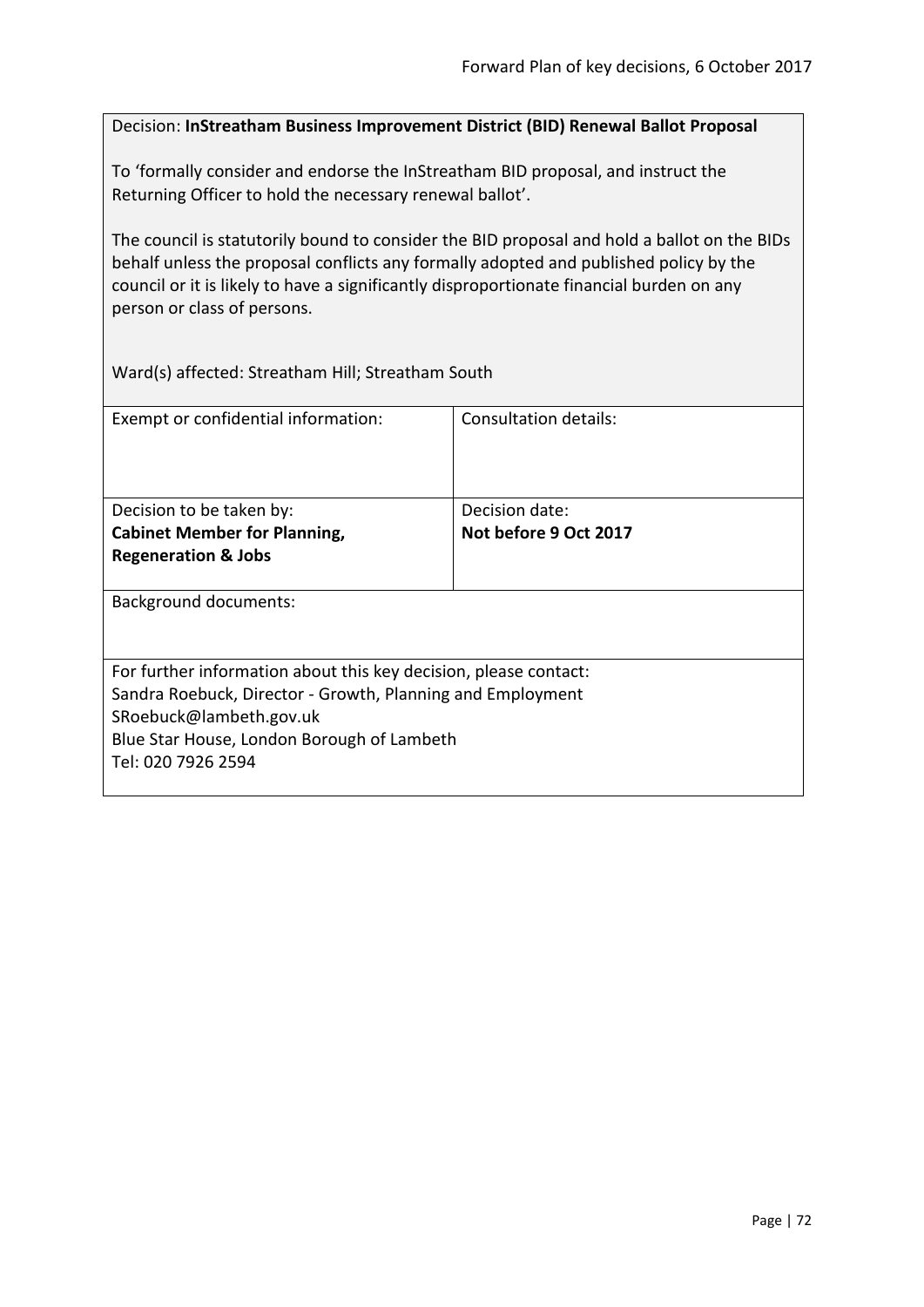Decision: **InStreatham Business Improvement District (BID) Renewal Ballot Proposal**

To 'formally consider and endorse the InStreatham BID proposal, and instruct the Returning Officer to hold the necessary renewal ballot'.

The council is statutorily bound to consider the BID proposal and hold a ballot on the BIDs behalf unless the proposal conflicts any formally adopted and published policy by the council or it is likely to have a significantly disproportionate financial burden on any person or class of persons.

Ward(s) affected: Streatham Hill; Streatham South

| Exempt or confidential information: | Consultation details: |
|---|---|
| Decision to be taken by:<br>**Cabinet Member for Planning, Regeneration & Jobs** | Decision date:<br>**Not before 9 Oct 2017** |

Background documents:

For further information about this key decision, please contact:
Sandra Roebuck, Director - Growth, Planning and Employment
SRoebuck@lambeth.gov.uk
Blue Star House, London Borough of Lambeth
Tel: 020 7926 2594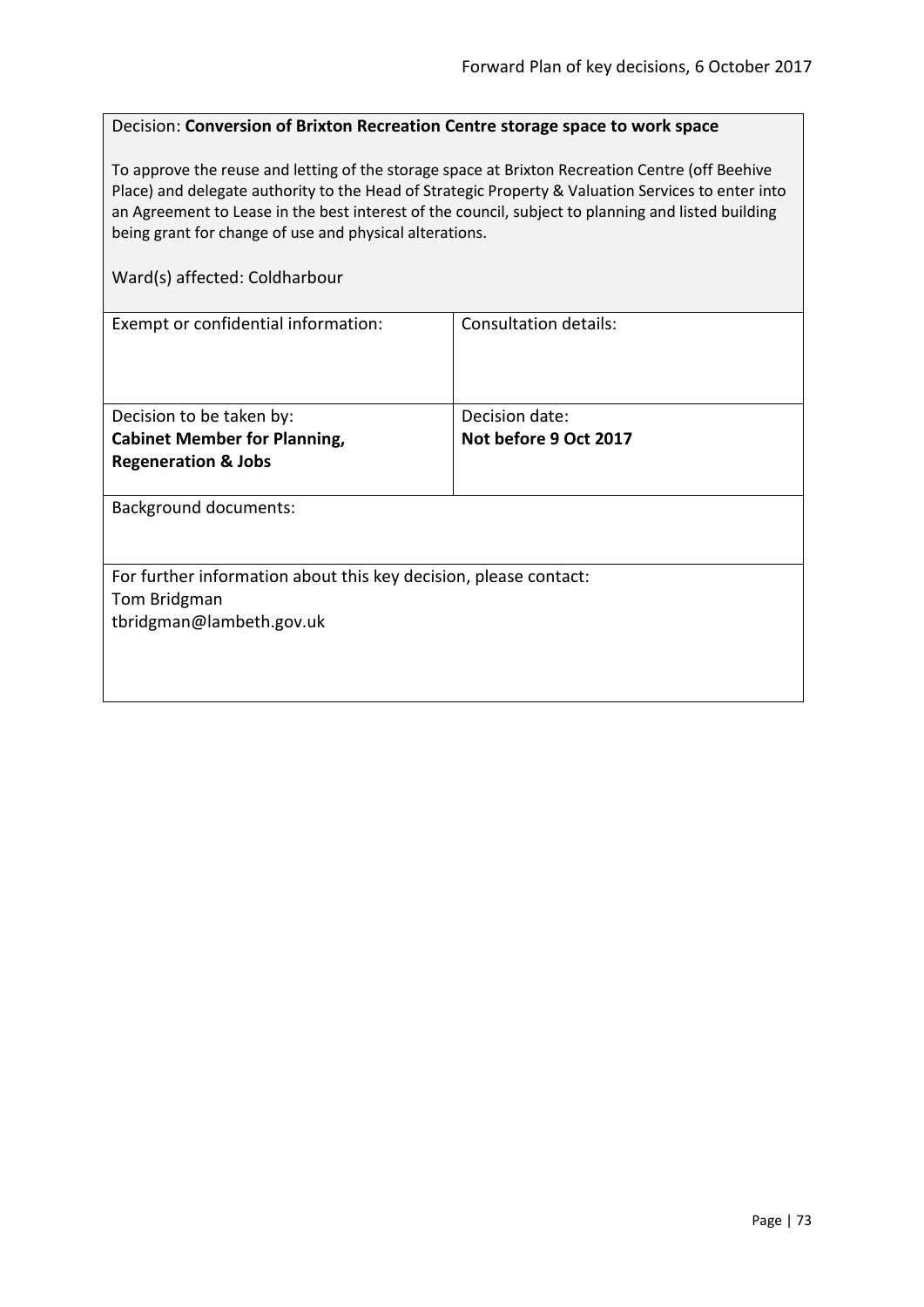Decision: **Conversion of Brixton Recreation Centre storage space to work space**

To approve the reuse and letting of the storage space at Brixton Recreation Centre (off Beehive Place) and delegate authority to the Head of Strategic Property & Valuation Services to enter into an Agreement to Lease in the best interest of the council, subject to planning and listed building being grant for change of use and physical alterations.

Ward(s) affected: Coldharbour

| Exempt or confidential information: | Consultation details: |
|---|---|
| Decision to be taken by:<br>**Cabinet Member for Planning, Regeneration & Jobs** | Decision date:<br>**Not before 9 Oct 2017** |

Background documents:

For further information about this key decision, please contact:
Tom Bridgman
tbridgman@lambeth.gov.uk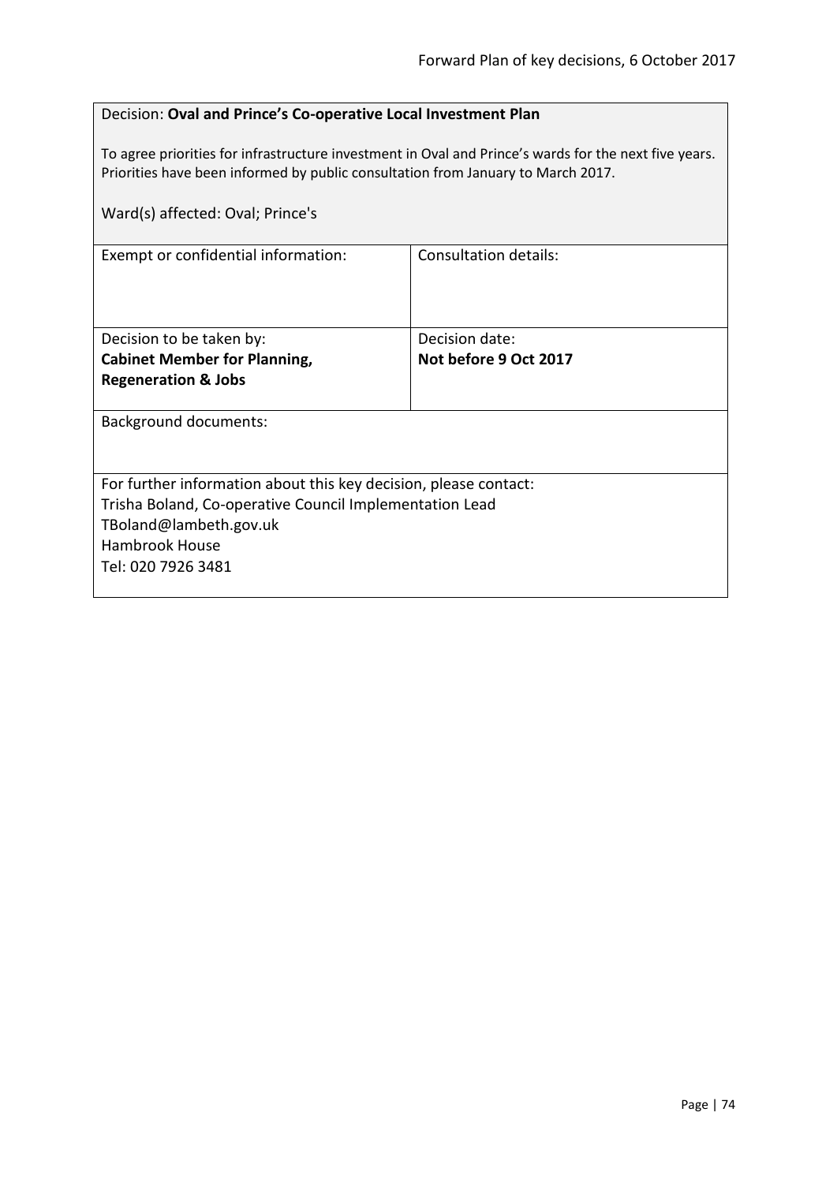Decision: **Oval and Prince's Co-operative Local Investment Plan**

To agree priorities for infrastructure investment in Oval and Prince's wards for the next five years. Priorities have been informed by public consultation from January to March 2017.

Ward(s) affected: Oval; Prince's

| Exempt or confidential information: | Consultation details: |
| --- | --- |
| Decision to be taken by:<br>**Cabinet Member for Planning, Regeneration & Jobs** | Decision date:<br>**Not before 9 Oct 2017** |

Background documents:

For further information about this key decision, please contact:
Trisha Boland, Co-operative Council Implementation Lead
TBoland@lambeth.gov.uk
Hambrook House
Tel: 020 7926 3481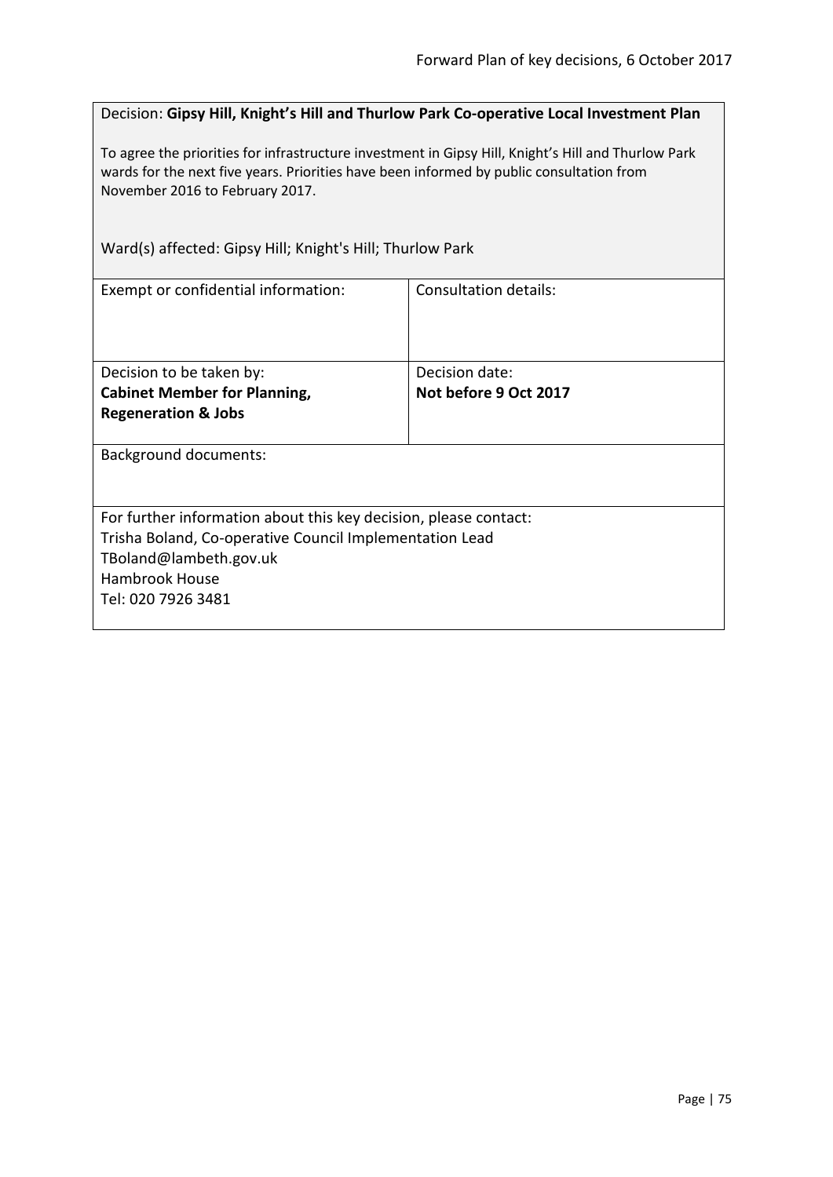Decision: **Gipsy Hill, Knight's Hill and Thurlow Park Co-operative Local Investment Plan**

To agree the priorities for infrastructure investment in Gipsy Hill, Knight's Hill and Thurlow Park wards for the next five years. Priorities have been informed by public consultation from November 2016 to February 2017.

Ward(s) affected: Gipsy Hill; Knight's Hill; Thurlow Park

| Exempt or confidential information: | Consultation details: |
| --- | --- |
| Decision to be taken by:<br>**Cabinet Member for Planning, Regeneration & Jobs** | Decision date:<br>**Not before 9 Oct 2017** |

Background documents:

For further information about this key decision, please contact:
Trisha Boland, Co-operative Council Implementation Lead
TBoland@lambeth.gov.uk
Hambrook House
Tel: 020 7926 3481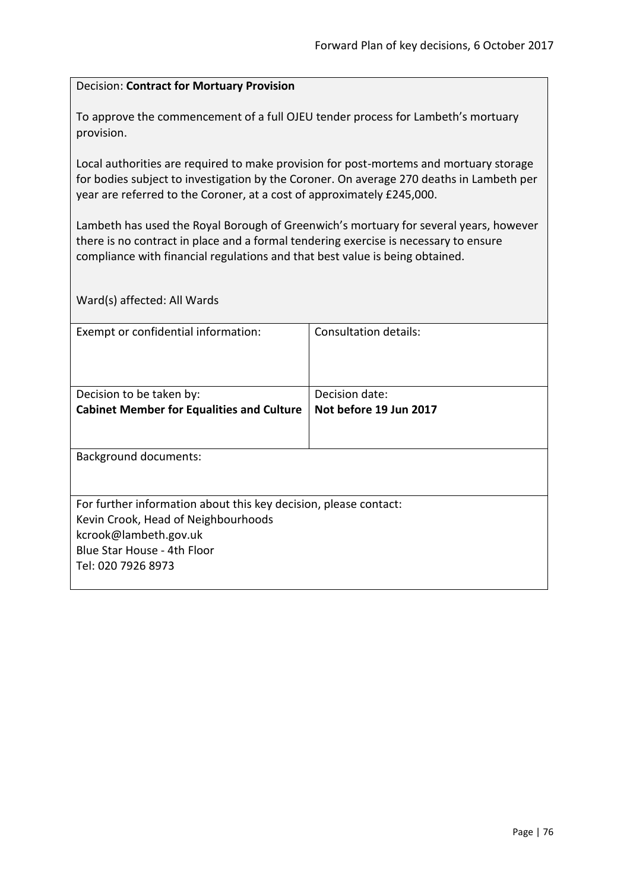Decision: **Contract for Mortuary Provision**

To approve the commencement of a full OJEU tender process for Lambeth's mortuary provision.

Local authorities are required to make provision for post-mortems and mortuary storage for bodies subject to investigation by the Coroner. On average 270 deaths in Lambeth per year are referred to the Coroner, at a cost of approximately £245,000.

Lambeth has used the Royal Borough of Greenwich's mortuary for several years, however there is no contract in place and a formal tendering exercise is necessary to ensure compliance with financial regulations and that best value is being obtained.

Ward(s) affected: All Wards

| Exempt or confidential information: | Consultation details: |
|---|---|
| Decision to be taken by:<br>**Cabinet Member for Equalities and Culture** | Decision date:<br>**Not before 19 Jun 2017** |

Background documents:

For further information about this key decision, please contact:
Kevin Crook, Head of Neighbourhoods
kcrook@lambeth.gov.uk
Blue Star House - 4th Floor
Tel: 020 7926 8973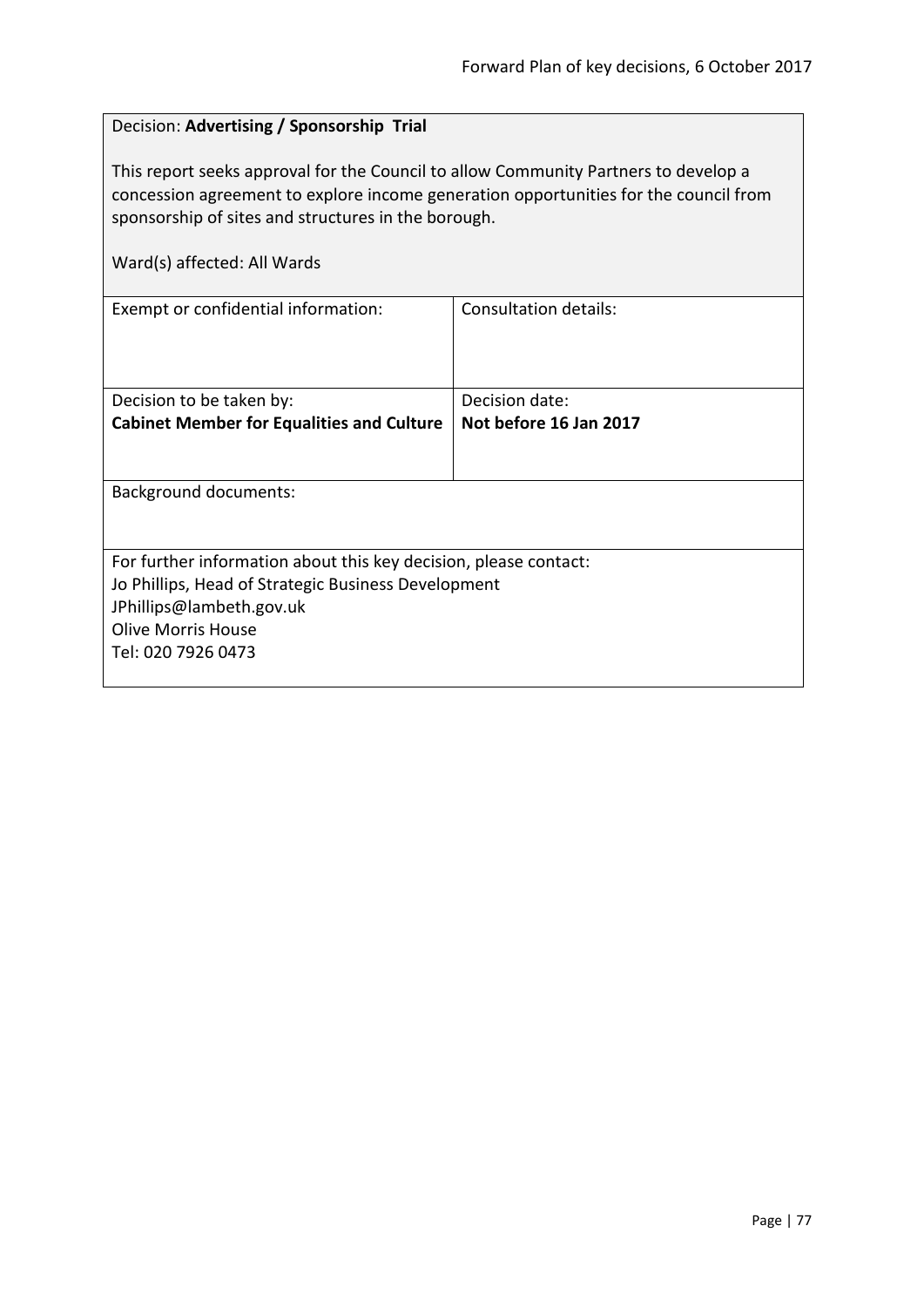Decision: **Advertising / Sponsorship Trial**

This report seeks approval for the Council to allow Community Partners to develop a concession agreement to explore income generation opportunities for the council from sponsorship of sites and structures in the borough.

Ward(s) affected: All Wards

| Exempt or confidential information: | Consultation details: |
|---|---|
| Decision to be taken by:<br>**Cabinet Member for Equalities and Culture** | Decision date:<br>**Not before 16 Jan 2017** |

Background documents:

For further information about this key decision, please contact:
Jo Phillips, Head of Strategic Business Development
JPhillips@lambeth.gov.uk
Olive Morris House
Tel: 020 7926 0473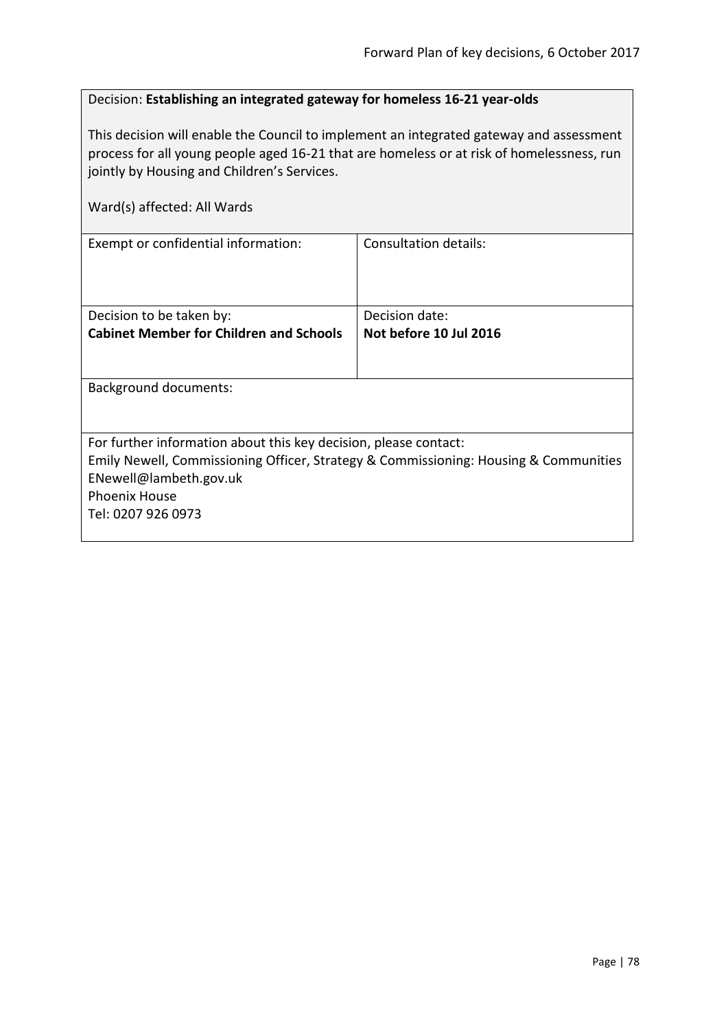Decision: **Establishing an integrated gateway for homeless 16-21 year-olds**

This decision will enable the Council to implement an integrated gateway and assessment process for all young people aged 16-21 that are homeless or at risk of homelessness, run jointly by Housing and Children's Services.

Ward(s) affected: All Wards

| Exempt or confidential information: | Consultation details: |
|---|---|
| Decision to be taken by:<br>**Cabinet Member for Children and Schools** | Decision date:<br>**Not before 10 Jul 2016** |

Background documents:

For further information about this key decision, please contact:
Emily Newell, Commissioning Officer, Strategy & Commissioning: Housing & Communities
ENewell@lambeth.gov.uk
Phoenix House
Tel: 0207 926 0973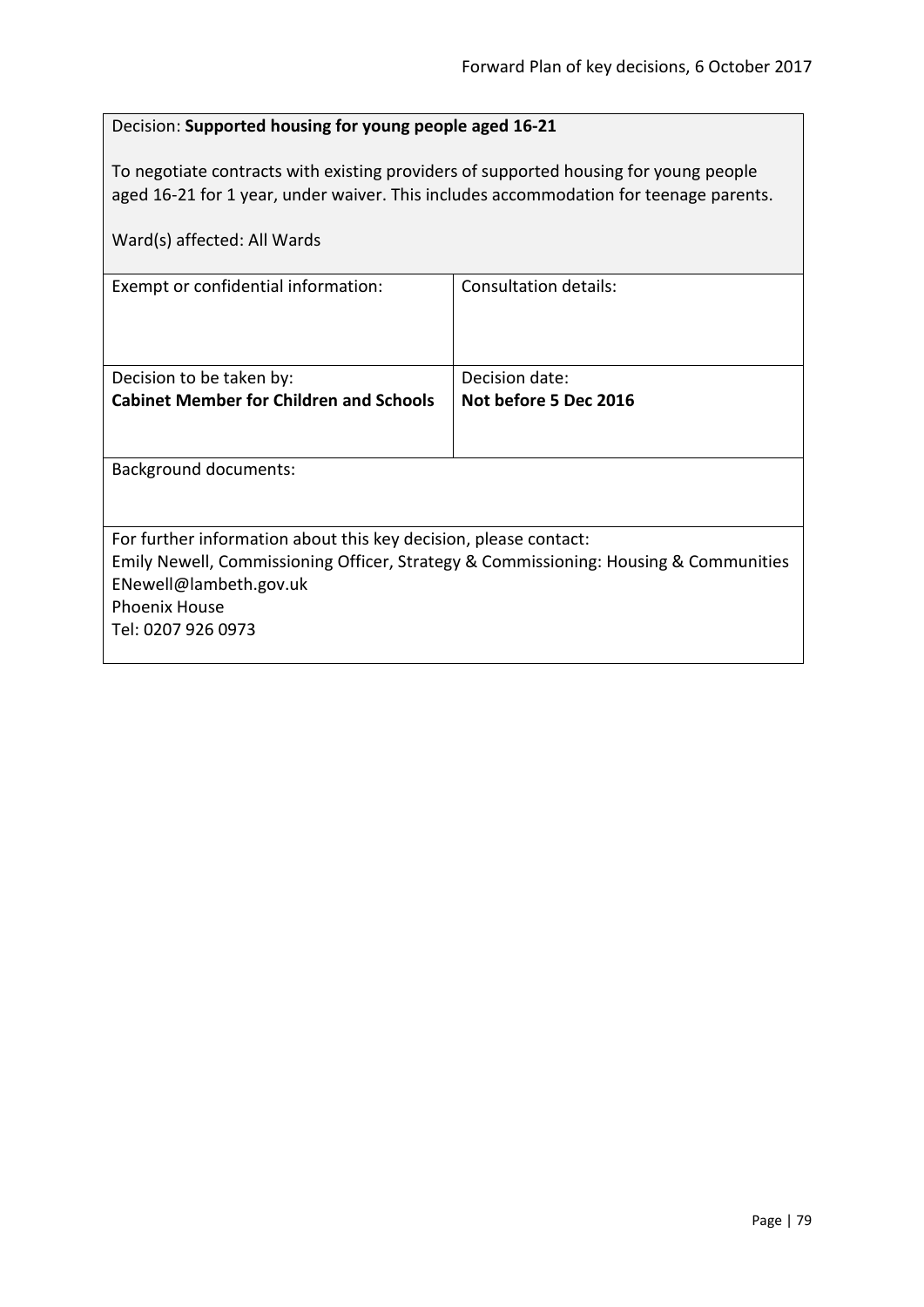Decision: **Supported housing for young people aged 16-21**

To negotiate contracts with existing providers of supported housing for young people aged 16-21 for 1 year, under waiver. This includes accommodation for teenage parents.

Ward(s) affected: All Wards

| Exempt or confidential information: | Consultation details: |
|---|---|
| Decision to be taken by:<br>**Cabinet Member for Children and Schools** | Decision date:<br>**Not before 5 Dec 2016** |

Background documents:

For further information about this key decision, please contact:
Emily Newell, Commissioning Officer, Strategy & Commissioning: Housing & Communities
ENewell@lambeth.gov.uk
Phoenix House
Tel: 0207 926 0973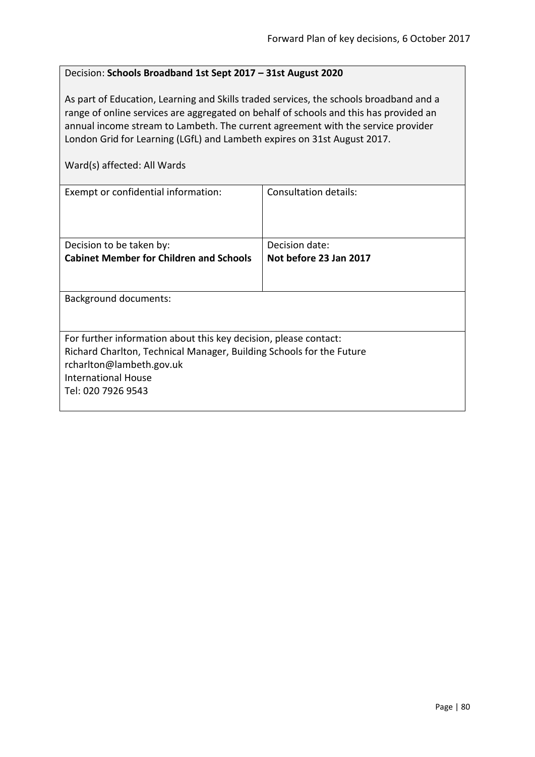Decision: **Schools Broadband 1st Sept 2017 – 31st August 2020**

As part of Education, Learning and Skills traded services, the schools broadband and a range of online services are aggregated on behalf of schools and this has provided an annual income stream to Lambeth. The current agreement with the service provider London Grid for Learning (LGfL) and Lambeth expires on 31st August 2017.

Ward(s) affected: All Wards

| Exempt or confidential information: | Consultation details: |
|---|---|
| Decision to be taken by:<br>**Cabinet Member for Children and Schools** | Decision date:<br>**Not before 23 Jan 2017** |

Background documents:

For further information about this key decision, please contact:
Richard Charlton, Technical Manager, Building Schools for the Future
rcharlton@lambeth.gov.uk
International House
Tel: 020 7926 9543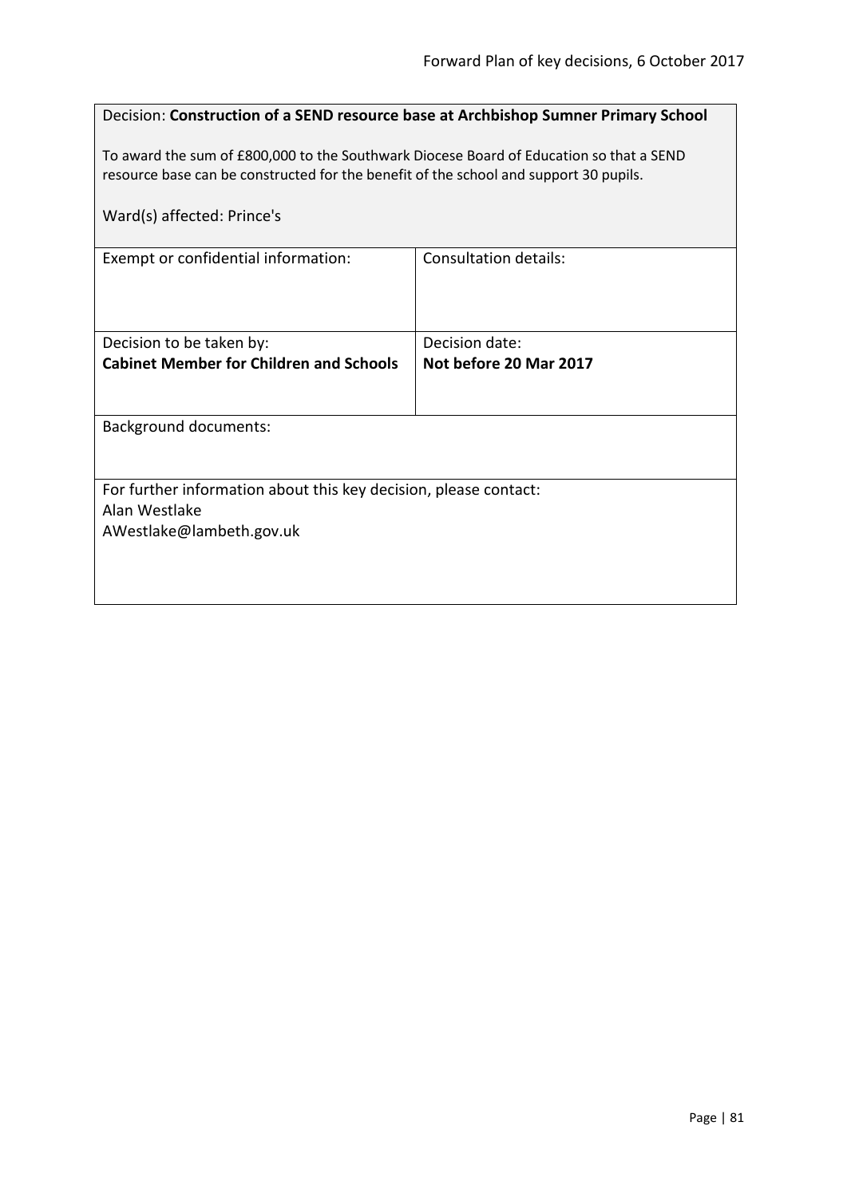Decision: **Construction of a SEND resource base at Archbishop Sumner Primary School**

To award the sum of £800,000 to the Southwark Diocese Board of Education so that a SEND resource base can be constructed for the benefit of the school and support 30 pupils.

Ward(s) affected: Prince's

| Exempt or confidential information: | Consultation details: |
|---|---|
| Decision to be taken by:<br>**Cabinet Member for Children and Schools** | Decision date:<br>**Not before 20 Mar 2017** |

Background documents:

For further information about this key decision, please contact:
Alan Westlake
AWestlake@lambeth.gov.uk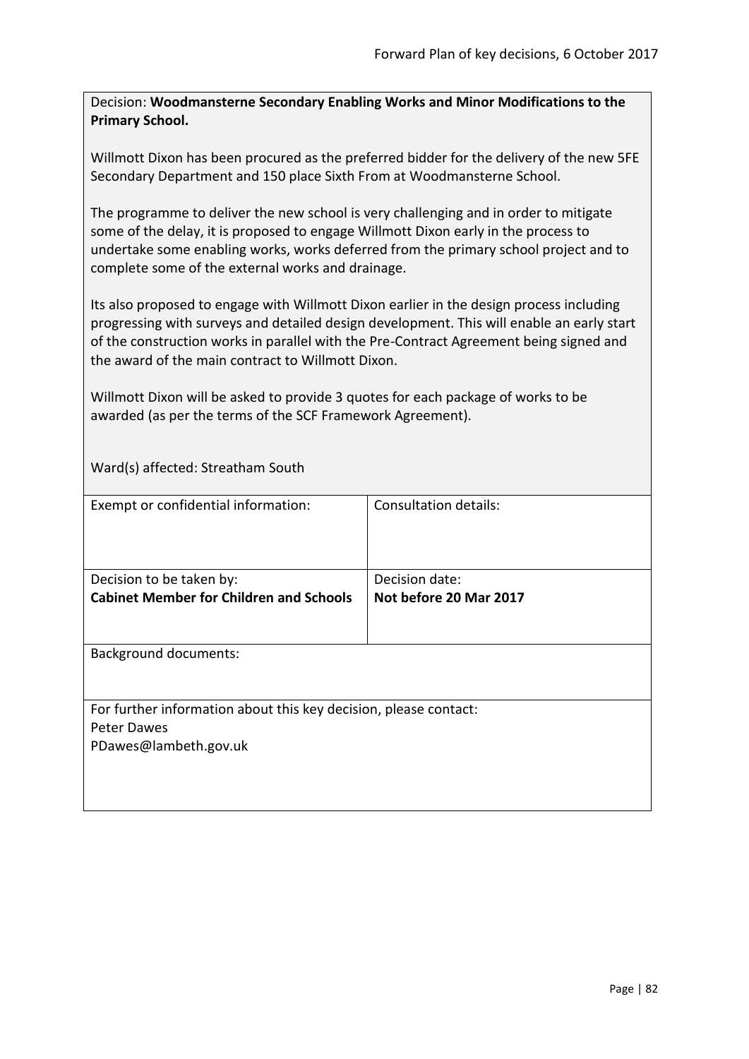Decision: **Woodmansterne Secondary Enabling Works and Minor Modifications to the Primary School.**

Willmott Dixon has been procured as the preferred bidder for the delivery of the new 5FE Secondary Department and 150 place Sixth From at Woodmansterne School.

The programme to deliver the new school is very challenging and in order to mitigate some of the delay, it is proposed to engage Willmott Dixon early in the process to undertake some enabling works, works deferred from the primary school project and to complete some of the external works and drainage.

Its also proposed to engage with Willmott Dixon earlier in the design process including progressing with surveys and detailed design development. This will enable an early start of the construction works in parallel with the Pre-Contract Agreement being signed and the award of the main contract to Willmott Dixon.

Willmott Dixon will be asked to provide 3 quotes for each package of works to be awarded (as per the terms of the SCF Framework Agreement).

Ward(s) affected: Streatham South

| Exempt or confidential information: | Consultation details: |
|---|---|
| Decision to be taken by:<br>**Cabinet Member for Children and Schools** | Decision date:<br>**Not before 20 Mar 2017** |

Background documents:

For further information about this key decision, please contact:
Peter Dawes
PDawes@lambeth.gov.uk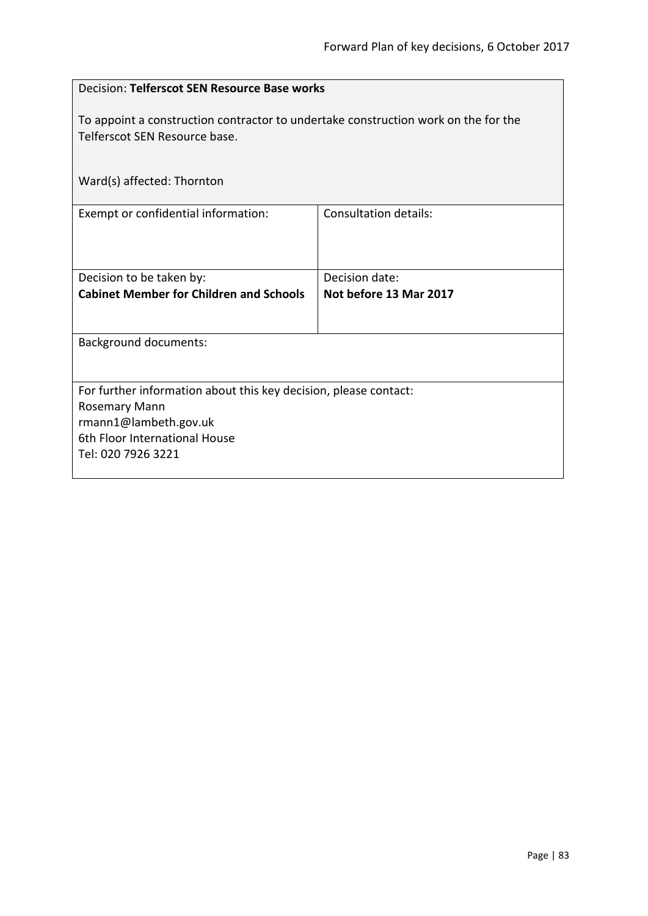Decision: **Telferscot SEN Resource Base works**

To appoint a construction contractor to undertake construction work on the for the Telferscot SEN Resource base.

Ward(s) affected: Thornton

| Exempt or confidential information: | Consultation details: |
| --- | --- |
| Decision to be taken by:<br>**Cabinet Member for Children and Schools** | Decision date:<br>**Not before 13 Mar 2017** |

Background documents:

For further information about this key decision, please contact:
Rosemary Mann
rmann1@lambeth.gov.uk
6th Floor International House
Tel: 020 7926 3221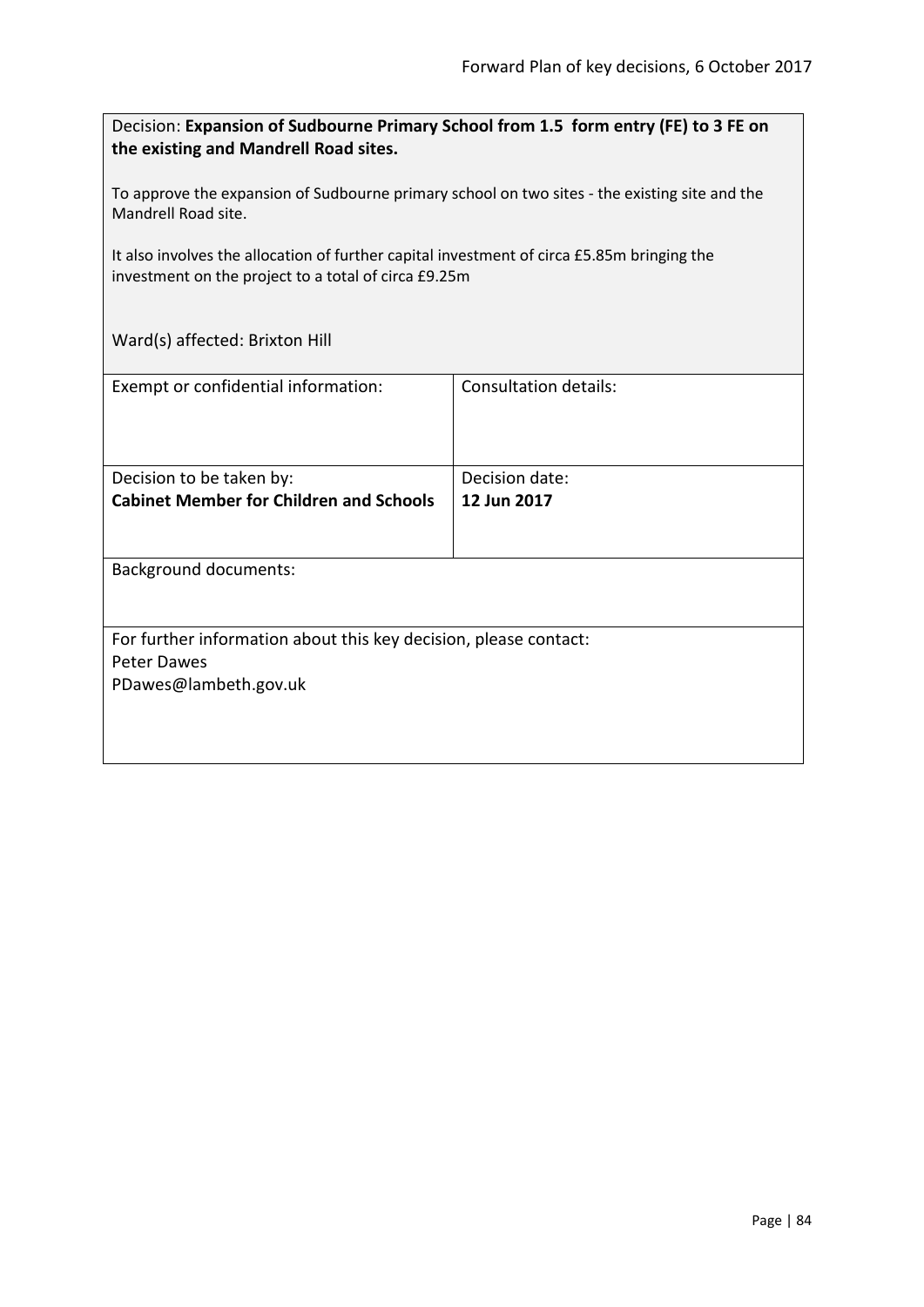Decision: **Expansion of Sudbourne Primary School from 1.5 form entry (FE) to 3 FE on the existing and Mandrell Road sites.**

To approve the expansion of Sudbourne primary school on two sites - the existing site and the Mandrell Road site.

It also involves the allocation of further capital investment of circa £5.85m bringing the investment on the project to a total of circa £9.25m

Ward(s) affected: Brixton Hill

| | |
|---|---|
| Exempt or confidential information: | Consultation details: |
| Decision to be taken by:<br>**Cabinet Member for Children and Schools** | Decision date:<br>**12 Jun 2017** |

Background documents:

For further information about this key decision, please contact:
Peter Dawes
PDawes@lambeth.gov.uk